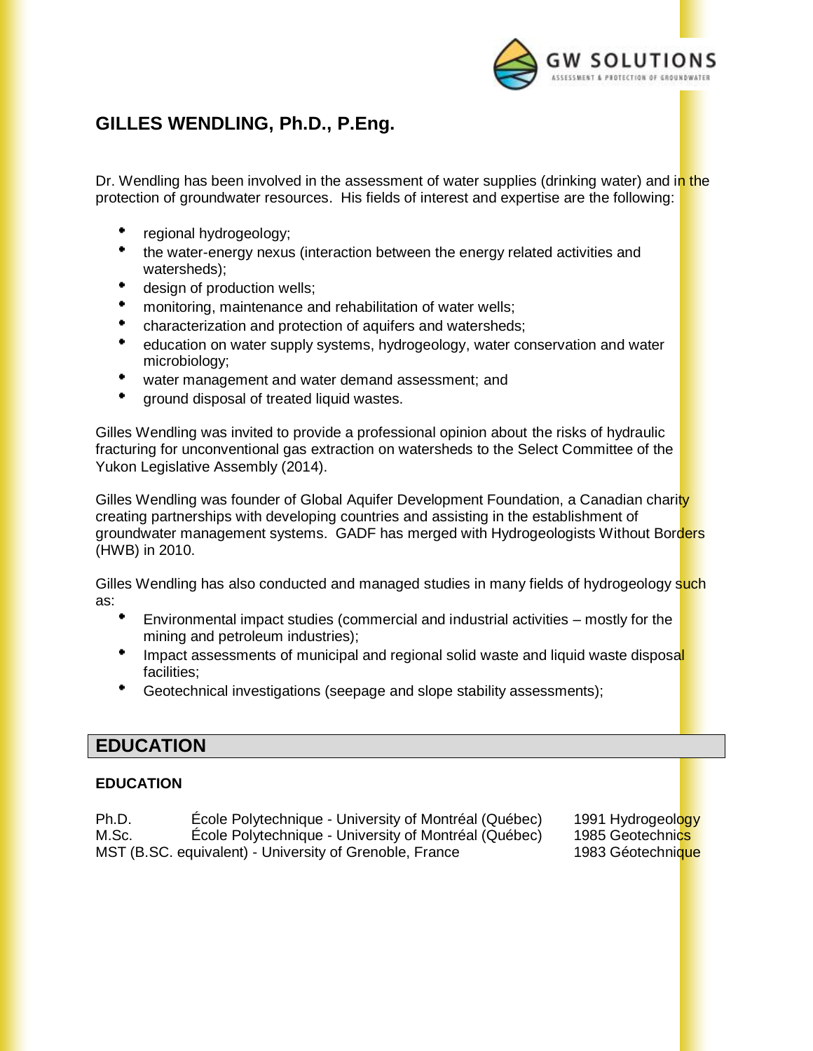# GILLES WENDLING, Ph.D., P.Eng.

Dr. Wendling has been involved in the assessment of water supplies (drinking water) and in the protection of groundwater resources. His fields of interest and expertise are the following:

- regional hydrogeology;
- the water-energy nexus (interaction between the energy related activities and watersheds);
- design of production wells;
- monitoring, maintenance and rehabilitation of water wells;
- characterization and protection of aquifers and watersheds;
- education on water supply systems, hydrogeology, water conservation and water microbiology;
- water management and water demand assessment; and
- ground disposal of treated liquid wastes.

Gilles Wendling was invited to provide a professional opinion about the risks of hydraulic fracturing for unconventional gas extraction on watersheds to the Select Committee of the Yukon Legislative Assembly (2014).

Gilles Wendling was founder of Global Aquifer Development Foundation, a Canadian charity creating partnerships with developing countries and assisting in the establishment of groundwater management systems. GADF has merged with Hydrogeologists Without Borders (HWB) in 2010.

Gilles Wendling has also conducted and managed studies in many fields of hydrogeology such as:

- Environmental impact studies (commercial and industrial activities – mostly for the mining and petroleum industries);
- Impact assessments of municipal and regional solid waste and liquid waste disposal facilities;
- Geotechnical investigations (seepage and slope stability assessments);

## EDUCATION

**EDUCATION**

| | | |
|---|---|---|
| Ph.D. | École Polytechnique - University of Montréal (Québec) | 1991 Hydrogeology |
| M.Sc. | École Polytechnique - University of Montréal (Québec) | 1985 Geotechnics |
| MST (B.SC. equivalent) - University of Grenoble, France | | 1983 Géotechnique |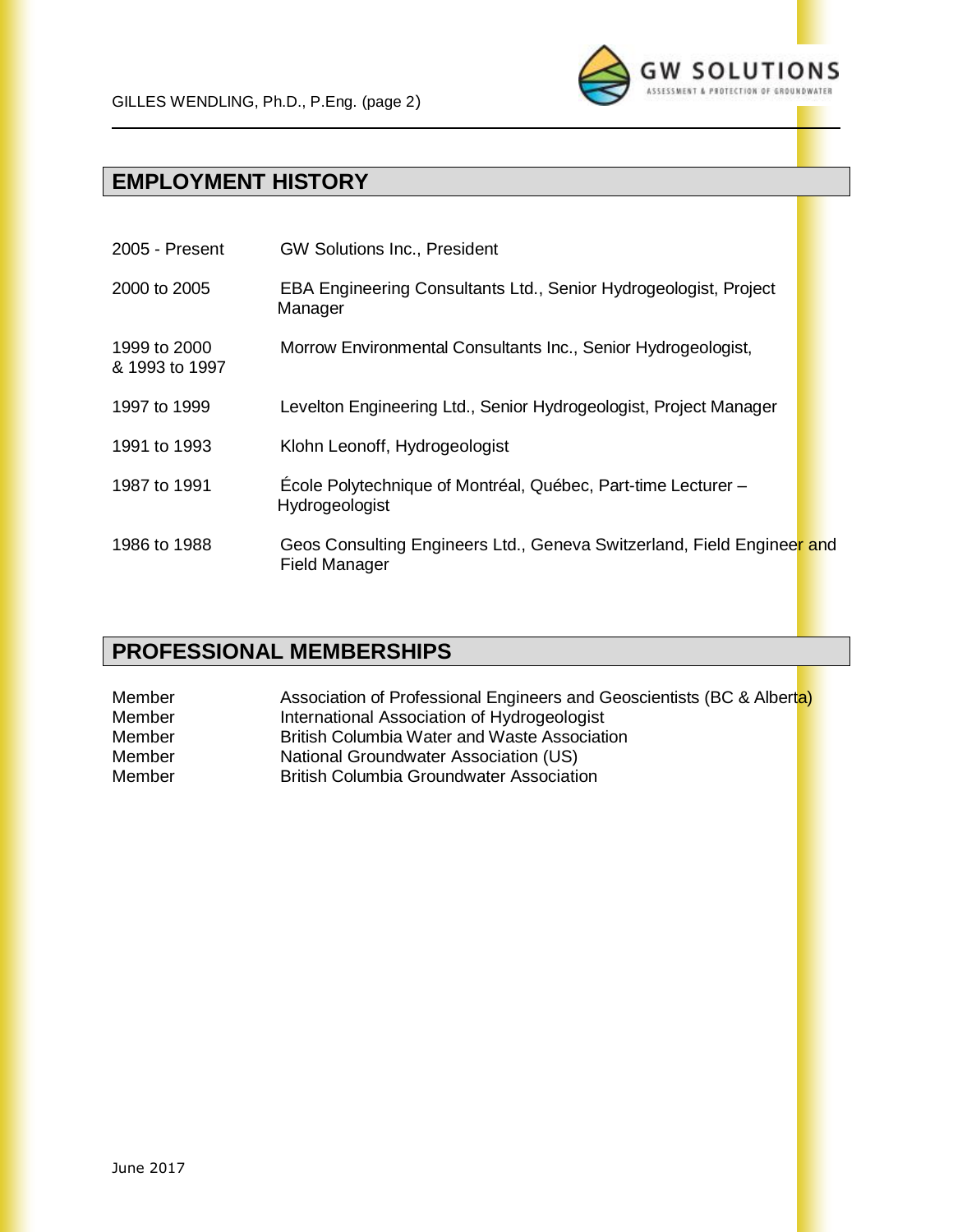## EMPLOYMENT HISTORY

| | |
|---|---|
| 2005 - Present | GW Solutions Inc., President |
| 2000 to 2005 | EBA Engineering Consultants Ltd., Senior Hydrogeologist, Project Manager |
| 1999 to 2000 & 1993 to 1997 | Morrow Environmental Consultants Inc., Senior Hydrogeologist, |
| 1997 to 1999 | Levelton Engineering Ltd., Senior Hydrogeologist, Project Manager |
| 1991 to 1993 | Klohn Leonoff, Hydrogeologist |
| 1987 to 1991 | École Polytechnique of Montréal, Québec, Part-time Lecturer – Hydrogeologist |
| 1986 to 1988 | Geos Consulting Engineers Ltd., Geneva Switzerland, Field Engineer and Field Manager |

## PROFESSIONAL MEMBERSHIPS

| | |
|---|---|
| Member | Association of Professional Engineers and Geoscientists (BC & Alberta) |
| Member | International Association of Hydrogeologist |
| Member | British Columbia Water and Waste Association |
| Member | National Groundwater Association (US) |
| Member | British Columbia Groundwater Association |

June 2017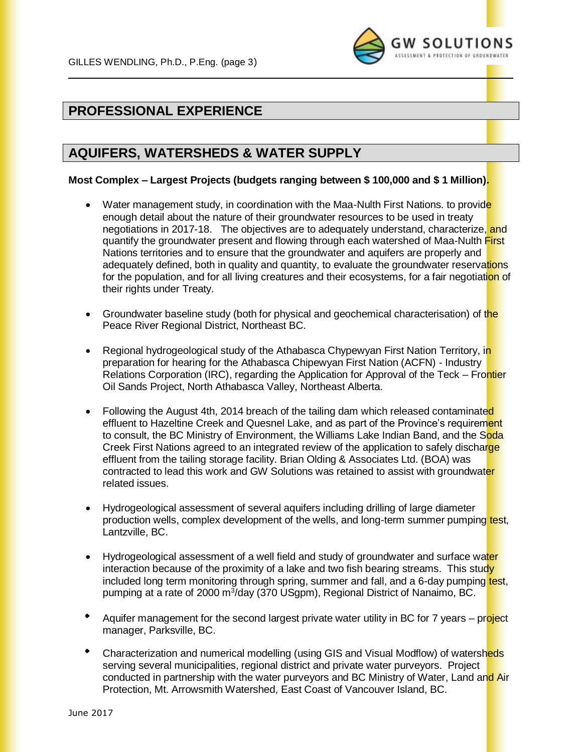## PROFESSIONAL EXPERIENCE

## AQUIFERS, WATERSHEDS & WATER SUPPLY

**Most Complex – Largest Projects (budgets ranging between $ 100,000 and $ 1 Million).**

- Water management study, in coordination with the Maa-Nulth First Nations. to provide enough detail about the nature of their groundwater resources to be used in treaty negotiations in 2017-18. The objectives are to adequately understand, characterize, and quantify the groundwater present and flowing through each watershed of Maa-Nulth First Nations territories and to ensure that the groundwater and aquifers are properly and adequately defined, both in quality and quantity, to evaluate the groundwater reservations for the population, and for all living creatures and their ecosystems, for a fair negotiation of their rights under Treaty.

- Groundwater baseline study (both for physical and geochemical characterisation) of the Peace River Regional District, Northeast BC.

- Regional hydrogeological study of the Athabasca Chypewyan First Nation Territory, in preparation for hearing for the Athabasca Chipewyan First Nation (ACFN) - Industry Relations Corporation (IRC), regarding the Application for Approval of the Teck – Frontier Oil Sands Project, North Athabasca Valley, Northeast Alberta.

- Following the August 4th, 2014 breach of the tailing dam which released contaminated effluent to Hazeltine Creek and Quesnel Lake, and as part of the Province's requirement to consult, the BC Ministry of Environment, the Williams Lake Indian Band, and the Soda Creek First Nations agreed to an integrated review of the application to safely discharge effluent from the tailing storage facility. Brian Olding & Associates Ltd. (BOA) was contracted to lead this work and GW Solutions was retained to assist with groundwater related issues.

- Hydrogeological assessment of several aquifers including drilling of large diameter production wells, complex development of the wells, and long-term summer pumping test, Lantzville, BC.

- Hydrogeological assessment of a well field and study of groundwater and surface water interaction because of the proximity of a lake and two fish bearing streams. This study included long term monitoring through spring, summer and fall, and a 6-day pumping test, pumping at a rate of 2000 $m^3$/day (370 USgpm), Regional District of Nanaimo, BC.

- Aquifer management for the second largest private water utility in BC for 7 years – project manager, Parksville, BC.

- Characterization and numerical modelling (using GIS and Visual Modflow) of watersheds serving several municipalities, regional district and private water purveyors. Project conducted in partnership with the water purveyors and BC Ministry of Water, Land and Air Protection, Mt. Arrowsmith Watershed, East Coast of Vancouver Island, BC.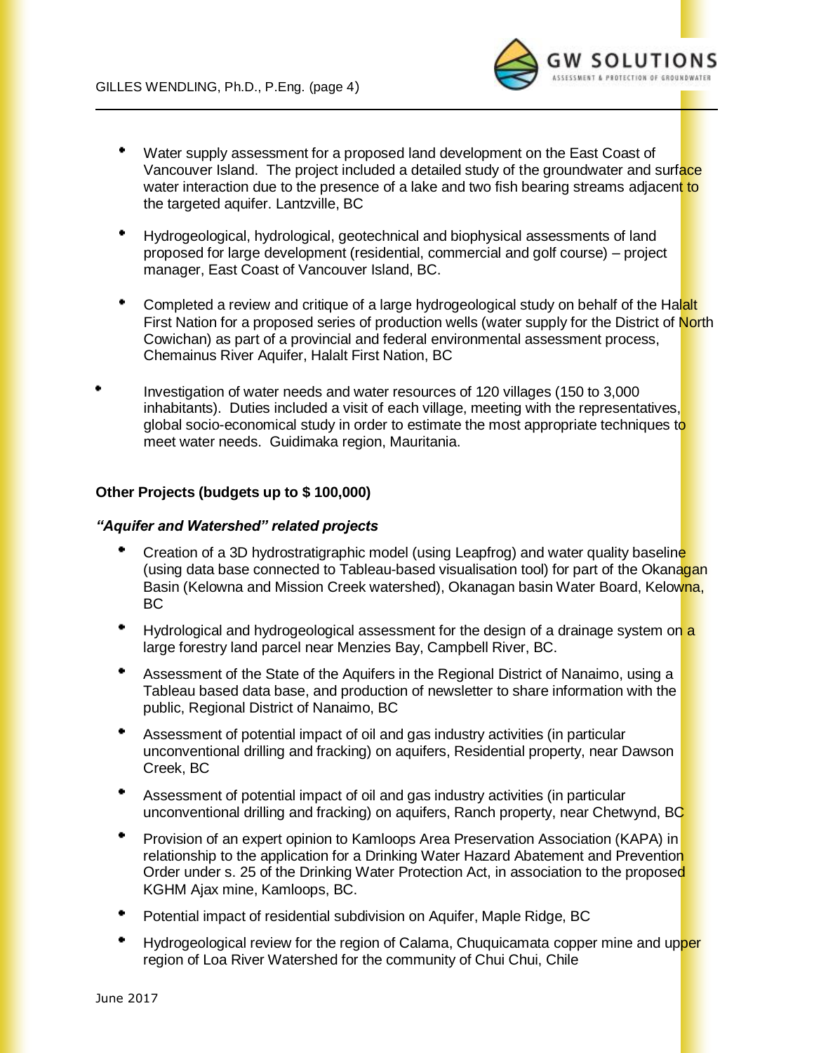- Water supply assessment for a proposed land development on the East Coast of Vancouver Island. The project included a detailed study of the groundwater and surface water interaction due to the presence of a lake and two fish bearing streams adjacent to the targeted aquifer. Lantzville, BC
- Hydrogeological, hydrological, geotechnical and biophysical assessments of land proposed for large development (residential, commercial and golf course) – project manager, East Coast of Vancouver Island, BC.
- Completed a review and critique of a large hydrogeological study on behalf of the Halalt First Nation for a proposed series of production wells (water supply for the District of North Cowichan) as part of a provincial and federal environmental assessment process, Chemainus River Aquifer, Halalt First Nation, BC
- Investigation of water needs and water resources of 120 villages (150 to 3,000 inhabitants). Duties included a visit of each village, meeting with the representatives, global socio-economical study in order to estimate the most appropriate techniques to meet water needs. Guidimaka region, Mauritania.

**Other Projects (budgets up to $ 100,000)**

***"Aquifer and Watershed" related projects***

- Creation of a 3D hydrostratigraphic model (using Leapfrog) and water quality baseline (using data base connected to Tableau-based visualisation tool) for part of the Okanagan Basin (Kelowna and Mission Creek watershed), Okanagan basin Water Board, Kelowna, BC
- Hydrological and hydrogeological assessment for the design of a drainage system on a large forestry land parcel near Menzies Bay, Campbell River, BC.
- Assessment of the State of the Aquifers in the Regional District of Nanaimo, using a Tableau based data base, and production of newsletter to share information with the public, Regional District of Nanaimo, BC
- Assessment of potential impact of oil and gas industry activities (in particular unconventional drilling and fracking) on aquifers, Residential property, near Dawson Creek, BC
- Assessment of potential impact of oil and gas industry activities (in particular unconventional drilling and fracking) on aquifers, Ranch property, near Chetwynd, BC
- Provision of an expert opinion to Kamloops Area Preservation Association (KAPA) in relationship to the application for a Drinking Water Hazard Abatement and Prevention Order under s. 25 of the Drinking Water Protection Act, in association to the proposed KGHM Ajax mine, Kamloops, BC.
- Potential impact of residential subdivision on Aquifer, Maple Ridge, BC
- Hydrogeological review for the region of Calama, Chuquicamata copper mine and upper region of Loa River Watershed for the community of Chui Chui, Chile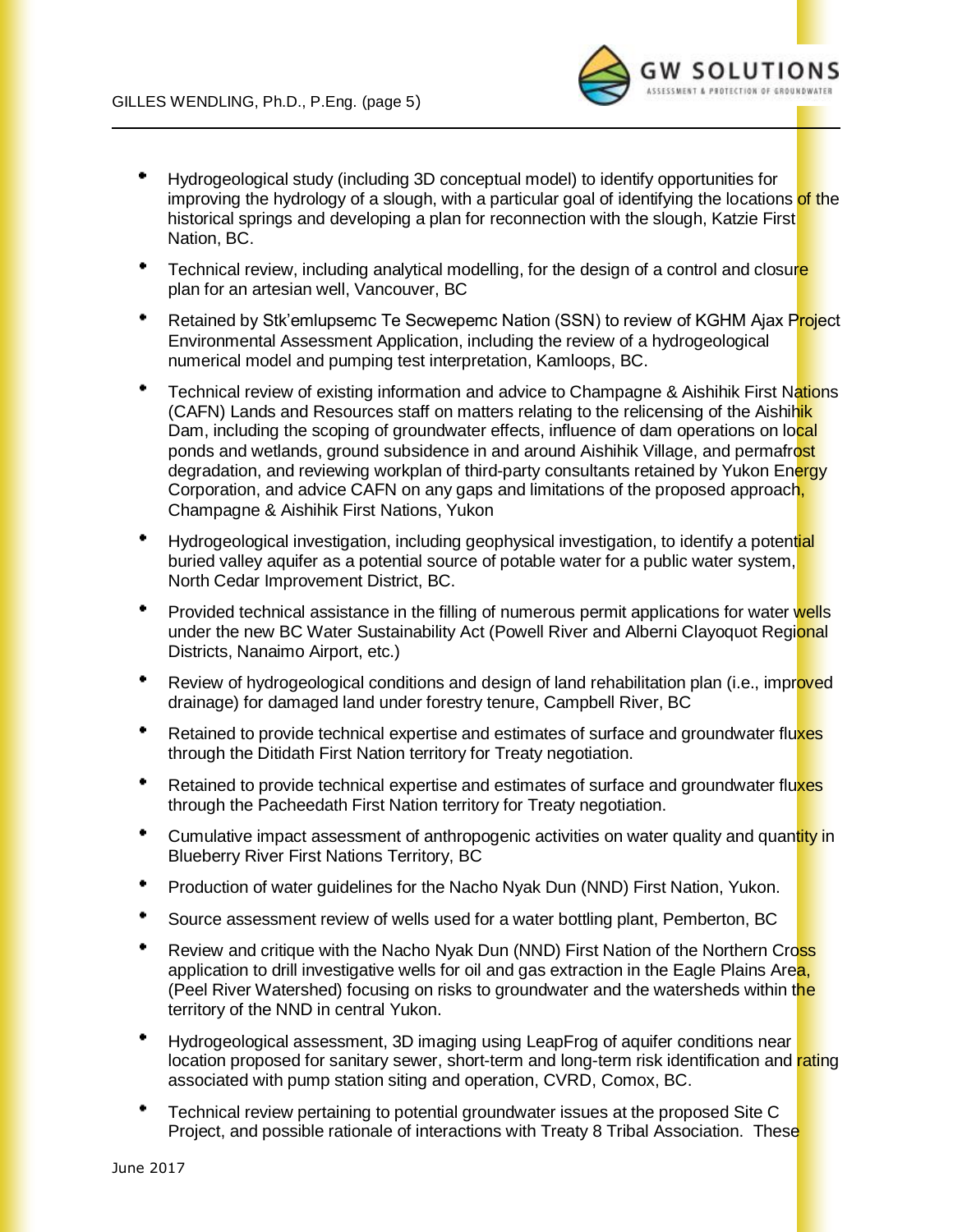- Hydrogeological study (including 3D conceptual model) to identify opportunities for improving the hydrology of a slough, with a particular goal of identifying the locations of the historical springs and developing a plan for reconnection with the slough, Katzie First Nation, BC.
- Technical review, including analytical modelling, for the design of a control and closure plan for an artesian well, Vancouver, BC
- Retained by Stk'emlupsemc Te Secwepemc Nation (SSN) to review of KGHM Ajax Project Environmental Assessment Application, including the review of a hydrogeological numerical model and pumping test interpretation, Kamloops, BC.
- Technical review of existing information and advice to Champagne & Aishihik First Nations (CAFN) Lands and Resources staff on matters relating to the relicensing of the Aishihik Dam, including the scoping of groundwater effects, influence of dam operations on local ponds and wetlands, ground subsidence in and around Aishihik Village, and permafrost degradation, and reviewing workplan of third-party consultants retained by Yukon Energy Corporation, and advice CAFN on any gaps and limitations of the proposed approach, Champagne & Aishihik First Nations, Yukon
- Hydrogeological investigation, including geophysical investigation, to identify a potential buried valley aquifer as a potential source of potable water for a public water system, North Cedar Improvement District, BC.
- Provided technical assistance in the filling of numerous permit applications for water wells under the new BC Water Sustainability Act (Powell River and Alberni Clayoquot Regional Districts, Nanaimo Airport, etc.)
- Review of hydrogeological conditions and design of land rehabilitation plan (i.e., improved drainage) for damaged land under forestry tenure, Campbell River, BC
- Retained to provide technical expertise and estimates of surface and groundwater fluxes through the Ditidath First Nation territory for Treaty negotiation.
- Retained to provide technical expertise and estimates of surface and groundwater fluxes through the Pacheedath First Nation territory for Treaty negotiation.
- Cumulative impact assessment of anthropogenic activities on water quality and quantity in Blueberry River First Nations Territory, BC
- Production of water guidelines for the Nacho Nyak Dun (NND) First Nation, Yukon.
- Source assessment review of wells used for a water bottling plant, Pemberton, BC
- Review and critique with the Nacho Nyak Dun (NND) First Nation of the Northern Cross application to drill investigative wells for oil and gas extraction in the Eagle Plains Area, (Peel River Watershed) focusing on risks to groundwater and the watersheds within the territory of the NND in central Yukon.
- Hydrogeological assessment, 3D imaging using LeapFrog of aquifer conditions near location proposed for sanitary sewer, short-term and long-term risk identification and rating associated with pump station siting and operation, CVRD, Comox, BC.
- Technical review pertaining to potential groundwater issues at the proposed Site C Project, and possible rationale of interactions with Treaty 8 Tribal Association. These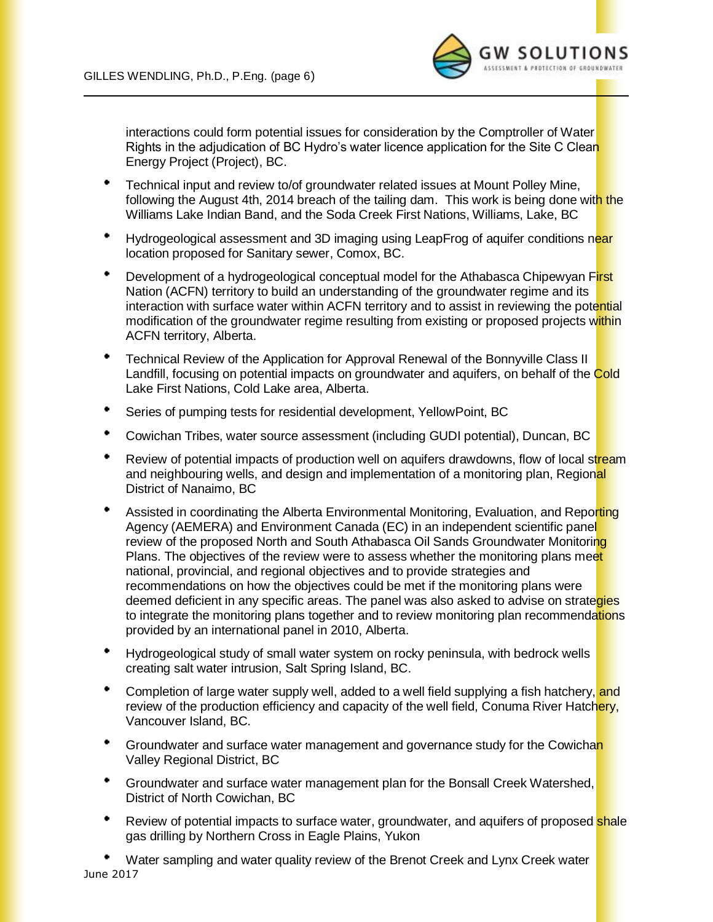interactions could form potential issues for consideration by the Comptroller of Water Rights in the adjudication of BC Hydro's water licence application for the Site C Clean Energy Project (Project), BC.

- Technical input and review to/of groundwater related issues at Mount Polley Mine, following the August 4th, 2014 breach of the tailing dam. This work is being done with the Williams Lake Indian Band, and the Soda Creek First Nations, Williams, Lake, BC
- Hydrogeological assessment and 3D imaging using LeapFrog of aquifer conditions near location proposed for Sanitary sewer, Comox, BC.
- Development of a hydrogeological conceptual model for the Athabasca Chipewyan First Nation (ACFN) territory to build an understanding of the groundwater regime and its interaction with surface water within ACFN territory and to assist in reviewing the potential modification of the groundwater regime resulting from existing or proposed projects within ACFN territory, Alberta.
- Technical Review of the Application for Approval Renewal of the Bonnyville Class II Landfill, focusing on potential impacts on groundwater and aquifers, on behalf of the Cold Lake First Nations, Cold Lake area, Alberta.
- Series of pumping tests for residential development, YellowPoint, BC
- Cowichan Tribes, water source assessment (including GUDI potential), Duncan, BC
- Review of potential impacts of production well on aquifers drawdowns, flow of local stream and neighbouring wells, and design and implementation of a monitoring plan, Regional District of Nanaimo, BC
- Assisted in coordinating the Alberta Environmental Monitoring, Evaluation, and Reporting Agency (AEMERA) and Environment Canada (EC) in an independent scientific panel review of the proposed North and South Athabasca Oil Sands Groundwater Monitoring Plans. The objectives of the review were to assess whether the monitoring plans meet national, provincial, and regional objectives and to provide strategies and recommendations on how the objectives could be met if the monitoring plans were deemed deficient in any specific areas. The panel was also asked to advise on strategies to integrate the monitoring plans together and to review monitoring plan recommendations provided by an international panel in 2010, Alberta.
- Hydrogeological study of small water system on rocky peninsula, with bedrock wells creating salt water intrusion, Salt Spring Island, BC.
- Completion of large water supply well, added to a well field supplying a fish hatchery, and review of the production efficiency and capacity of the well field, Conuma River Hatchery, Vancouver Island, BC.
- Groundwater and surface water management and governance study for the Cowichan Valley Regional District, BC
- Groundwater and surface water management plan for the Bonsall Creek Watershed, District of North Cowichan, BC
- Review of potential impacts to surface water, groundwater, and aquifers of proposed shale gas drilling by Northern Cross in Eagle Plains, Yukon
- Water sampling and water quality review of the Brenot Creek and Lynx Creek water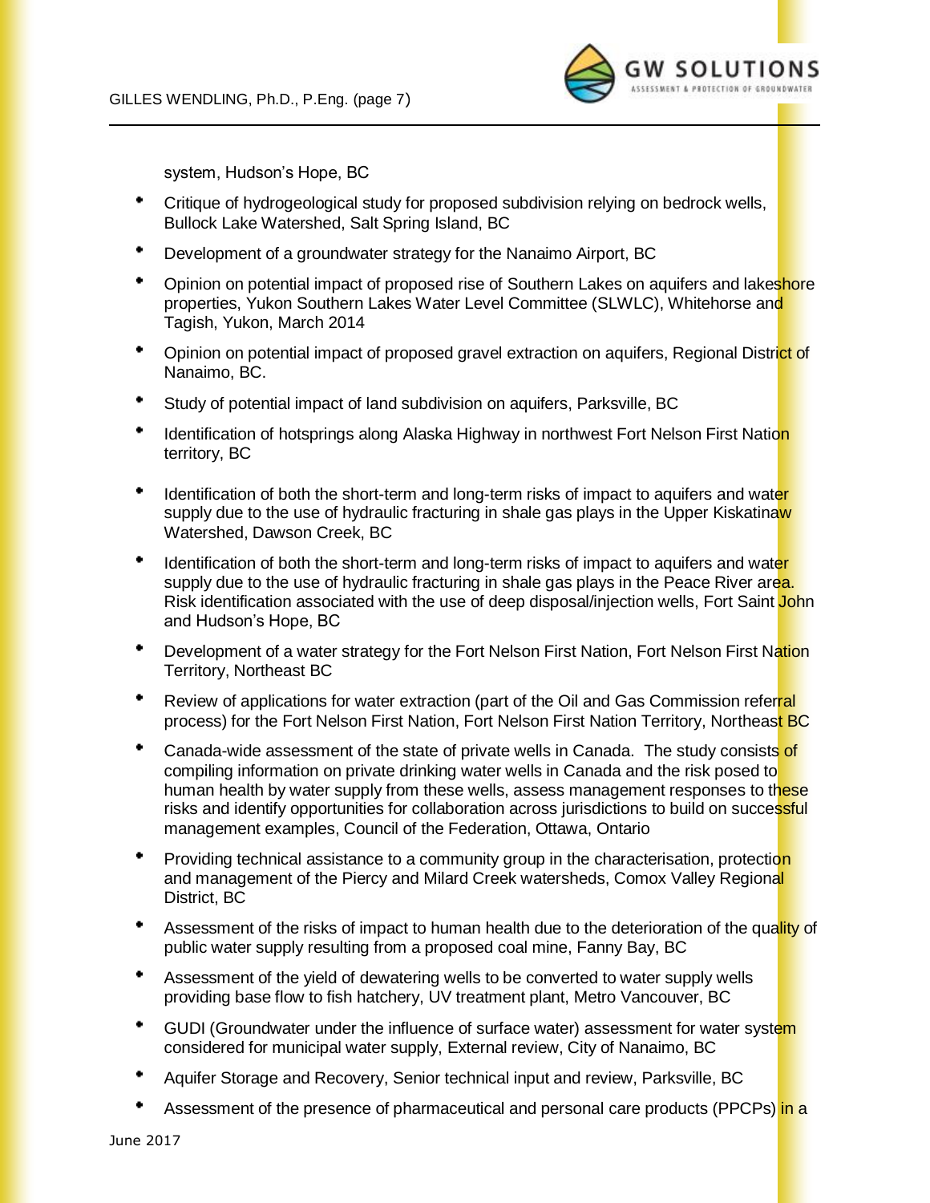system, Hudson's Hope, BC

- Critique of hydrogeological study for proposed subdivision relying on bedrock wells, Bullock Lake Watershed, Salt Spring Island, BC
- Development of a groundwater strategy for the Nanaimo Airport, BC
- Opinion on potential impact of proposed rise of Southern Lakes on aquifers and lakeshore properties, Yukon Southern Lakes Water Level Committee (SLWLC), Whitehorse and Tagish, Yukon, March 2014
- Opinion on potential impact of proposed gravel extraction on aquifers, Regional District of Nanaimo, BC.
- Study of potential impact of land subdivision on aquifers, Parksville, BC
- Identification of hotsprings along Alaska Highway in northwest Fort Nelson First Nation territory, BC
- Identification of both the short-term and long-term risks of impact to aquifers and water supply due to the use of hydraulic fracturing in shale gas plays in the Upper Kiskatinaw Watershed, Dawson Creek, BC
- Identification of both the short-term and long-term risks of impact to aquifers and water supply due to the use of hydraulic fracturing in shale gas plays in the Peace River area. Risk identification associated with the use of deep disposal/injection wells, Fort Saint John and Hudson's Hope, BC
- Development of a water strategy for the Fort Nelson First Nation, Fort Nelson First Nation Territory, Northeast BC
- Review of applications for water extraction (part of the Oil and Gas Commission referral process) for the Fort Nelson First Nation, Fort Nelson First Nation Territory, Northeast BC
- Canada-wide assessment of the state of private wells in Canada. The study consists of compiling information on private drinking water wells in Canada and the risk posed to human health by water supply from these wells, assess management responses to these risks and identify opportunities for collaboration across jurisdictions to build on successful management examples, Council of the Federation, Ottawa, Ontario
- Providing technical assistance to a community group in the characterisation, protection and management of the Piercy and Milard Creek watersheds, Comox Valley Regional District, BC
- Assessment of the risks of impact to human health due to the deterioration of the quality of public water supply resulting from a proposed coal mine, Fanny Bay, BC
- Assessment of the yield of dewatering wells to be converted to water supply wells providing base flow to fish hatchery, UV treatment plant, Metro Vancouver, BC
- GUDI (Groundwater under the influence of surface water) assessment for water system considered for municipal water supply, External review, City of Nanaimo, BC
- Aquifer Storage and Recovery, Senior technical input and review, Parksville, BC
- Assessment of the presence of pharmaceutical and personal care products (PPCPs) in a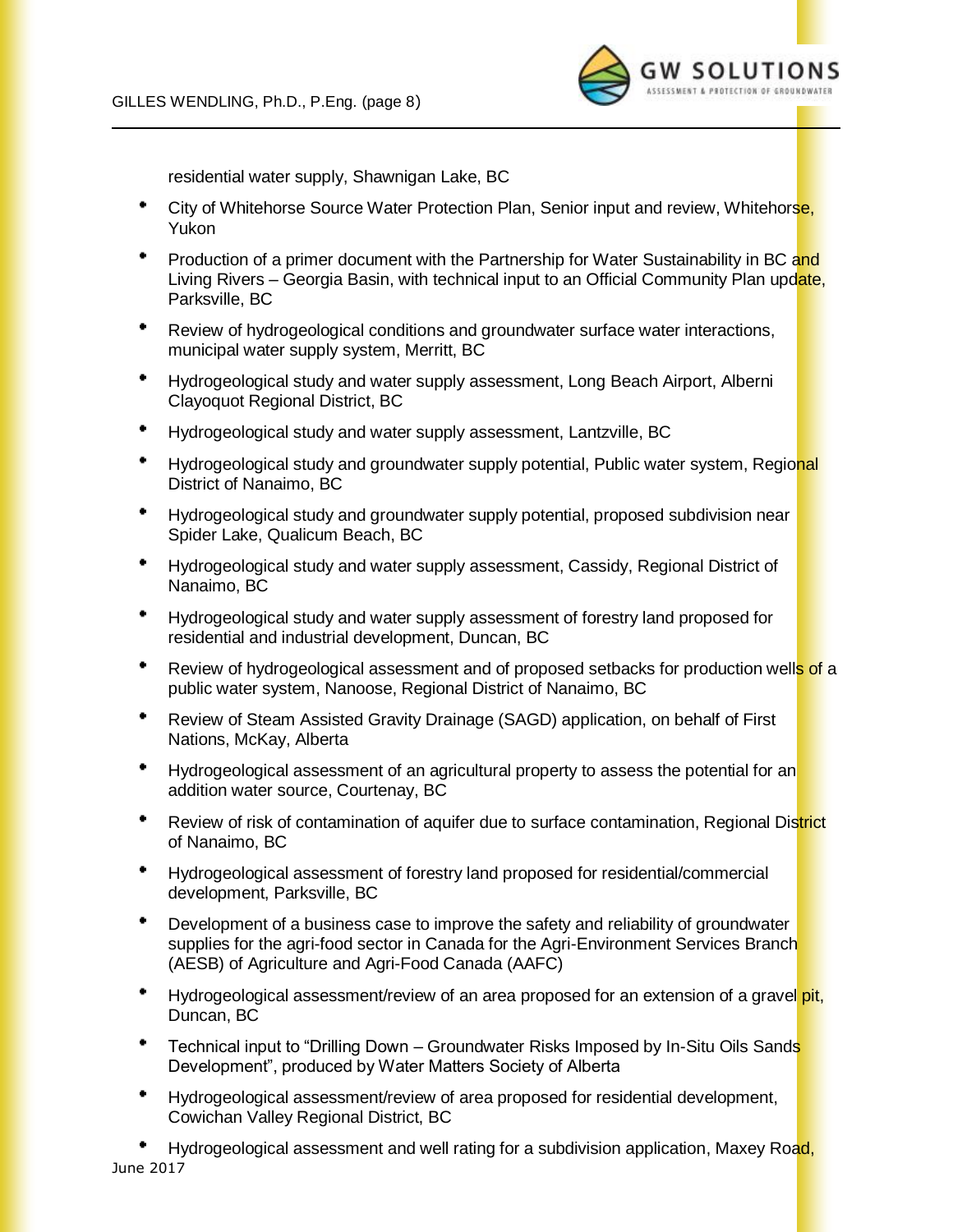residential water supply, Shawnigan Lake, BC

- City of Whitehorse Source Water Protection Plan, Senior input and review, Whitehorse, Yukon
- Production of a primer document with the Partnership for Water Sustainability in BC and Living Rivers – Georgia Basin, with technical input to an Official Community Plan update, Parksville, BC
- Review of hydrogeological conditions and groundwater surface water interactions, municipal water supply system, Merritt, BC
- Hydrogeological study and water supply assessment, Long Beach Airport, Alberni Clayoquot Regional District, BC
- Hydrogeological study and water supply assessment, Lantzville, BC
- Hydrogeological study and groundwater supply potential, Public water system, Regional District of Nanaimo, BC
- Hydrogeological study and groundwater supply potential, proposed subdivision near Spider Lake, Qualicum Beach, BC
- Hydrogeological study and water supply assessment, Cassidy, Regional District of Nanaimo, BC
- Hydrogeological study and water supply assessment of forestry land proposed for residential and industrial development, Duncan, BC
- Review of hydrogeological assessment and of proposed setbacks for production wells of a public water system, Nanoose, Regional District of Nanaimo, BC
- Review of Steam Assisted Gravity Drainage (SAGD) application, on behalf of First Nations, McKay, Alberta
- Hydrogeological assessment of an agricultural property to assess the potential for an addition water source, Courtenay, BC
- Review of risk of contamination of aquifer due to surface contamination, Regional District of Nanaimo, BC
- Hydrogeological assessment of forestry land proposed for residential/commercial development, Parksville, BC
- Development of a business case to improve the safety and reliability of groundwater supplies for the agri-food sector in Canada for the Agri-Environment Services Branch (AESB) of Agriculture and Agri-Food Canada (AAFC)
- Hydrogeological assessment/review of an area proposed for an extension of a gravel pit, Duncan, BC
- Technical input to "Drilling Down – Groundwater Risks Imposed by In-Situ Oils Sands Development", produced by Water Matters Society of Alberta
- Hydrogeological assessment/review of area proposed for residential development, Cowichan Valley Regional District, BC
- Hydrogeological assessment and well rating for a subdivision application, Maxey Road,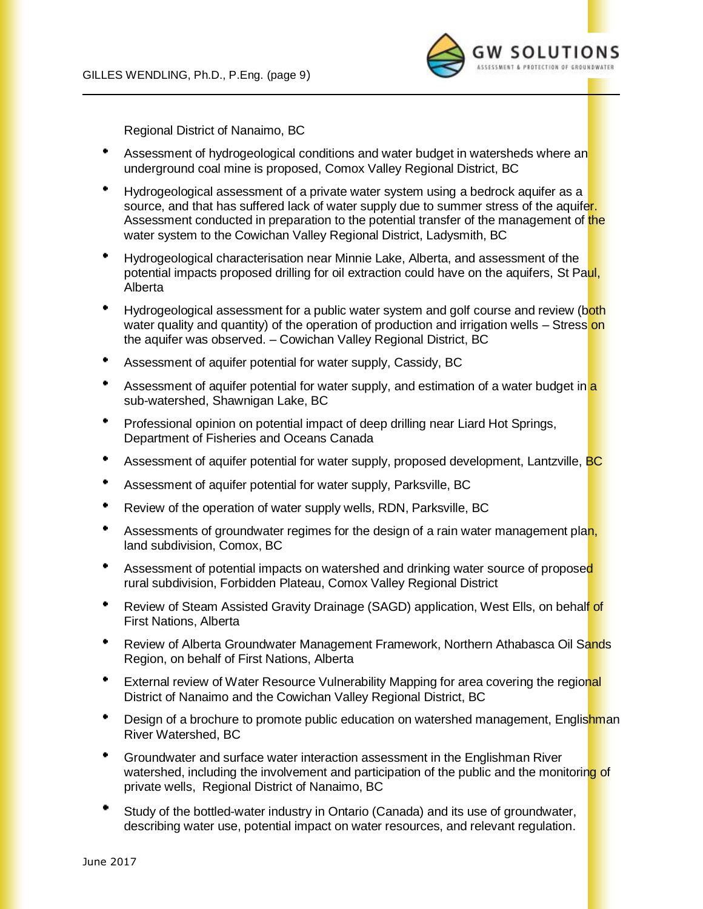Regional District of Nanaimo, BC

- Assessment of hydrogeological conditions and water budget in watersheds where an underground coal mine is proposed, Comox Valley Regional District, BC
- Hydrogeological assessment of a private water system using a bedrock aquifer as a source, and that has suffered lack of water supply due to summer stress of the aquifer. Assessment conducted in preparation to the potential transfer of the management of the water system to the Cowichan Valley Regional District, Ladysmith, BC
- Hydrogeological characterisation near Minnie Lake, Alberta, and assessment of the potential impacts proposed drilling for oil extraction could have on the aquifers, St Paul, Alberta
- Hydrogeological assessment for a public water system and golf course and review (both water quality and quantity) of the operation of production and irrigation wells – Stress on the aquifer was observed. – Cowichan Valley Regional District, BC
- Assessment of aquifer potential for water supply, Cassidy, BC
- Assessment of aquifer potential for water supply, and estimation of a water budget in a sub-watershed, Shawnigan Lake, BC
- Professional opinion on potential impact of deep drilling near Liard Hot Springs, Department of Fisheries and Oceans Canada
- Assessment of aquifer potential for water supply, proposed development, Lantzville, BC
- Assessment of aquifer potential for water supply, Parksville, BC
- Review of the operation of water supply wells, RDN, Parksville, BC
- Assessments of groundwater regimes for the design of a rain water management plan, land subdivision, Comox, BC
- Assessment of potential impacts on watershed and drinking water source of proposed rural subdivision, Forbidden Plateau, Comox Valley Regional District
- Review of Steam Assisted Gravity Drainage (SAGD) application, West Ells, on behalf of First Nations, Alberta
- Review of Alberta Groundwater Management Framework, Northern Athabasca Oil Sands Region, on behalf of First Nations, Alberta
- External review of Water Resource Vulnerability Mapping for area covering the regional District of Nanaimo and the Cowichan Valley Regional District, BC
- Design of a brochure to promote public education on watershed management, Englishman River Watershed, BC
- Groundwater and surface water interaction assessment in the Englishman River watershed, including the involvement and participation of the public and the monitoring of private wells, Regional District of Nanaimo, BC
- Study of the bottled-water industry in Ontario (Canada) and its use of groundwater, describing water use, potential impact on water resources, and relevant regulation.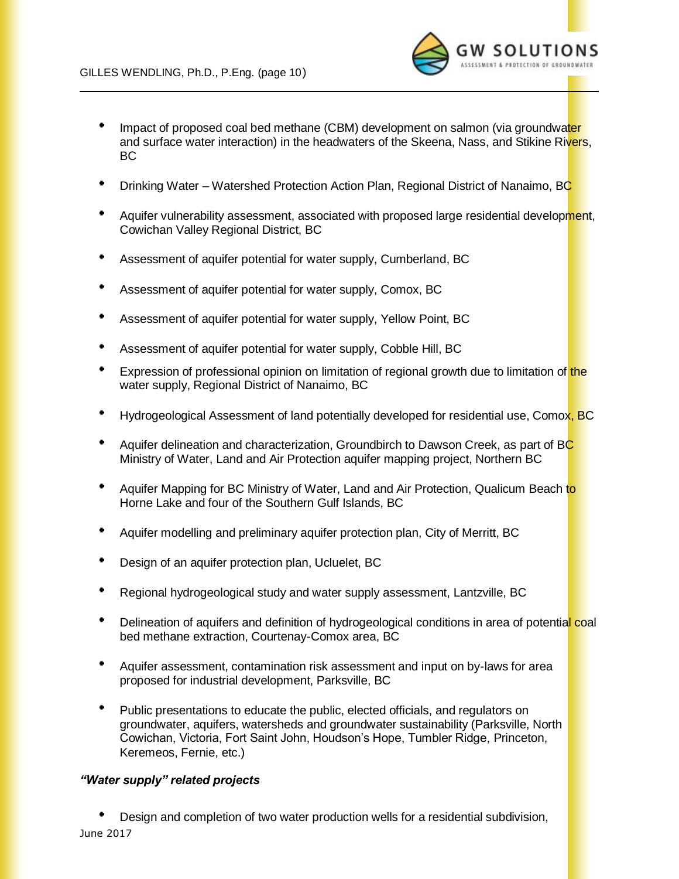- Impact of proposed coal bed methane (CBM) development on salmon (via groundwater and surface water interaction) in the headwaters of the Skeena, Nass, and Stikine Rivers, BC
- Drinking Water – Watershed Protection Action Plan, Regional District of Nanaimo, BC
- Aquifer vulnerability assessment, associated with proposed large residential development, Cowichan Valley Regional District, BC
- Assessment of aquifer potential for water supply, Cumberland, BC
- Assessment of aquifer potential for water supply, Comox, BC
- Assessment of aquifer potential for water supply, Yellow Point, BC
- Assessment of aquifer potential for water supply, Cobble Hill, BC
- Expression of professional opinion on limitation of regional growth due to limitation of the water supply, Regional District of Nanaimo, BC
- Hydrogeological Assessment of land potentially developed for residential use, Comox, BC
- Aquifer delineation and characterization, Groundbirch to Dawson Creek, as part of BC Ministry of Water, Land and Air Protection aquifer mapping project, Northern BC
- Aquifer Mapping for BC Ministry of Water, Land and Air Protection, Qualicum Beach to Horne Lake and four of the Southern Gulf Islands, BC
- Aquifer modelling and preliminary aquifer protection plan, City of Merritt, BC
- Design of an aquifer protection plan, Ucluelet, BC
- Regional hydrogeological study and water supply assessment, Lantzville, BC
- Delineation of aquifers and definition of hydrogeological conditions in area of potential coal bed methane extraction, Courtenay-Comox area, BC
- Aquifer assessment, contamination risk assessment and input on by-laws for area proposed for industrial development, Parksville, BC
- Public presentations to educate the public, elected officials, and regulators on groundwater, aquifers, watersheds and groundwater sustainability (Parksville, North Cowichan, Victoria, Fort Saint John, Houdson's Hope, Tumbler Ridge, Princeton, Keremeos, Fernie, etc.)

***"Water supply" related projects***

- Design and completion of two water production wells for a residential subdivision,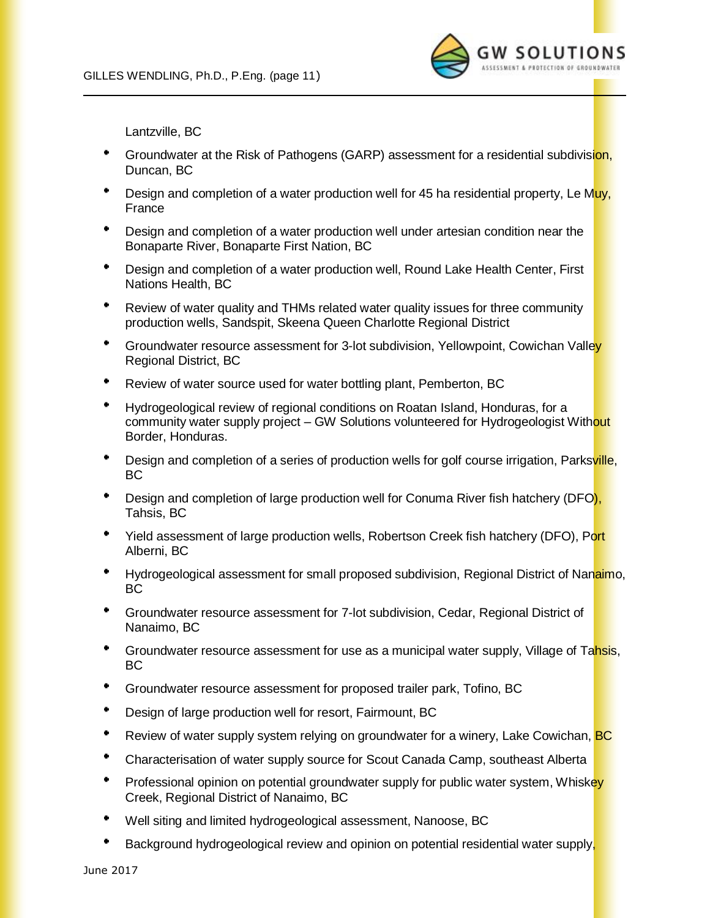Lantzville, BC

- Groundwater at the Risk of Pathogens (GARP) assessment for a residential subdivision, Duncan, BC
- Design and completion of a water production well for 45 ha residential property, Le Muy, France
- Design and completion of a water production well under artesian condition near the Bonaparte River, Bonaparte First Nation, BC
- Design and completion of a water production well, Round Lake Health Center, First Nations Health, BC
- Review of water quality and THMs related water quality issues for three community production wells, Sandspit, Skeena Queen Charlotte Regional District
- Groundwater resource assessment for 3-lot subdivision, Yellowpoint, Cowichan Valley Regional District, BC
- Review of water source used for water bottling plant, Pemberton, BC
- Hydrogeological review of regional conditions on Roatan Island, Honduras, for a community water supply project – GW Solutions volunteered for Hydrogeologist Without Border, Honduras.
- Design and completion of a series of production wells for golf course irrigation, Parksville, BC
- Design and completion of large production well for Conuma River fish hatchery (DFO), Tahsis, BC
- Yield assessment of large production wells, Robertson Creek fish hatchery (DFO), Port Alberni, BC
- Hydrogeological assessment for small proposed subdivision, Regional District of Nanaimo, BC
- Groundwater resource assessment for 7-lot subdivision, Cedar, Regional District of Nanaimo, BC
- Groundwater resource assessment for use as a municipal water supply, Village of Tahsis, BC
- Groundwater resource assessment for proposed trailer park, Tofino, BC
- Design of large production well for resort, Fairmount, BC
- Review of water supply system relying on groundwater for a winery, Lake Cowichan, BC
- Characterisation of water supply source for Scout Canada Camp, southeast Alberta
- Professional opinion on potential groundwater supply for public water system, Whiskey Creek, Regional District of Nanaimo, BC
- Well siting and limited hydrogeological assessment, Nanoose, BC
- Background hydrogeological review and opinion on potential residential water supply,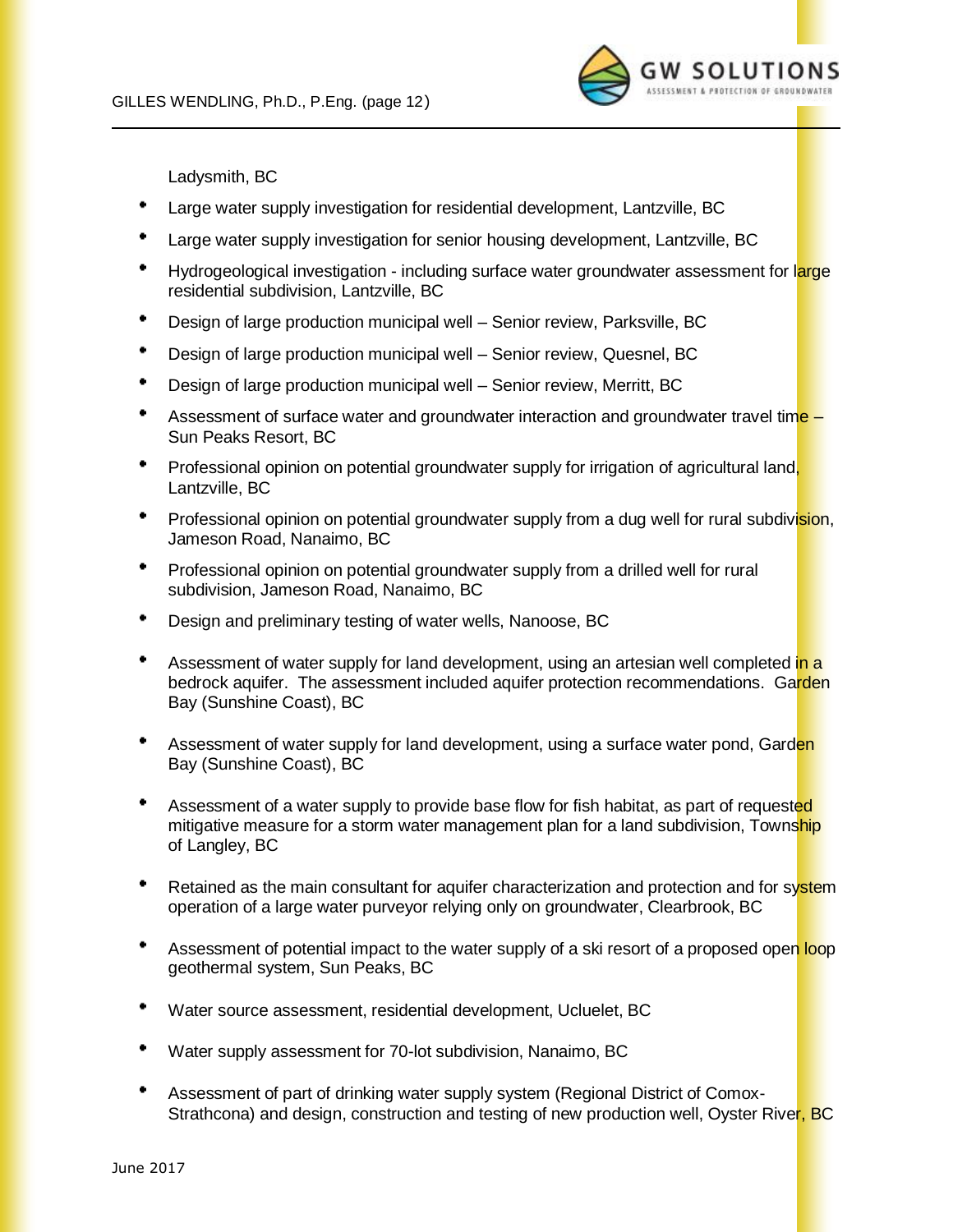Ladysmith, BC

- Large water supply investigation for residential development, Lantzville, BC
- Large water supply investigation for senior housing development, Lantzville, BC
- Hydrogeological investigation - including surface water groundwater assessment for large residential subdivision, Lantzville, BC
- Design of large production municipal well – Senior review, Parksville, BC
- Design of large production municipal well – Senior review, Quesnel, BC
- Design of large production municipal well – Senior review, Merritt, BC
- Assessment of surface water and groundwater interaction and groundwater travel time – Sun Peaks Resort, BC
- Professional opinion on potential groundwater supply for irrigation of agricultural land, Lantzville, BC
- Professional opinion on potential groundwater supply from a dug well for rural subdivision, Jameson Road, Nanaimo, BC
- Professional opinion on potential groundwater supply from a drilled well for rural subdivision, Jameson Road, Nanaimo, BC
- Design and preliminary testing of water wells, Nanoose, BC
- Assessment of water supply for land development, using an artesian well completed in a bedrock aquifer. The assessment included aquifer protection recommendations. Garden Bay (Sunshine Coast), BC
- Assessment of water supply for land development, using a surface water pond, Garden Bay (Sunshine Coast), BC
- Assessment of a water supply to provide base flow for fish habitat, as part of requested mitigative measure for a storm water management plan for a land subdivision, Township of Langley, BC
- Retained as the main consultant for aquifer characterization and protection and for system operation of a large water purveyor relying only on groundwater, Clearbrook, BC
- Assessment of potential impact to the water supply of a ski resort of a proposed open loop geothermal system, Sun Peaks, BC
- Water source assessment, residential development, Ucluelet, BC
- Water supply assessment for 70-lot subdivision, Nanaimo, BC
- Assessment of part of drinking water supply system (Regional District of Comox-Strathcona) and design, construction and testing of new production well, Oyster River, BC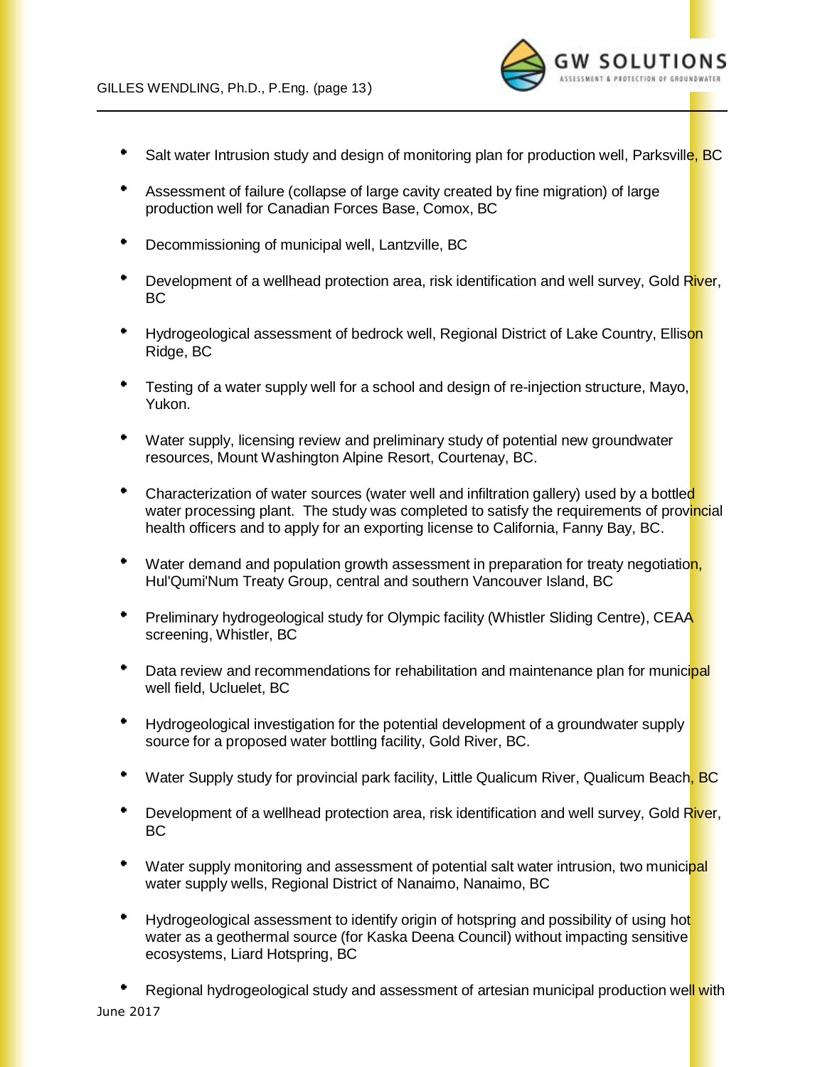- Salt water Intrusion study and design of monitoring plan for production well, Parksville, BC
- Assessment of failure (collapse of large cavity created by fine migration) of large production well for Canadian Forces Base, Comox, BC
- Decommissioning of municipal well, Lantzville, BC
- Development of a wellhead protection area, risk identification and well survey, Gold River, BC
- Hydrogeological assessment of bedrock well, Regional District of Lake Country, Ellison Ridge, BC
- Testing of a water supply well for a school and design of re-injection structure, Mayo, Yukon.
- Water supply, licensing review and preliminary study of potential new groundwater resources, Mount Washington Alpine Resort, Courtenay, BC.
- Characterization of water sources (water well and infiltration gallery) used by a bottled water processing plant. The study was completed to satisfy the requirements of provincial health officers and to apply for an exporting license to California, Fanny Bay, BC.
- Water demand and population growth assessment in preparation for treaty negotiation, Hul'Qumi'Num Treaty Group, central and southern Vancouver Island, BC
- Preliminary hydrogeological study for Olympic facility (Whistler Sliding Centre), CEAA screening, Whistler, BC
- Data review and recommendations for rehabilitation and maintenance plan for municipal well field, Ucluelet, BC
- Hydrogeological investigation for the potential development of a groundwater supply source for a proposed water bottling facility, Gold River, BC.
- Water Supply study for provincial park facility, Little Qualicum River, Qualicum Beach, BC
- Development of a wellhead protection area, risk identification and well survey, Gold River, BC
- Water supply monitoring and assessment of potential salt water intrusion, two municipal water supply wells, Regional District of Nanaimo, Nanaimo, BC
- Hydrogeological assessment to identify origin of hotspring and possibility of using hot water as a geothermal source (for Kaska Deena Council) without impacting sensitive ecosystems, Liard Hotspring, BC
- Regional hydrogeological study and assessment of artesian municipal production well with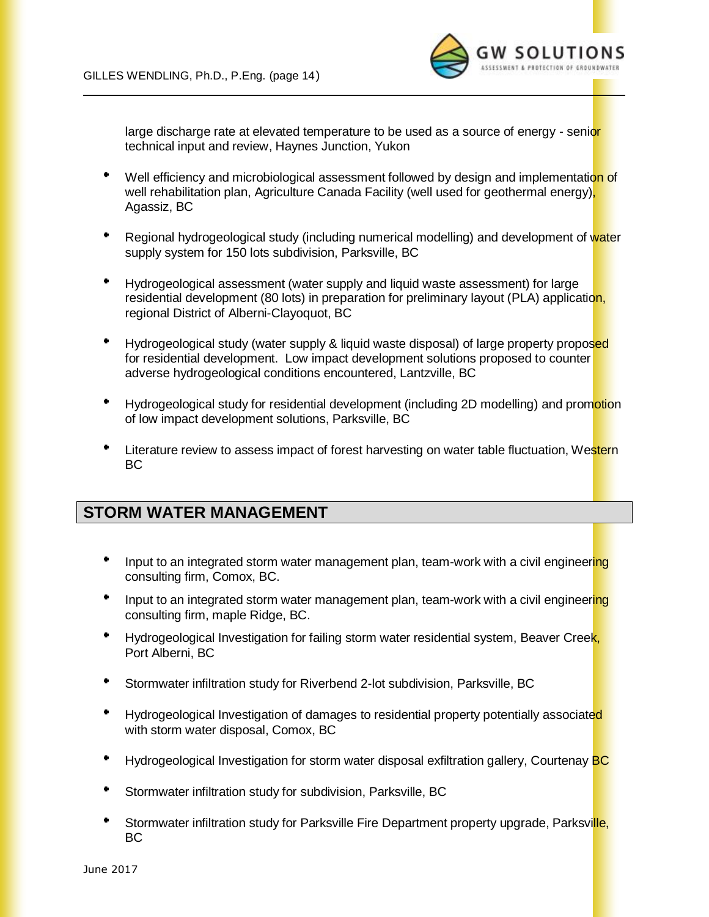large discharge rate at elevated temperature to be used as a source of energy - senior technical input and review, Haynes Junction, Yukon

- Well efficiency and microbiological assessment followed by design and implementation of well rehabilitation plan, Agriculture Canada Facility (well used for geothermal energy), Agassiz, BC
- Regional hydrogeological study (including numerical modelling) and development of water supply system for 150 lots subdivision, Parksville, BC
- Hydrogeological assessment (water supply and liquid waste assessment) for large residential development (80 lots) in preparation for preliminary layout (PLA) application, regional District of Alberni-Clayoquot, BC
- Hydrogeological study (water supply & liquid waste disposal) of large property proposed for residential development. Low impact development solutions proposed to counter adverse hydrogeological conditions encountered, Lantzville, BC
- Hydrogeological study for residential development (including 2D modelling) and promotion of low impact development solutions, Parksville, BC
- Literature review to assess impact of forest harvesting on water table fluctuation, Western BC

## STORM WATER MANAGEMENT

- Input to an integrated storm water management plan, team-work with a civil engineering consulting firm, Comox, BC.
- Input to an integrated storm water management plan, team-work with a civil engineering consulting firm, maple Ridge, BC.
- Hydrogeological Investigation for failing storm water residential system, Beaver Creek, Port Alberni, BC
- Stormwater infiltration study for Riverbend 2-lot subdivision, Parksville, BC
- Hydrogeological Investigation of damages to residential property potentially associated with storm water disposal, Comox, BC
- Hydrogeological Investigation for storm water disposal exfiltration gallery, Courtenay BC
- Stormwater infiltration study for subdivision, Parksville, BC
- Stormwater infiltration study for Parksville Fire Department property upgrade, Parksville, BC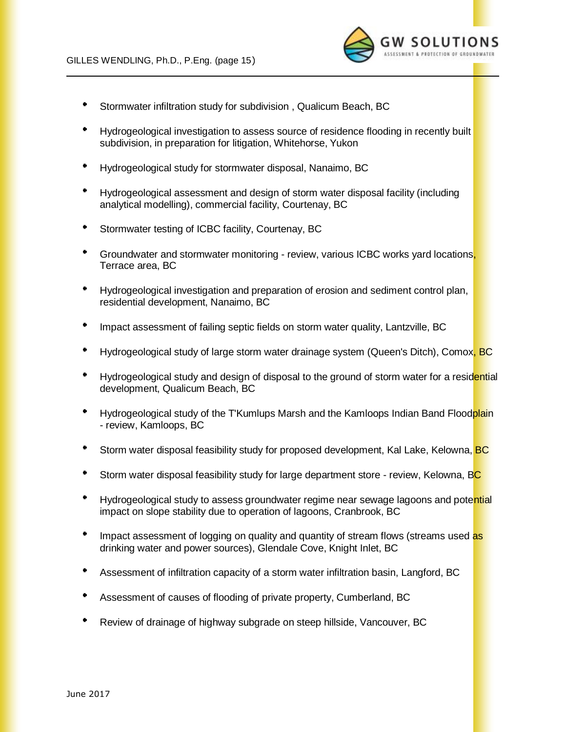- Stormwater infiltration study for subdivision , Qualicum Beach, BC
- Hydrogeological investigation to assess source of residence flooding in recently built subdivision, in preparation for litigation, Whitehorse, Yukon
- Hydrogeological study for stormwater disposal, Nanaimo, BC
- Hydrogeological assessment and design of storm water disposal facility (including analytical modelling), commercial facility, Courtenay, BC
- Stormwater testing of ICBC facility, Courtenay, BC
- Groundwater and stormwater monitoring - review, various ICBC works yard locations, Terrace area, BC
- Hydrogeological investigation and preparation of erosion and sediment control plan, residential development, Nanaimo, BC
- Impact assessment of failing septic fields on storm water quality, Lantzville, BC
- Hydrogeological study of large storm water drainage system (Queen's Ditch), Comox, BC
- Hydrogeological study and design of disposal to the ground of storm water for a residential development, Qualicum Beach, BC
- Hydrogeological study of the T'Kumlups Marsh and the Kamloops Indian Band Floodplain - review, Kamloops, BC
- Storm water disposal feasibility study for proposed development, Kal Lake, Kelowna, BC
- Storm water disposal feasibility study for large department store - review, Kelowna, BC
- Hydrogeological study to assess groundwater regime near sewage lagoons and potential impact on slope stability due to operation of lagoons, Cranbrook, BC
- Impact assessment of logging on quality and quantity of stream flows (streams used as drinking water and power sources), Glendale Cove, Knight Inlet, BC
- Assessment of infiltration capacity of a storm water infiltration basin, Langford, BC
- Assessment of causes of flooding of private property, Cumberland, BC
- Review of drainage of highway subgrade on steep hillside, Vancouver, BC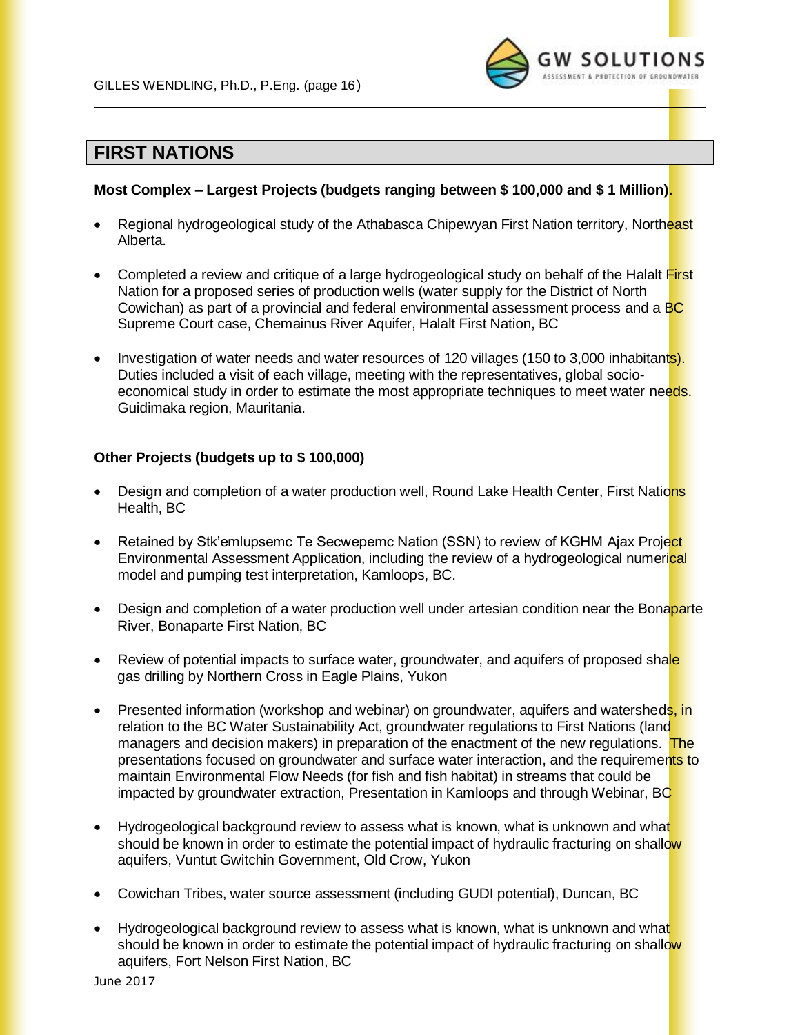## FIRST NATIONS

**Most Complex – Largest Projects (budgets ranging between $ 100,000 and $ 1 Million).**

- Regional hydrogeological study of the Athabasca Chipewyan First Nation territory, Northeast Alberta.
- Completed a review and critique of a large hydrogeological study on behalf of the Halalt First Nation for a proposed series of production wells (water supply for the District of North Cowichan) as part of a provincial and federal environmental assessment process and a BC Supreme Court case, Chemainus River Aquifer, Halalt First Nation, BC
- Investigation of water needs and water resources of 120 villages (150 to 3,000 inhabitants). Duties included a visit of each village, meeting with the representatives, global socio-economical study in order to estimate the most appropriate techniques to meet water needs. Guidimaka region, Mauritania.

**Other Projects (budgets up to $ 100,000)**

- Design and completion of a water production well, Round Lake Health Center, First Nations Health, BC
- Retained by Stk'emlupsemc Te Secwepemc Nation (SSN) to review of KGHM Ajax Project Environmental Assessment Application, including the review of a hydrogeological numerical model and pumping test interpretation, Kamloops, BC.
- Design and completion of a water production well under artesian condition near the Bonaparte River, Bonaparte First Nation, BC
- Review of potential impacts to surface water, groundwater, and aquifers of proposed shale gas drilling by Northern Cross in Eagle Plains, Yukon
- Presented information (workshop and webinar) on groundwater, aquifers and watersheds, in relation to the BC Water Sustainability Act, groundwater regulations to First Nations (land managers and decision makers) in preparation of the enactment of the new regulations. The presentations focused on groundwater and surface water interaction, and the requirements to maintain Environmental Flow Needs (for fish and fish habitat) in streams that could be impacted by groundwater extraction, Presentation in Kamloops and through Webinar, BC
- Hydrogeological background review to assess what is known, what is unknown and what should be known in order to estimate the potential impact of hydraulic fracturing on shallow aquifers, Vuntut Gwitchin Government, Old Crow, Yukon
- Cowichan Tribes, water source assessment (including GUDI potential), Duncan, BC
- Hydrogeological background review to assess what is known, what is unknown and what should be known in order to estimate the potential impact of hydraulic fracturing on shallow aquifers, Fort Nelson First Nation, BC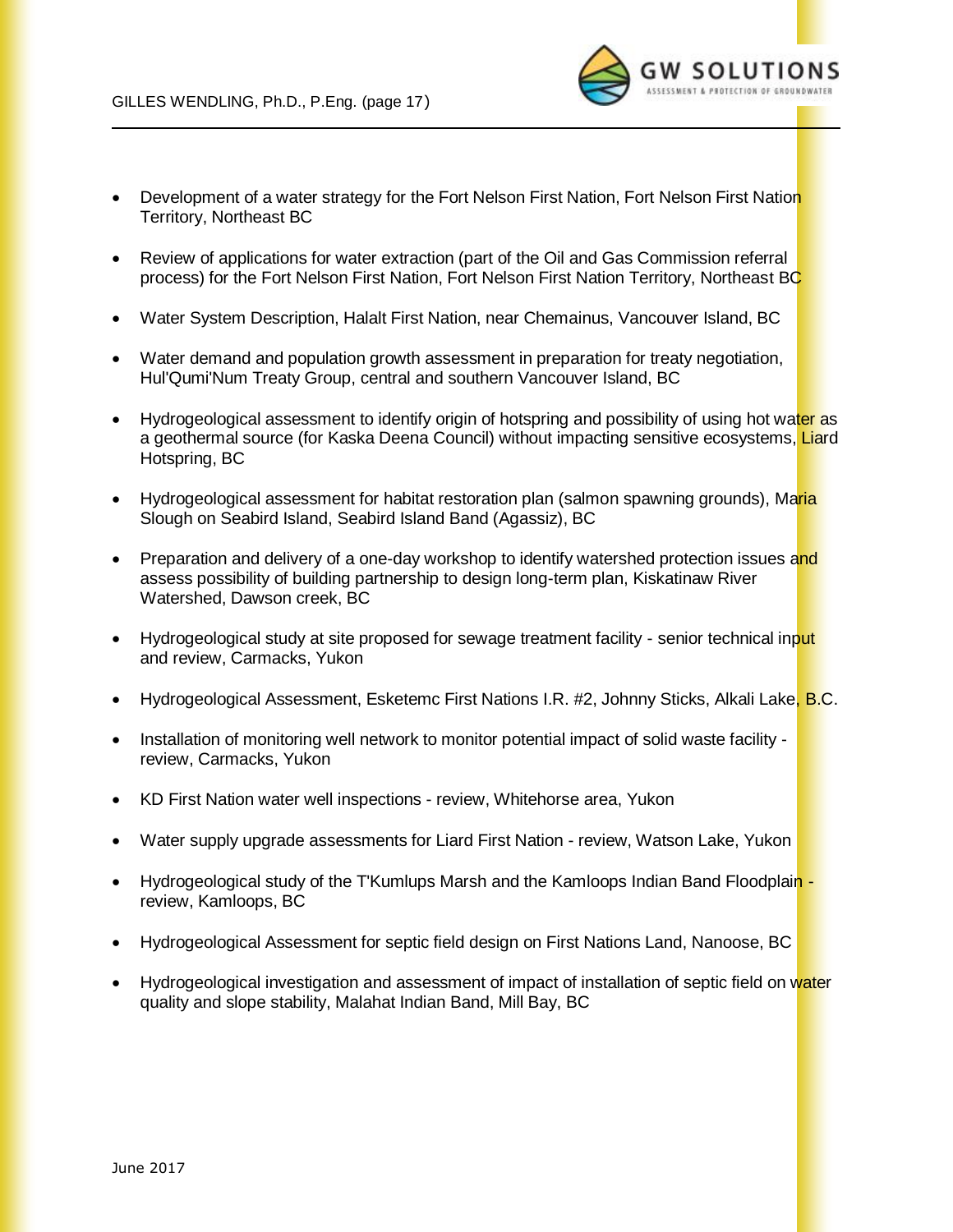- Development of a water strategy for the Fort Nelson First Nation, Fort Nelson First Nation Territory, Northeast BC

- Review of applications for water extraction (part of the Oil and Gas Commission referral process) for the Fort Nelson First Nation, Fort Nelson First Nation Territory, Northeast BC

- Water System Description, Halalt First Nation, near Chemainus, Vancouver Island, BC

- Water demand and population growth assessment in preparation for treaty negotiation, Hul'Qumi'Num Treaty Group, central and southern Vancouver Island, BC

- Hydrogeological assessment to identify origin of hotspring and possibility of using hot water as a geothermal source (for Kaska Deena Council) without impacting sensitive ecosystems, Liard Hotspring, BC

- Hydrogeological assessment for habitat restoration plan (salmon spawning grounds), Maria Slough on Seabird Island, Seabird Island Band (Agassiz), BC

- Preparation and delivery of a one-day workshop to identify watershed protection issues and assess possibility of building partnership to design long-term plan, Kiskatinaw River Watershed, Dawson creek, BC

- Hydrogeological study at site proposed for sewage treatment facility - senior technical input and review, Carmacks, Yukon

- Hydrogeological Assessment, Esketemc First Nations I.R. #2, Johnny Sticks, Alkali Lake, B.C.

- Installation of monitoring well network to monitor potential impact of solid waste facility - review, Carmacks, Yukon

- KD First Nation water well inspections - review, Whitehorse area, Yukon

- Water supply upgrade assessments for Liard First Nation - review, Watson Lake, Yukon

- Hydrogeological study of the T'Kumlups Marsh and the Kamloops Indian Band Floodplain - review, Kamloops, BC

- Hydrogeological Assessment for septic field design on First Nations Land, Nanoose, BC

- Hydrogeological investigation and assessment of impact of installation of septic field on water quality and slope stability, Malahat Indian Band, Mill Bay, BC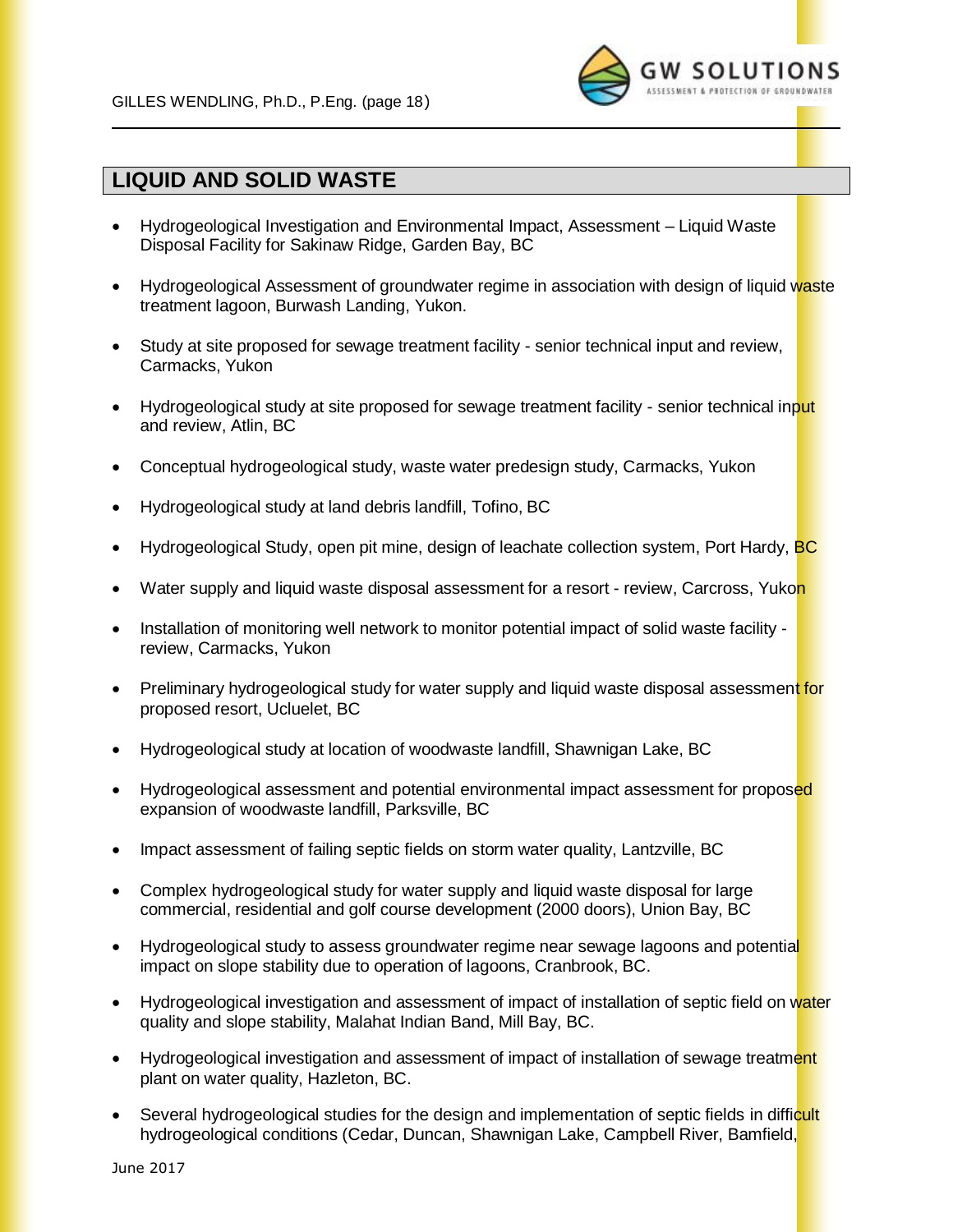## LIQUID AND SOLID WASTE

- Hydrogeological Investigation and Environmental Impact, Assessment – Liquid Waste Disposal Facility for Sakinaw Ridge, Garden Bay, BC
- Hydrogeological Assessment of groundwater regime in association with design of liquid waste treatment lagoon, Burwash Landing, Yukon.
- Study at site proposed for sewage treatment facility - senior technical input and review, Carmacks, Yukon
- Hydrogeological study at site proposed for sewage treatment facility - senior technical input and review, Atlin, BC
- Conceptual hydrogeological study, waste water predesign study, Carmacks, Yukon
- Hydrogeological study at land debris landfill, Tofino, BC
- Hydrogeological Study, open pit mine, design of leachate collection system, Port Hardy, BC
- Water supply and liquid waste disposal assessment for a resort - review, Carcross, Yukon
- Installation of monitoring well network to monitor potential impact of solid waste facility - review, Carmacks, Yukon
- Preliminary hydrogeological study for water supply and liquid waste disposal assessment for proposed resort, Ucluelet, BC
- Hydrogeological study at location of woodwaste landfill, Shawnigan Lake, BC
- Hydrogeological assessment and potential environmental impact assessment for proposed expansion of woodwaste landfill, Parksville, BC
- Impact assessment of failing septic fields on storm water quality, Lantzville, BC
- Complex hydrogeological study for water supply and liquid waste disposal for large commercial, residential and golf course development (2000 doors), Union Bay, BC
- Hydrogeological study to assess groundwater regime near sewage lagoons and potential impact on slope stability due to operation of lagoons, Cranbrook, BC.
- Hydrogeological investigation and assessment of impact of installation of septic field on water quality and slope stability, Malahat Indian Band, Mill Bay, BC.
- Hydrogeological investigation and assessment of impact of installation of sewage treatment plant on water quality, Hazleton, BC.
- Several hydrogeological studies for the design and implementation of septic fields in difficult hydrogeological conditions (Cedar, Duncan, Shawnigan Lake, Campbell River, Bamfield,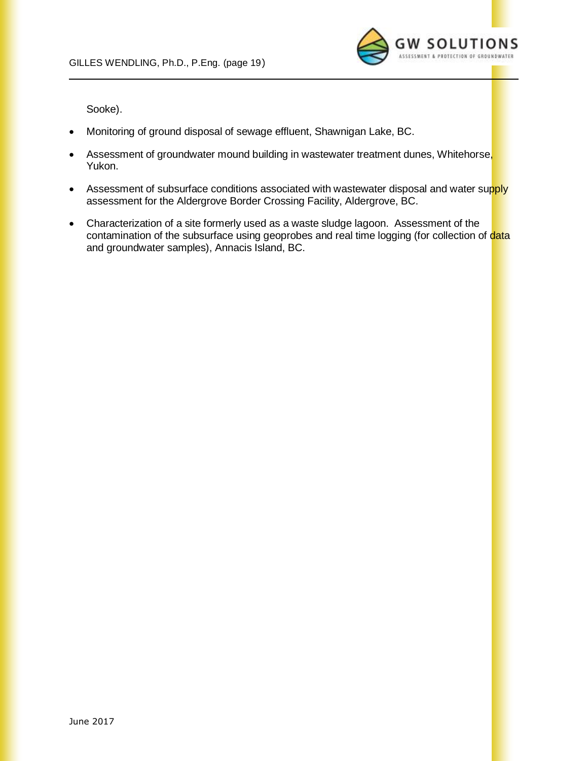Sooke).

- Monitoring of ground disposal of sewage effluent, Shawnigan Lake, BC.
- Assessment of groundwater mound building in wastewater treatment dunes, Whitehorse, Yukon.
- Assessment of subsurface conditions associated with wastewater disposal and water supply assessment for the Aldergrove Border Crossing Facility, Aldergrove, BC.
- Characterization of a site formerly used as a waste sludge lagoon. Assessment of the contamination of the subsurface using geoprobes and real time logging (for collection of data and groundwater samples), Annacis Island, BC.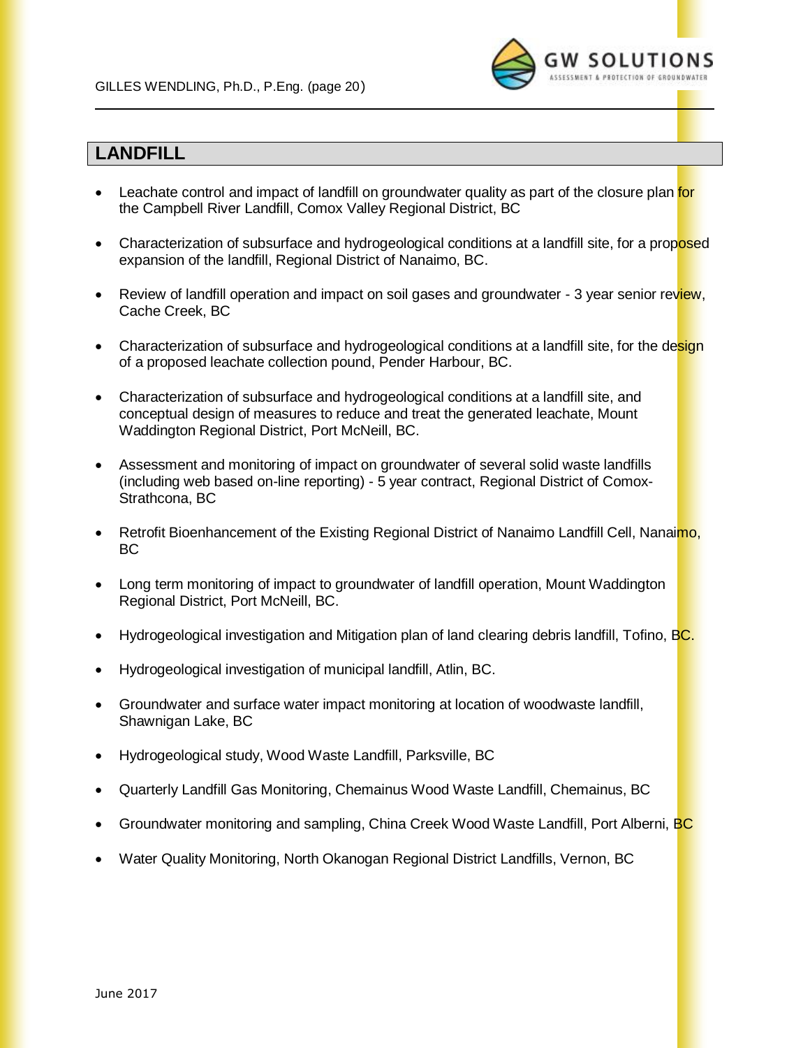## LANDFILL

- Leachate control and impact of landfill on groundwater quality as part of the closure plan for the Campbell River Landfill, Comox Valley Regional District, BC
- Characterization of subsurface and hydrogeological conditions at a landfill site, for a proposed expansion of the landfill, Regional District of Nanaimo, BC.
- Review of landfill operation and impact on soil gases and groundwater - 3 year senior review, Cache Creek, BC
- Characterization of subsurface and hydrogeological conditions at a landfill site, for the design of a proposed leachate collection pound, Pender Harbour, BC.
- Characterization of subsurface and hydrogeological conditions at a landfill site, and conceptual design of measures to reduce and treat the generated leachate, Mount Waddington Regional District, Port McNeill, BC.
- Assessment and monitoring of impact on groundwater of several solid waste landfills (including web based on-line reporting) - 5 year contract, Regional District of Comox-Strathcona, BC
- Retrofit Bioenhancement of the Existing Regional District of Nanaimo Landfill Cell, Nanaimo, BC
- Long term monitoring of impact to groundwater of landfill operation, Mount Waddington Regional District, Port McNeill, BC.
- Hydrogeological investigation and Mitigation plan of land clearing debris landfill, Tofino, BC.
- Hydrogeological investigation of municipal landfill, Atlin, BC.
- Groundwater and surface water impact monitoring at location of woodwaste landfill, Shawnigan Lake, BC
- Hydrogeological study, Wood Waste Landfill, Parksville, BC
- Quarterly Landfill Gas Monitoring, Chemainus Wood Waste Landfill, Chemainus, BC
- Groundwater monitoring and sampling, China Creek Wood Waste Landfill, Port Alberni, BC
- Water Quality Monitoring, North Okanogan Regional District Landfills, Vernon, BC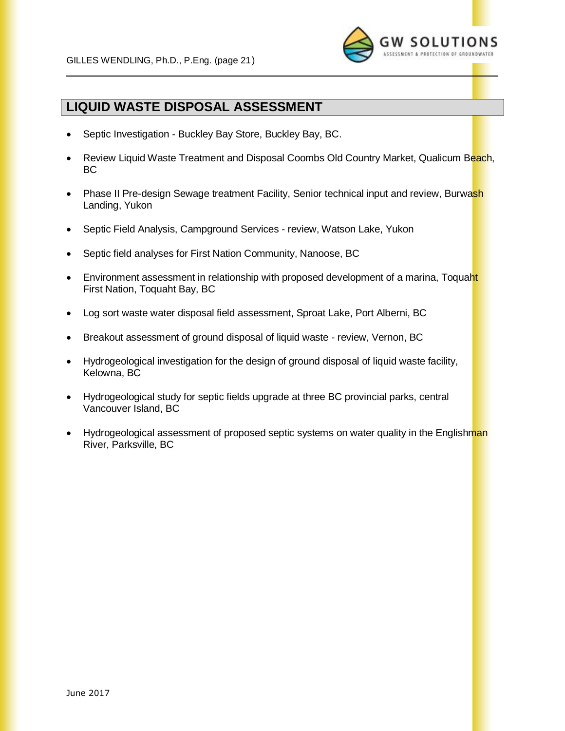## LIQUID WASTE DISPOSAL ASSESSMENT

- Septic Investigation - Buckley Bay Store, Buckley Bay, BC.
- Review Liquid Waste Treatment and Disposal Coombs Old Country Market, Qualicum Beach, BC
- Phase II Pre-design Sewage treatment Facility, Senior technical input and review, Burwash Landing, Yukon
- Septic Field Analysis, Campground Services - review, Watson Lake, Yukon
- Septic field analyses for First Nation Community, Nanoose, BC
- Environment assessment in relationship with proposed development of a marina, Toquaht First Nation, Toquaht Bay, BC
- Log sort waste water disposal field assessment, Sproat Lake, Port Alberni, BC
- Breakout assessment of ground disposal of liquid waste - review, Vernon, BC
- Hydrogeological investigation for the design of ground disposal of liquid waste facility, Kelowna, BC
- Hydrogeological study for septic fields upgrade at three BC provincial parks, central Vancouver Island, BC
- Hydrogeological assessment of proposed septic systems on water quality in the Englishman River, Parksville, BC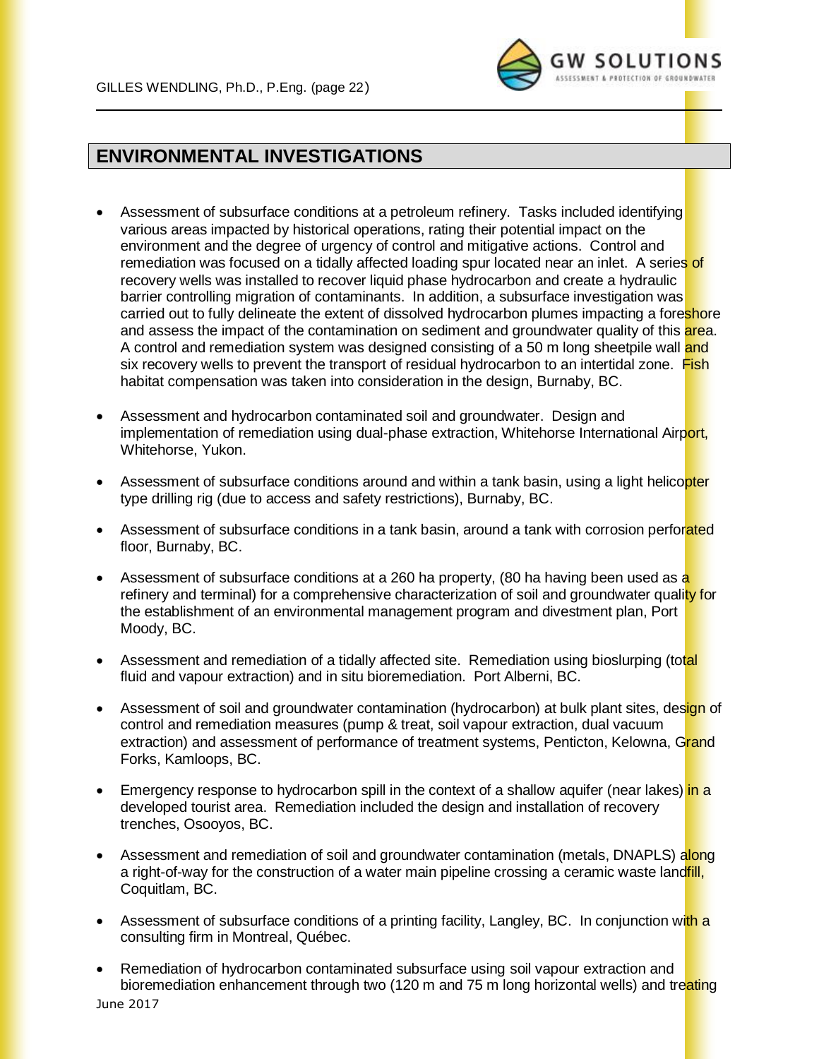## ENVIRONMENTAL INVESTIGATIONS

- Assessment of subsurface conditions at a petroleum refinery. Tasks included identifying various areas impacted by historical operations, rating their potential impact on the environment and the degree of urgency of control and mitigative actions. Control and remediation was focused on a tidally affected loading spur located near an inlet. A series of recovery wells was installed to recover liquid phase hydrocarbon and create a hydraulic barrier controlling migration of contaminants. In addition, a subsurface investigation was carried out to fully delineate the extent of dissolved hydrocarbon plumes impacting a foreshore and assess the impact of the contamination on sediment and groundwater quality of this area. A control and remediation system was designed consisting of a 50 m long sheetpile wall and six recovery wells to prevent the transport of residual hydrocarbon to an intertidal zone. Fish habitat compensation was taken into consideration in the design, Burnaby, BC.

- Assessment and hydrocarbon contaminated soil and groundwater. Design and implementation of remediation using dual-phase extraction, Whitehorse International Airport, Whitehorse, Yukon.

- Assessment of subsurface conditions around and within a tank basin, using a light helicopter type drilling rig (due to access and safety restrictions), Burnaby, BC.

- Assessment of subsurface conditions in a tank basin, around a tank with corrosion perforated floor, Burnaby, BC.

- Assessment of subsurface conditions at a 260 ha property, (80 ha having been used as a refinery and terminal) for a comprehensive characterization of soil and groundwater quality for the establishment of an environmental management program and divestment plan, Port Moody, BC.

- Assessment and remediation of a tidally affected site. Remediation using bioslurping (total fluid and vapour extraction) and in situ bioremediation. Port Alberni, BC.

- Assessment of soil and groundwater contamination (hydrocarbon) at bulk plant sites, design of control and remediation measures (pump & treat, soil vapour extraction, dual vacuum extraction) and assessment of performance of treatment systems, Penticton, Kelowna, Grand Forks, Kamloops, BC.

- Emergency response to hydrocarbon spill in the context of a shallow aquifer (near lakes) in a developed tourist area. Remediation included the design and installation of recovery trenches, Osooyos, BC.

- Assessment and remediation of soil and groundwater contamination (metals, DNAPLS) along a right-of-way for the construction of a water main pipeline crossing a ceramic waste landfill, Coquitlam, BC.

- Assessment of subsurface conditions of a printing facility, Langley, BC. In conjunction with a consulting firm in Montreal, Québec.

- Remediation of hydrocarbon contaminated subsurface using soil vapour extraction and bioremediation enhancement through two (120 m and 75 m long horizontal wells) and treating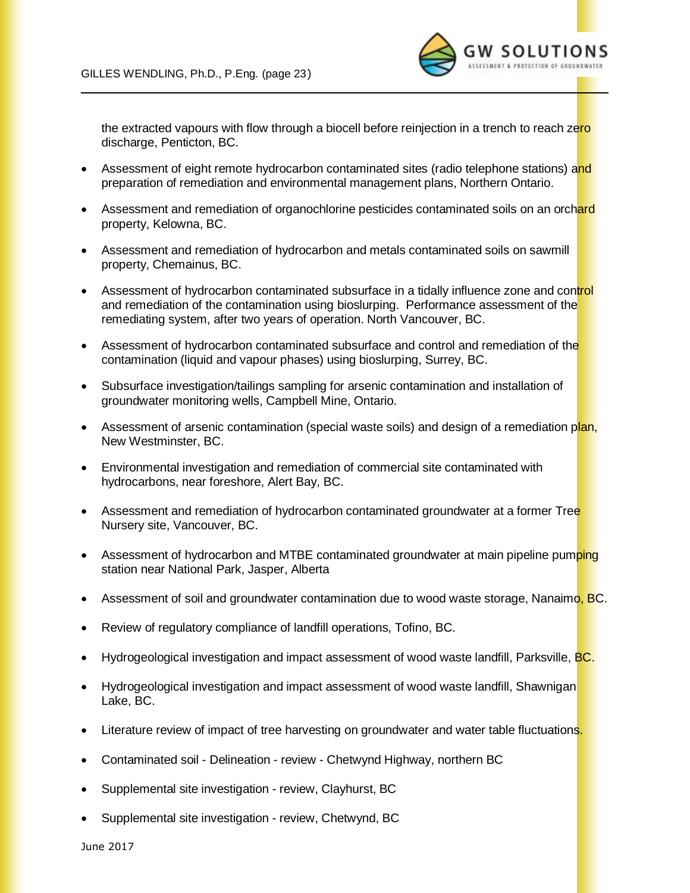the extracted vapours with flow through a biocell before reinjection in a trench to reach zero discharge, Penticton, BC.

- Assessment of eight remote hydrocarbon contaminated sites (radio telephone stations) and preparation of remediation and environmental management plans, Northern Ontario.
- Assessment and remediation of organochlorine pesticides contaminated soils on an orchard property, Kelowna, BC.
- Assessment and remediation of hydrocarbon and metals contaminated soils on sawmill property, Chemainus, BC.
- Assessment of hydrocarbon contaminated subsurface in a tidally influence zone and control and remediation of the contamination using bioslurping. Performance assessment of the remediating system, after two years of operation. North Vancouver, BC.
- Assessment of hydrocarbon contaminated subsurface and control and remediation of the contamination (liquid and vapour phases) using bioslurping, Surrey, BC.
- Subsurface investigation/tailings sampling for arsenic contamination and installation of groundwater monitoring wells, Campbell Mine, Ontario.
- Assessment of arsenic contamination (special waste soils) and design of a remediation plan, New Westminster, BC.
- Environmental investigation and remediation of commercial site contaminated with hydrocarbons, near foreshore, Alert Bay, BC.
- Assessment and remediation of hydrocarbon contaminated groundwater at a former Tree Nursery site, Vancouver, BC.
- Assessment of hydrocarbon and MTBE contaminated groundwater at main pipeline pumping station near National Park, Jasper, Alberta
- Assessment of soil and groundwater contamination due to wood waste storage, Nanaimo, BC.
- Review of regulatory compliance of landfill operations, Tofino, BC.
- Hydrogeological investigation and impact assessment of wood waste landfill, Parksville, BC.
- Hydrogeological investigation and impact assessment of wood waste landfill, Shawnigan Lake, BC.
- Literature review of impact of tree harvesting on groundwater and water table fluctuations.
- Contaminated soil - Delineation - review - Chetwynd Highway, northern BC
- Supplemental site investigation - review, Clayhurst, BC
- Supplemental site investigation - review, Chetwynd, BC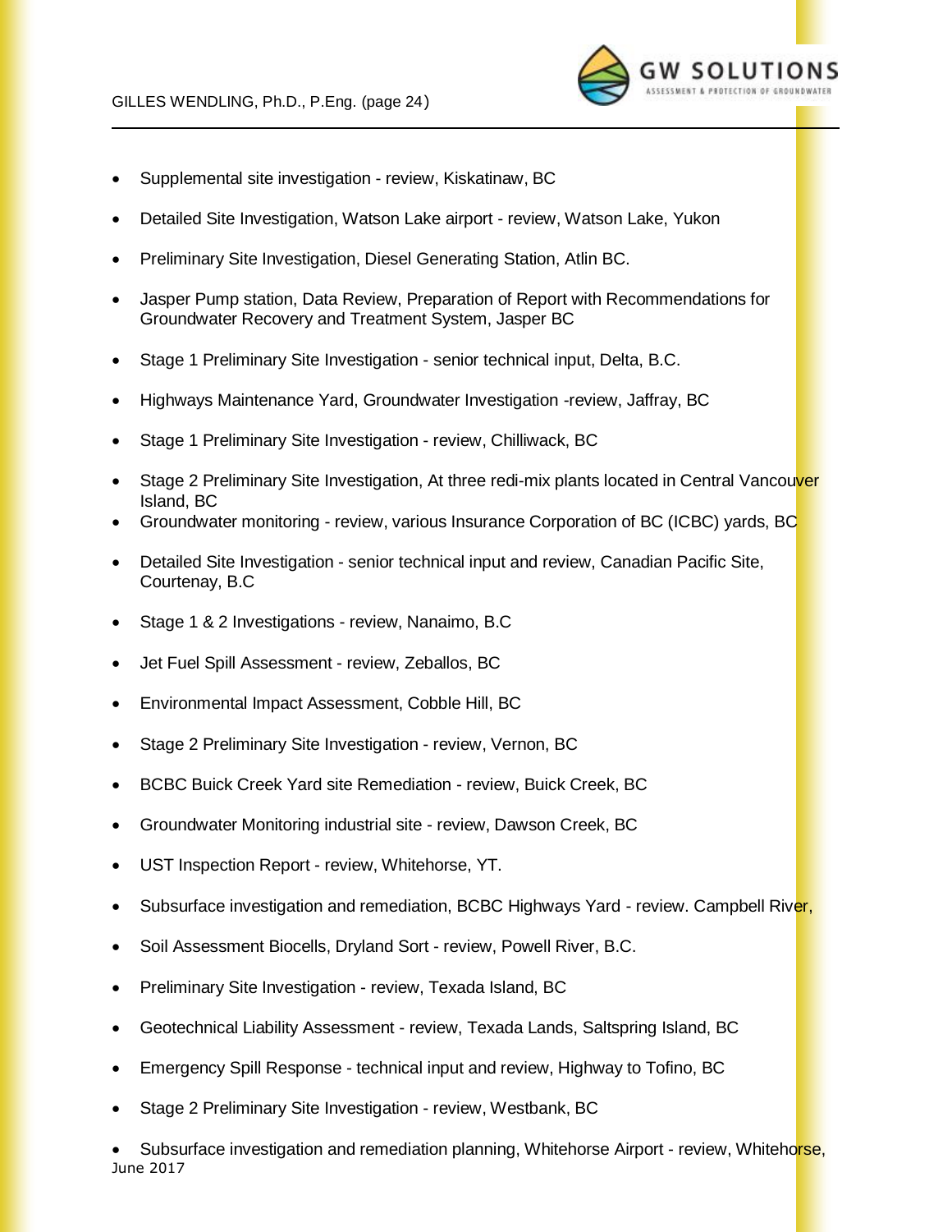- Supplemental site investigation - review, Kiskatinaw, BC
- Detailed Site Investigation, Watson Lake airport - review, Watson Lake, Yukon
- Preliminary Site Investigation, Diesel Generating Station, Atlin BC.
- Jasper Pump station, Data Review, Preparation of Report with Recommendations for Groundwater Recovery and Treatment System, Jasper BC
- Stage 1 Preliminary Site Investigation - senior technical input, Delta, B.C.
- Highways Maintenance Yard, Groundwater Investigation -review, Jaffray, BC
- Stage 1 Preliminary Site Investigation - review, Chilliwack, BC
- Stage 2 Preliminary Site Investigation, At three redi-mix plants located in Central Vancouver Island, BC
- Groundwater monitoring - review, various Insurance Corporation of BC (ICBC) yards, BC
- Detailed Site Investigation - senior technical input and review, Canadian Pacific Site, Courtenay, B.C
- Stage 1 & 2 Investigations - review, Nanaimo, B.C
- Jet Fuel Spill Assessment - review, Zeballos, BC
- Environmental Impact Assessment, Cobble Hill, BC
- Stage 2 Preliminary Site Investigation - review, Vernon, BC
- BCBC Buick Creek Yard site Remediation - review, Buick Creek, BC
- Groundwater Monitoring industrial site - review, Dawson Creek, BC
- UST Inspection Report - review, Whitehorse, YT.
- Subsurface investigation and remediation, BCBC Highways Yard - review. Campbell River,
- Soil Assessment Biocells, Dryland Sort - review, Powell River, B.C.
- Preliminary Site Investigation - review, Texada Island, BC
- Geotechnical Liability Assessment - review, Texada Lands, Saltspring Island, BC
- Emergency Spill Response - technical input and review, Highway to Tofino, BC
- Stage 2 Preliminary Site Investigation - review, Westbank, BC
- Subsurface investigation and remediation planning, Whitehorse Airport - review, Whitehorse,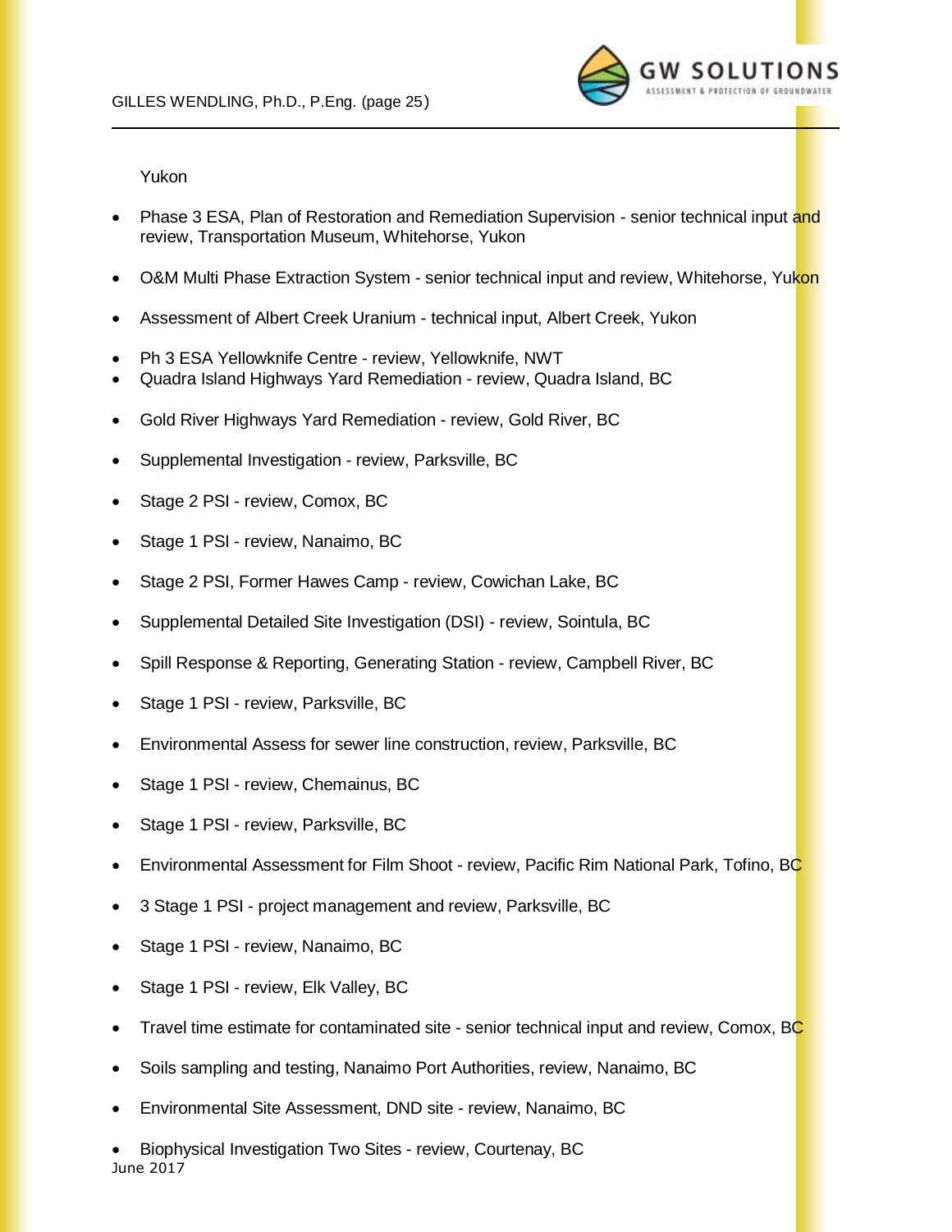Yukon

- Phase 3 ESA, Plan of Restoration and Remediation Supervision - senior technical input and review, Transportation Museum, Whitehorse, Yukon

- O&M Multi Phase Extraction System - senior technical input and review, Whitehorse, Yukon

- Assessment of Albert Creek Uranium - technical input, Albert Creek, Yukon

- Ph 3 ESA Yellowknife Centre - review, Yellowknife, NWT
- Quadra Island Highways Yard Remediation - review, Quadra Island, BC

- Gold River Highways Yard Remediation - review, Gold River, BC

- Supplemental Investigation - review, Parksville, BC

- Stage 2 PSI - review, Comox, BC

- Stage 1 PSI - review, Nanaimo, BC

- Stage 2 PSI, Former Hawes Camp - review, Cowichan Lake, BC

- Supplemental Detailed Site Investigation (DSI) - review, Sointula, BC

- Spill Response & Reporting, Generating Station - review, Campbell River, BC

- Stage 1 PSI - review, Parksville, BC

- Environmental Assess for sewer line construction, review, Parksville, BC

- Stage 1 PSI - review, Chemainus, BC

- Stage 1 PSI - review, Parksville, BC

- Environmental Assessment for Film Shoot - review, Pacific Rim National Park, Tofino, BC

- 3 Stage 1 PSI - project management and review, Parksville, BC

- Stage 1 PSI - review, Nanaimo, BC

- Stage 1 PSI - review, Elk Valley, BC

- Travel time estimate for contaminated site - senior technical input and review, Comox, BC

- Soils sampling and testing, Nanaimo Port Authorities, review, Nanaimo, BC

- Environmental Site Assessment, DND site - review, Nanaimo, BC

- Biophysical Investigation Two Sites - review, Courtenay, BC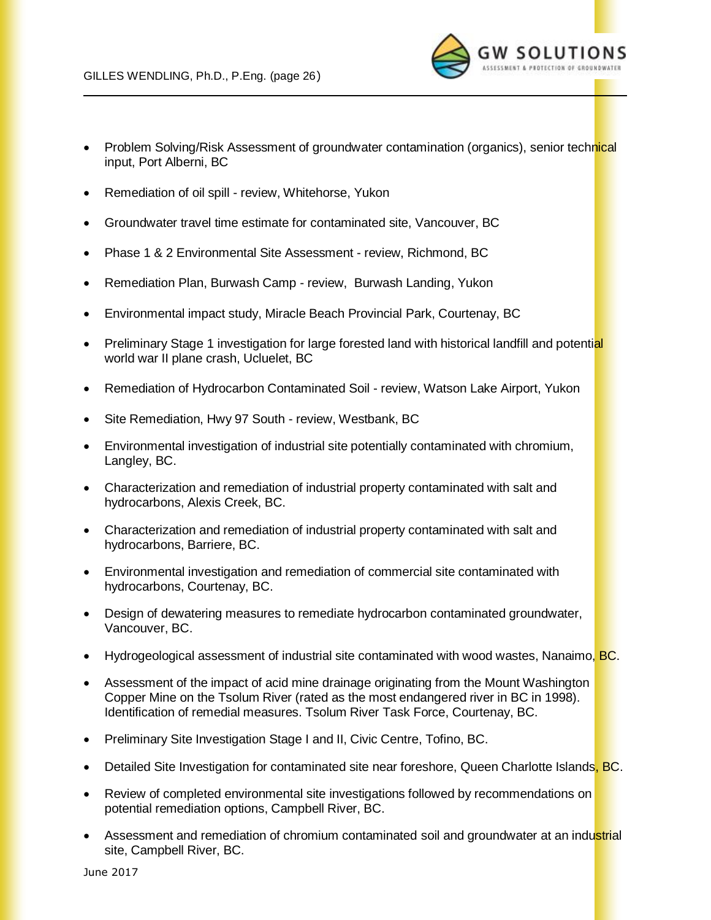- Problem Solving/Risk Assessment of groundwater contamination (organics), senior technical input, Port Alberni, BC
- Remediation of oil spill - review, Whitehorse, Yukon
- Groundwater travel time estimate for contaminated site, Vancouver, BC
- Phase 1 & 2 Environmental Site Assessment - review, Richmond, BC
- Remediation Plan, Burwash Camp - review, Burwash Landing, Yukon
- Environmental impact study, Miracle Beach Provincial Park, Courtenay, BC
- Preliminary Stage 1 investigation for large forested land with historical landfill and potential world war II plane crash, Ucluelet, BC
- Remediation of Hydrocarbon Contaminated Soil - review, Watson Lake Airport, Yukon
- Site Remediation, Hwy 97 South - review, Westbank, BC
- Environmental investigation of industrial site potentially contaminated with chromium, Langley, BC.
- Characterization and remediation of industrial property contaminated with salt and hydrocarbons, Alexis Creek, BC.
- Characterization and remediation of industrial property contaminated with salt and hydrocarbons, Barriere, BC.
- Environmental investigation and remediation of commercial site contaminated with hydrocarbons, Courtenay, BC.
- Design of dewatering measures to remediate hydrocarbon contaminated groundwater, Vancouver, BC.
- Hydrogeological assessment of industrial site contaminated with wood wastes, Nanaimo, BC.
- Assessment of the impact of acid mine drainage originating from the Mount Washington Copper Mine on the Tsolum River (rated as the most endangered river in BC in 1998). Identification of remedial measures. Tsolum River Task Force, Courtenay, BC.
- Preliminary Site Investigation Stage I and II, Civic Centre, Tofino, BC.
- Detailed Site Investigation for contaminated site near foreshore, Queen Charlotte Islands, BC.
- Review of completed environmental site investigations followed by recommendations on potential remediation options, Campbell River, BC.
- Assessment and remediation of chromium contaminated soil and groundwater at an industrial site, Campbell River, BC.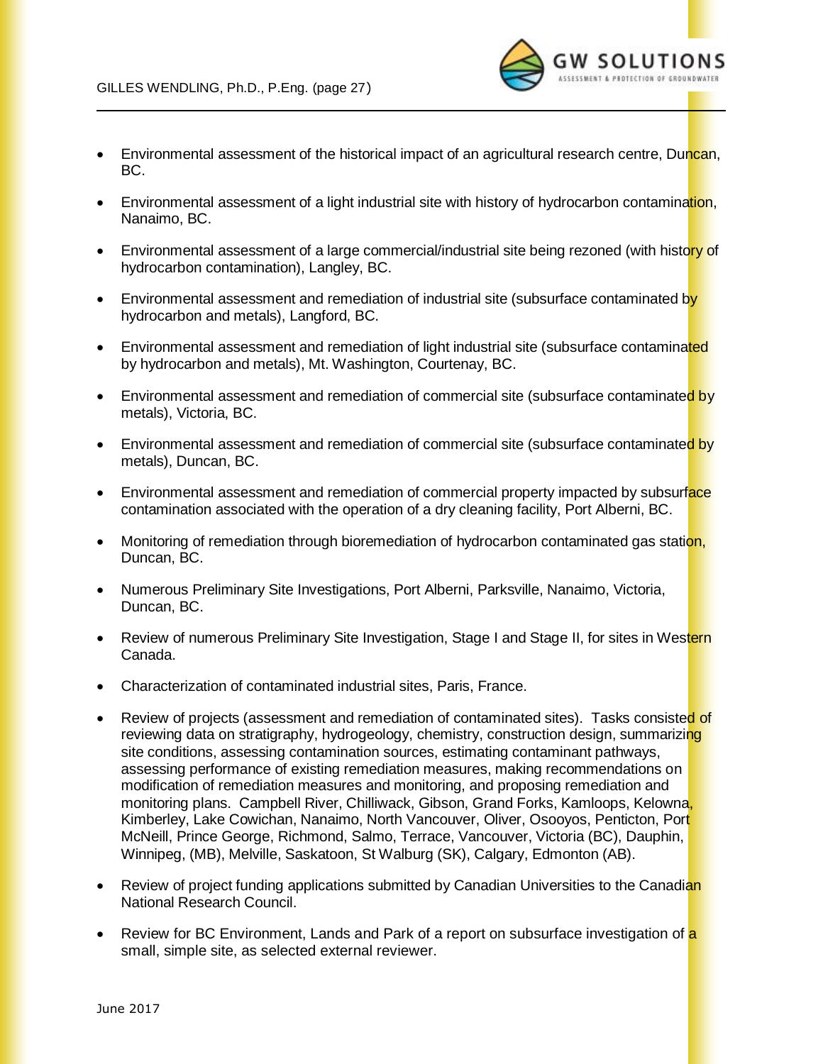- Environmental assessment of the historical impact of an agricultural research centre, Duncan, BC.
- Environmental assessment of a light industrial site with history of hydrocarbon contamination, Nanaimo, BC.
- Environmental assessment of a large commercial/industrial site being rezoned (with history of hydrocarbon contamination), Langley, BC.
- Environmental assessment and remediation of industrial site (subsurface contaminated by hydrocarbon and metals), Langford, BC.
- Environmental assessment and remediation of light industrial site (subsurface contaminated by hydrocarbon and metals), Mt. Washington, Courtenay, BC.
- Environmental assessment and remediation of commercial site (subsurface contaminated by metals), Victoria, BC.
- Environmental assessment and remediation of commercial site (subsurface contaminated by metals), Duncan, BC.
- Environmental assessment and remediation of commercial property impacted by subsurface contamination associated with the operation of a dry cleaning facility, Port Alberni, BC.
- Monitoring of remediation through bioremediation of hydrocarbon contaminated gas station, Duncan, BC.
- Numerous Preliminary Site Investigations, Port Alberni, Parksville, Nanaimo, Victoria, Duncan, BC.
- Review of numerous Preliminary Site Investigation, Stage I and Stage II, for sites in Western Canada.
- Characterization of contaminated industrial sites, Paris, France.
- Review of projects (assessment and remediation of contaminated sites). Tasks consisted of reviewing data on stratigraphy, hydrogeology, chemistry, construction design, summarizing site conditions, assessing contamination sources, estimating contaminant pathways, assessing performance of existing remediation measures, making recommendations on modification of remediation measures and monitoring, and proposing remediation and monitoring plans. Campbell River, Chilliwack, Gibson, Grand Forks, Kamloops, Kelowna, Kimberley, Lake Cowichan, Nanaimo, North Vancouver, Oliver, Osooyos, Penticton, Port McNeill, Prince George, Richmond, Salmo, Terrace, Vancouver, Victoria (BC), Dauphin, Winnipeg, (MB), Melville, Saskatoon, St Walburg (SK), Calgary, Edmonton (AB).
- Review of project funding applications submitted by Canadian Universities to the Canadian National Research Council.
- Review for BC Environment, Lands and Park of a report on subsurface investigation of a small, simple site, as selected external reviewer.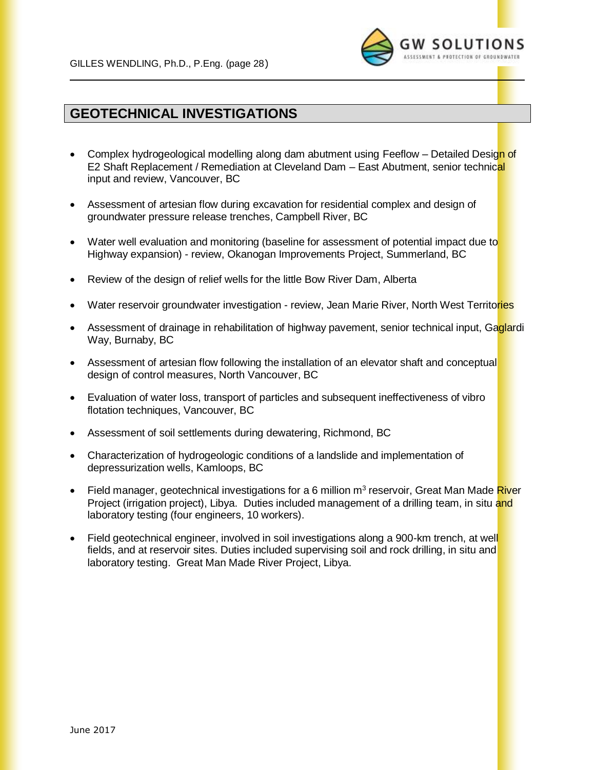## GEOTECHNICAL INVESTIGATIONS

- Complex hydrogeological modelling along dam abutment using Feeflow – Detailed Design of E2 Shaft Replacement / Remediation at Cleveland Dam – East Abutment, senior technical input and review, Vancouver, BC
- Assessment of artesian flow during excavation for residential complex and design of groundwater pressure release trenches, Campbell River, BC
- Water well evaluation and monitoring (baseline for assessment of potential impact due to Highway expansion) - review, Okanogan Improvements Project, Summerland, BC
- Review of the design of relief wells for the little Bow River Dam, Alberta
- Water reservoir groundwater investigation - review, Jean Marie River, North West Territories
- Assessment of drainage in rehabilitation of highway pavement, senior technical input, Gaglardi Way, Burnaby, BC
- Assessment of artesian flow following the installation of an elevator shaft and conceptual design of control measures, North Vancouver, BC
- Evaluation of water loss, transport of particles and subsequent ineffectiveness of vibro flotation techniques, Vancouver, BC
- Assessment of soil settlements during dewatering, Richmond, BC
- Characterization of hydrogeologic conditions of a landslide and implementation of depressurization wells, Kamloops, BC
- Field manager, geotechnical investigations for a 6 million $m^3$ reservoir, Great Man Made River Project (irrigation project), Libya. Duties included management of a drilling team, in situ and laboratory testing (four engineers, 10 workers).
- Field geotechnical engineer, involved in soil investigations along a 900-km trench, at well fields, and at reservoir sites. Duties included supervising soil and rock drilling, in situ and laboratory testing. Great Man Made River Project, Libya.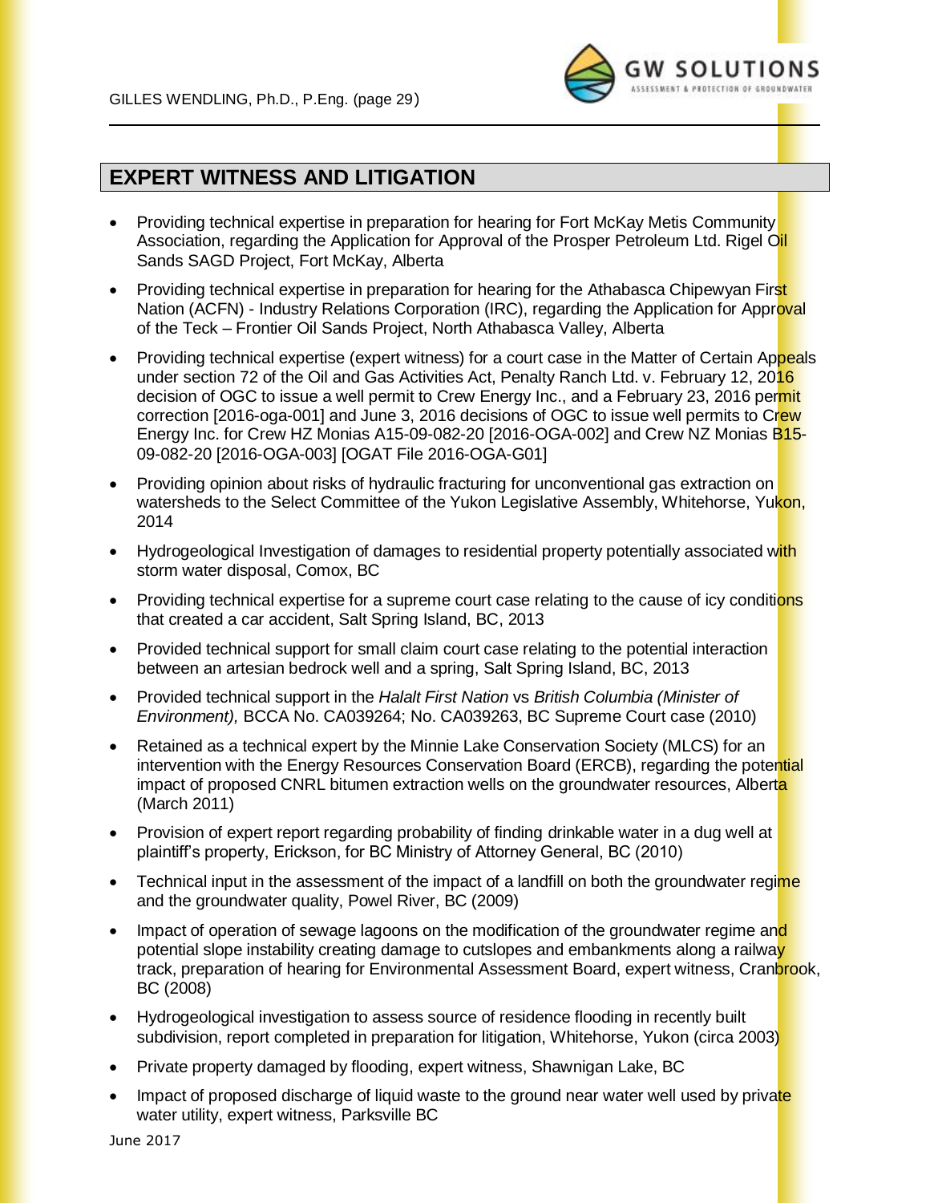## EXPERT WITNESS AND LITIGATION

- Providing technical expertise in preparation for hearing for Fort McKay Metis Community Association, regarding the Application for Approval of the Prosper Petroleum Ltd. Rigel Oil Sands SAGD Project, Fort McKay, Alberta
- Providing technical expertise in preparation for hearing for the Athabasca Chipewyan First Nation (ACFN) - Industry Relations Corporation (IRC), regarding the Application for Approval of the Teck – Frontier Oil Sands Project, North Athabasca Valley, Alberta
- Providing technical expertise (expert witness) for a court case in the Matter of Certain Appeals under section 72 of the Oil and Gas Activities Act, Penalty Ranch Ltd. v. February 12, 2016 decision of OGC to issue a well permit to Crew Energy Inc., and a February 23, 2016 permit correction [2016-oga-001] and June 3, 2016 decisions of OGC to issue well permits to Crew Energy Inc. for Crew HZ Monias A15-09-082-20 [2016-OGA-002] and Crew NZ Monias B15-09-082-20 [2016-OGA-003] [OGAT File 2016-OGA-G01]
- Providing opinion about risks of hydraulic fracturing for unconventional gas extraction on watersheds to the Select Committee of the Yukon Legislative Assembly, Whitehorse, Yukon, 2014
- Hydrogeological Investigation of damages to residential property potentially associated with storm water disposal, Comox, BC
- Providing technical expertise for a supreme court case relating to the cause of icy conditions that created a car accident, Salt Spring Island, BC, 2013
- Provided technical support for small claim court case relating to the potential interaction between an artesian bedrock well and a spring, Salt Spring Island, BC, 2013
- Provided technical support in the *Halalt First Nation* vs *British Columbia (Minister of Environment),* BCCA No. CA039264; No. CA039263, BC Supreme Court case (2010)
- Retained as a technical expert by the Minnie Lake Conservation Society (MLCS) for an intervention with the Energy Resources Conservation Board (ERCB), regarding the potential impact of proposed CNRL bitumen extraction wells on the groundwater resources, Alberta (March 2011)
- Provision of expert report regarding probability of finding drinkable water in a dug well at plaintiff's property, Erickson, for BC Ministry of Attorney General, BC (2010)
- Technical input in the assessment of the impact of a landfill on both the groundwater regime and the groundwater quality, Powel River, BC (2009)
- Impact of operation of sewage lagoons on the modification of the groundwater regime and potential slope instability creating damage to cutslopes and embankments along a railway track, preparation of hearing for Environmental Assessment Board, expert witness, Cranbrook, BC (2008)
- Hydrogeological investigation to assess source of residence flooding in recently built subdivision, report completed in preparation for litigation, Whitehorse, Yukon (circa 2003)
- Private property damaged by flooding, expert witness, Shawnigan Lake, BC
- Impact of proposed discharge of liquid waste to the ground near water well used by private water utility, expert witness, Parksville BC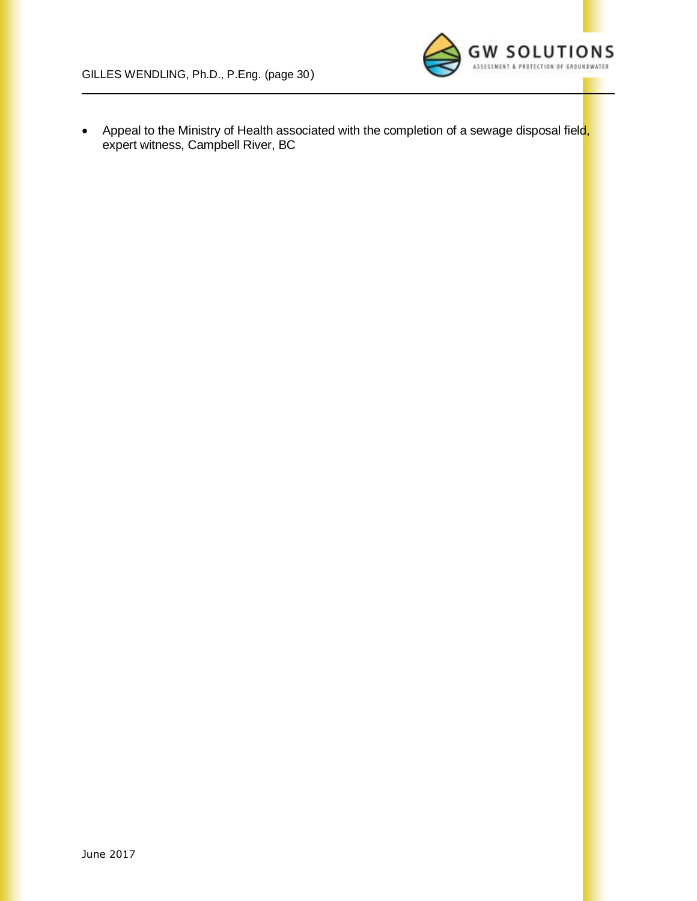- Appeal to the Ministry of Health associated with the completion of a sewage disposal field, expert witness, Campbell River, BC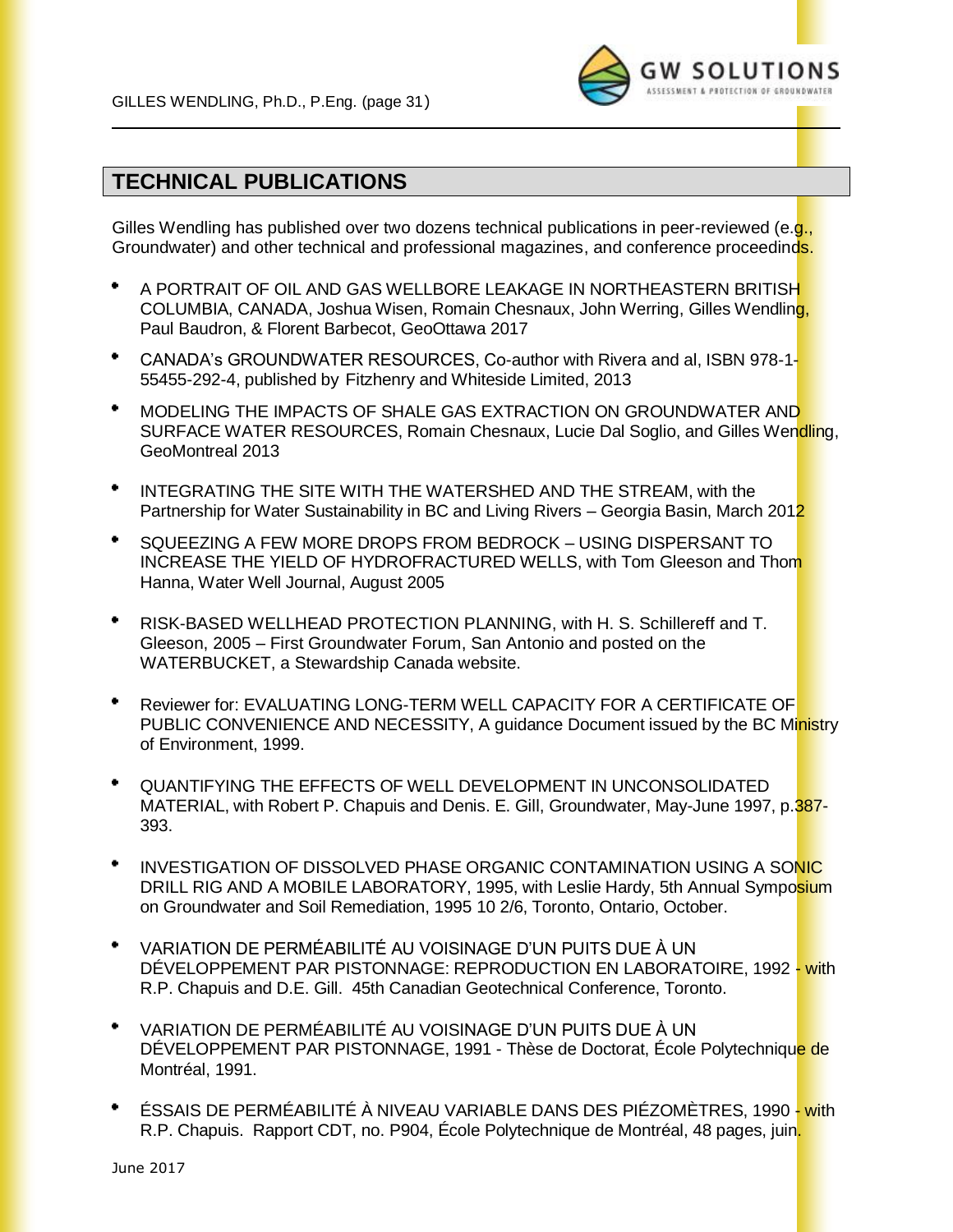## TECHNICAL PUBLICATIONS

Gilles Wendling has published over two dozens technical publications in peer-reviewed (e.g., Groundwater) and other technical and professional magazines, and conference proceedinds.

- A PORTRAIT OF OIL AND GAS WELLBORE LEAKAGE IN NORTHEASTERN BRITISH COLUMBIA, CANADA, Joshua Wisen, Romain Chesnaux, John Werring, Gilles Wendling, Paul Baudron, & Florent Barbecot, GeoOttawa 2017
- CANADA's GROUNDWATER RESOURCES, Co-author with Rivera and al, ISBN 978-1-55455-292-4, published by Fitzhenry and Whiteside Limited, 2013
- MODELING THE IMPACTS OF SHALE GAS EXTRACTION ON GROUNDWATER AND SURFACE WATER RESOURCES, Romain Chesnaux, Lucie Dal Soglio, and Gilles Wendling, GeoMontreal 2013
- INTEGRATING THE SITE WITH THE WATERSHED AND THE STREAM, with the Partnership for Water Sustainability in BC and Living Rivers – Georgia Basin, March 2012
- SQUEEZING A FEW MORE DROPS FROM BEDROCK – USING DISPERSANT TO INCREASE THE YIELD OF HYDROFRACTURED WELLS, with Tom Gleeson and Thom Hanna, Water Well Journal, August 2005
- RISK-BASED WELLHEAD PROTECTION PLANNING, with H. S. Schillereff and T. Gleeson, 2005 – First Groundwater Forum, San Antonio and posted on the WATERBUCKET, a Stewardship Canada website.
- Reviewer for: EVALUATING LONG-TERM WELL CAPACITY FOR A CERTIFICATE OF PUBLIC CONVENIENCE AND NECESSITY, A guidance Document issued by the BC Ministry of Environment, 1999.
- QUANTIFYING THE EFFECTS OF WELL DEVELOPMENT IN UNCONSOLIDATED MATERIAL, with Robert P. Chapuis and Denis. E. Gill, Groundwater, May-June 1997, p.387-393.
- INVESTIGATION OF DISSOLVED PHASE ORGANIC CONTAMINATION USING A SONIC DRILL RIG AND A MOBILE LABORATORY, 1995, with Leslie Hardy, 5th Annual Symposium on Groundwater and Soil Remediation, 1995 10 2/6, Toronto, Ontario, October.
- VARIATION DE PERMÉABILITÉ AU VOISINAGE D'UN PUITS DUE À UN DÉVELOPPEMENT PAR PISTONNAGE: REPRODUCTION EN LABORATOIRE, 1992 - with R.P. Chapuis and D.E. Gill. 45th Canadian Geotechnical Conference, Toronto.
- VARIATION DE PERMÉABILITÉ AU VOISINAGE D'UN PUITS DUE À UN DÉVELOPPEMENT PAR PISTONNAGE, 1991 - Thèse de Doctorat, École Polytechnique de Montréal, 1991.
- ÉSSAIS DE PERMÉABILITÉ À NIVEAU VARIABLE DANS DES PIÉZOMÈTRES, 1990 - with R.P. Chapuis. Rapport CDT, no. P904, École Polytechnique de Montréal, 48 pages, juin.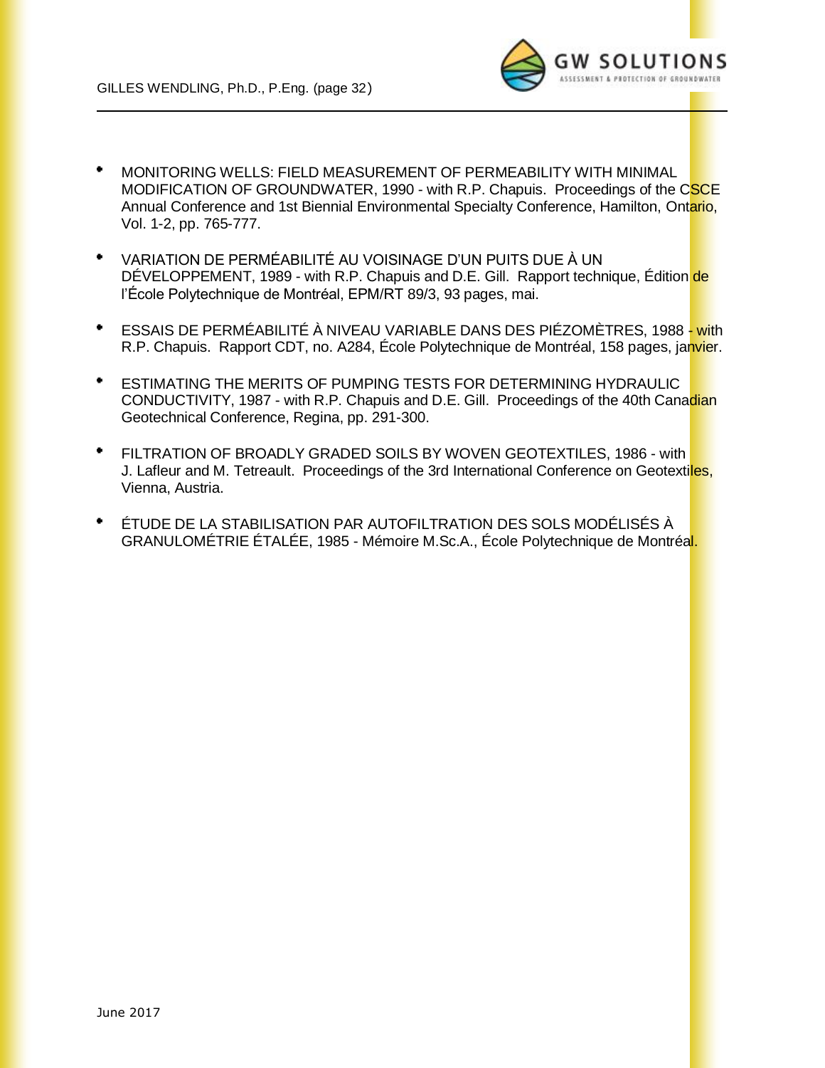- MONITORING WELLS: FIELD MEASUREMENT OF PERMEABILITY WITH MINIMAL MODIFICATION OF GROUNDWATER, 1990 - with R.P. Chapuis. Proceedings of the CSCE Annual Conference and 1st Biennial Environmental Specialty Conference, Hamilton, Ontario, Vol. 1-2, pp. 765-777.

- VARIATION DE PERMÉABILITÉ AU VOISINAGE D'UN PUITS DUE À UN DÉVELOPPEMENT, 1989 - with R.P. Chapuis and D.E. Gill. Rapport technique, Édition de l'École Polytechnique de Montréal, EPM/RT 89/3, 93 pages, mai.

- ESSAIS DE PERMÉABILITÉ À NIVEAU VARIABLE DANS DES PIÉZOMÈTRES, 1988 - with R.P. Chapuis. Rapport CDT, no. A284, École Polytechnique de Montréal, 158 pages, janvier.

- ESTIMATING THE MERITS OF PUMPING TESTS FOR DETERMINING HYDRAULIC CONDUCTIVITY, 1987 - with R.P. Chapuis and D.E. Gill. Proceedings of the 40th Canadian Geotechnical Conference, Regina, pp. 291-300.

- FILTRATION OF BROADLY GRADED SOILS BY WOVEN GEOTEXTILES, 1986 - with J. Lafleur and M. Tetreault. Proceedings of the 3rd International Conference on Geotextiles, Vienna, Austria.

- ÉTUDE DE LA STABILISATION PAR AUTOFILTRATION DES SOLS MODÉLISÉS À GRANULOMÉTRIE ÉTALÉE, 1985 - Mémoire M.Sc.A., École Polytechnique de Montréal.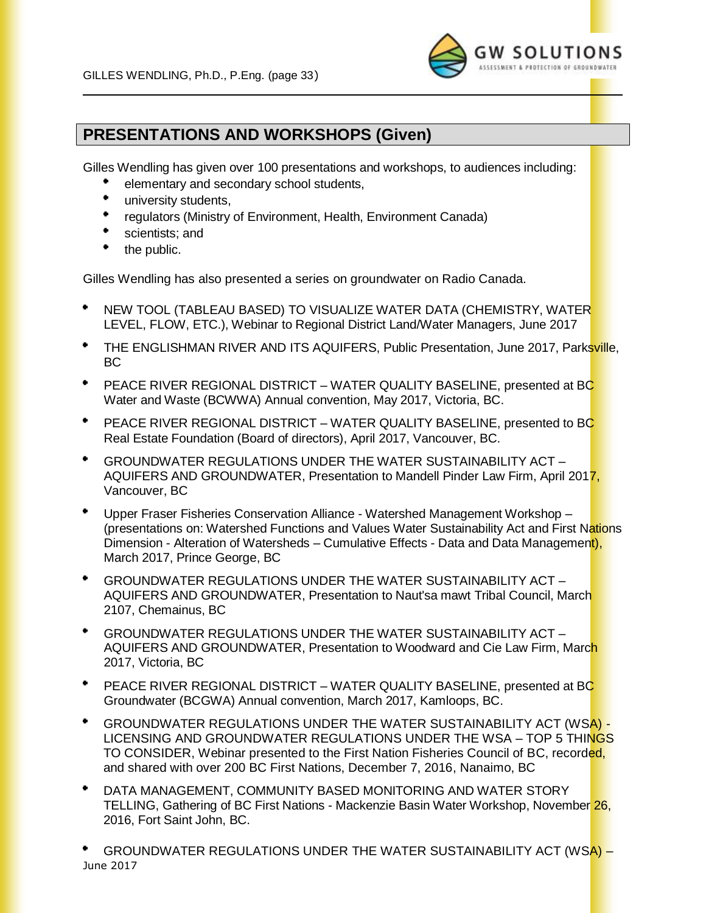## PRESENTATIONS AND WORKSHOPS (Given)

Gilles Wendling has given over 100 presentations and workshops, to audiences including:

- elementary and secondary school students,
- university students,
- regulators (Ministry of Environment, Health, Environment Canada)
- scientists; and
- the public.

Gilles Wendling has also presented a series on groundwater on Radio Canada.

- NEW TOOL (TABLEAU BASED) TO VISUALIZE WATER DATA (CHEMISTRY, WATER LEVEL, FLOW, ETC.), Webinar to Regional District Land/Water Managers, June 2017
- THE ENGLISHMAN RIVER AND ITS AQUIFERS, Public Presentation, June 2017, Parksville, BC
- PEACE RIVER REGIONAL DISTRICT – WATER QUALITY BASELINE, presented at BC Water and Waste (BCWWA) Annual convention, May 2017, Victoria, BC.
- PEACE RIVER REGIONAL DISTRICT – WATER QUALITY BASELINE, presented to BC Real Estate Foundation (Board of directors), April 2017, Vancouver, BC.
- GROUNDWATER REGULATIONS UNDER THE WATER SUSTAINABILITY ACT – AQUIFERS AND GROUNDWATER, Presentation to Mandell Pinder Law Firm, April 2017, Vancouver, BC
- Upper Fraser Fisheries Conservation Alliance - Watershed Management Workshop – (presentations on: Watershed Functions and Values Water Sustainability Act and First Nations Dimension - Alteration of Watersheds – Cumulative Effects - Data and Data Management), March 2017, Prince George, BC
- GROUNDWATER REGULATIONS UNDER THE WATER SUSTAINABILITY ACT – AQUIFERS AND GROUNDWATER, Presentation to Naut'sa mawt Tribal Council, March 2107, Chemainus, BC
- GROUNDWATER REGULATIONS UNDER THE WATER SUSTAINABILITY ACT – AQUIFERS AND GROUNDWATER, Presentation to Woodward and Cie Law Firm, March 2017, Victoria, BC
- PEACE RIVER REGIONAL DISTRICT – WATER QUALITY BASELINE, presented at BC Groundwater (BCGWA) Annual convention, March 2017, Kamloops, BC.
- GROUNDWATER REGULATIONS UNDER THE WATER SUSTAINABILITY ACT (WSA) - LICENSING AND GROUNDWATER REGULATIONS UNDER THE WSA – TOP 5 THINGS TO CONSIDER, Webinar presented to the First Nation Fisheries Council of BC, recorded, and shared with over 200 BC First Nations, December 7, 2016, Nanaimo, BC
- DATA MANAGEMENT, COMMUNITY BASED MONITORING AND WATER STORY TELLING, Gathering of BC First Nations - Mackenzie Basin Water Workshop, November 26, 2016, Fort Saint John, BC.
- GROUNDWATER REGULATIONS UNDER THE WATER SUSTAINABILITY ACT (WSA) –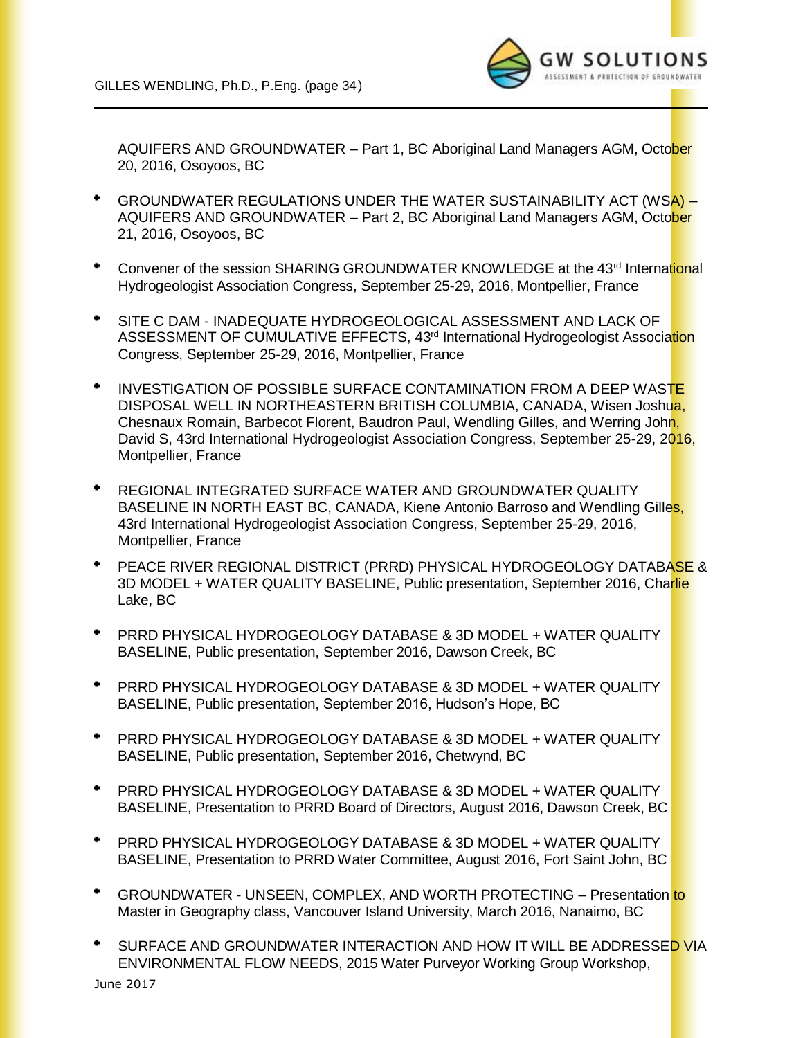AQUIFERS AND GROUNDWATER – Part 1, BC Aboriginal Land Managers AGM, October 20, 2016, Osoyoos, BC

- GROUNDWATER REGULATIONS UNDER THE WATER SUSTAINABILITY ACT (WSA) – AQUIFERS AND GROUNDWATER – Part 2, BC Aboriginal Land Managers AGM, October 21, 2016, Osoyoos, BC

- Convener of the session SHARING GROUNDWATER KNOWLEDGE at the 43rd International Hydrogeologist Association Congress, September 25-29, 2016, Montpellier, France

- SITE C DAM - INADEQUATE HYDROGEOLOGICAL ASSESSMENT AND LACK OF ASSESSMENT OF CUMULATIVE EFFECTS, 43rd International Hydrogeologist Association Congress, September 25-29, 2016, Montpellier, France

- INVESTIGATION OF POSSIBLE SURFACE CONTAMINATION FROM A DEEP WASTE DISPOSAL WELL IN NORTHEASTERN BRITISH COLUMBIA, CANADA, Wisen Joshua, Chesnaux Romain, Barbecot Florent, Baudron Paul, Wendling Gilles, and Werring John, David S, 43rd International Hydrogeologist Association Congress, September 25-29, 2016, Montpellier, France

- REGIONAL INTEGRATED SURFACE WATER AND GROUNDWATER QUALITY BASELINE IN NORTH EAST BC, CANADA, Kiene Antonio Barroso and Wendling Gilles, 43rd International Hydrogeologist Association Congress, September 25-29, 2016, Montpellier, France

- PEACE RIVER REGIONAL DISTRICT (PRRD) PHYSICAL HYDROGEOLOGY DATABASE & 3D MODEL + WATER QUALITY BASELINE, Public presentation, September 2016, Charlie Lake, BC

- PRRD PHYSICAL HYDROGEOLOGY DATABASE & 3D MODEL + WATER QUALITY BASELINE, Public presentation, September 2016, Dawson Creek, BC

- PRRD PHYSICAL HYDROGEOLOGY DATABASE & 3D MODEL + WATER QUALITY BASELINE, Public presentation, September 2016, Hudson's Hope, BC

- PRRD PHYSICAL HYDROGEOLOGY DATABASE & 3D MODEL + WATER QUALITY BASELINE, Public presentation, September 2016, Chetwynd, BC

- PRRD PHYSICAL HYDROGEOLOGY DATABASE & 3D MODEL + WATER QUALITY BASELINE, Presentation to PRRD Board of Directors, August 2016, Dawson Creek, BC

- PRRD PHYSICAL HYDROGEOLOGY DATABASE & 3D MODEL + WATER QUALITY BASELINE, Presentation to PRRD Water Committee, August 2016, Fort Saint John, BC

- GROUNDWATER - UNSEEN, COMPLEX, AND WORTH PROTECTING – Presentation to Master in Geography class, Vancouver Island University, March 2016, Nanaimo, BC

- SURFACE AND GROUNDWATER INTERACTION AND HOW IT WILL BE ADDRESSED VIA ENVIRONMENTAL FLOW NEEDS, 2015 Water Purveyor Working Group Workshop,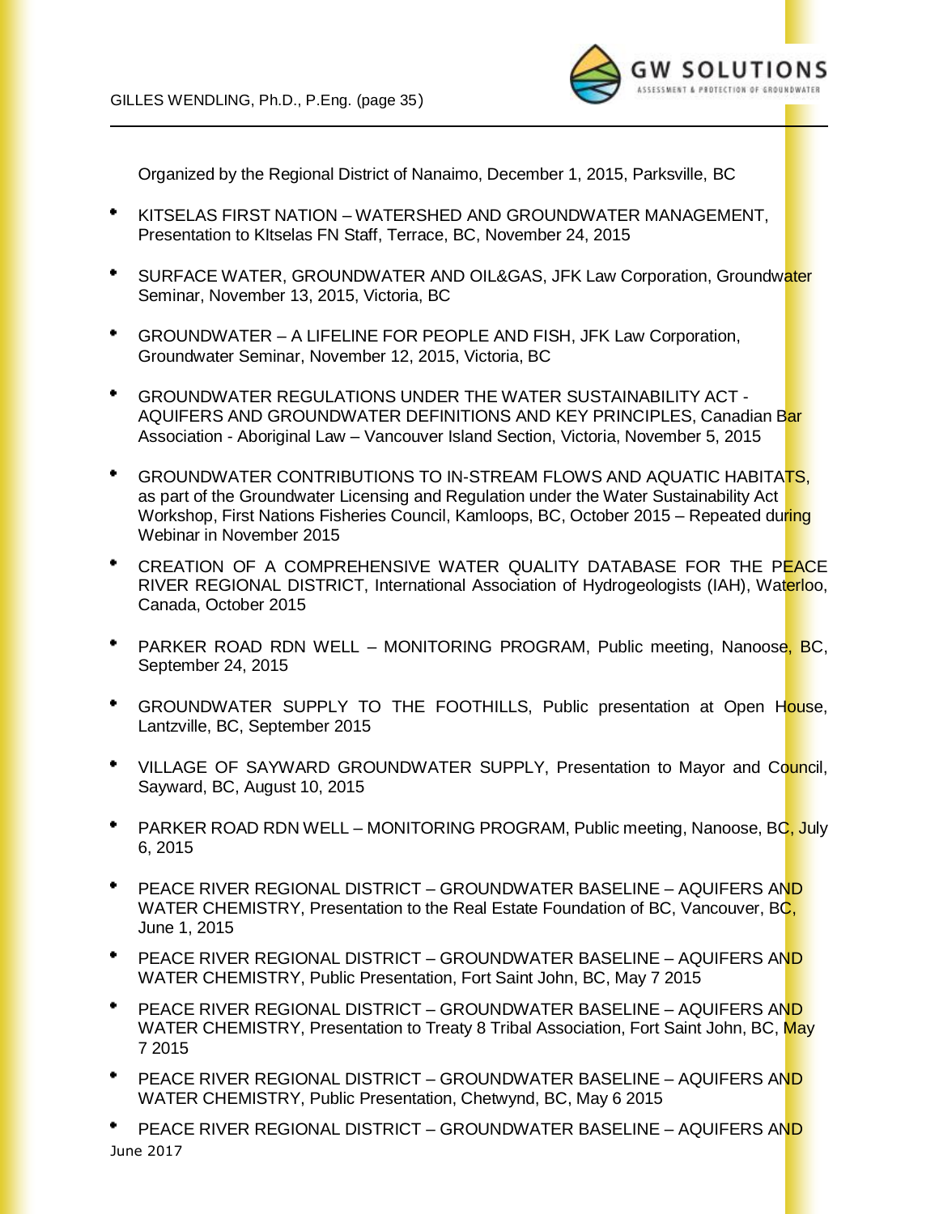Organized by the Regional District of Nanaimo, December 1, 2015, Parksville, BC

- KITSELAS FIRST NATION – WATERSHED AND GROUNDWATER MANAGEMENT, Presentation to KItselas FN Staff, Terrace, BC, November 24, 2015
- SURFACE WATER, GROUNDWATER AND OIL&GAS, JFK Law Corporation, Groundwater Seminar, November 13, 2015, Victoria, BC
- GROUNDWATER – A LIFELINE FOR PEOPLE AND FISH, JFK Law Corporation, Groundwater Seminar, November 12, 2015, Victoria, BC
- GROUNDWATER REGULATIONS UNDER THE WATER SUSTAINABILITY ACT - AQUIFERS AND GROUNDWATER DEFINITIONS AND KEY PRINCIPLES, Canadian Bar Association - Aboriginal Law – Vancouver Island Section, Victoria, November 5, 2015
- GROUNDWATER CONTRIBUTIONS TO IN-STREAM FLOWS AND AQUATIC HABITATS, as part of the Groundwater Licensing and Regulation under the Water Sustainability Act Workshop, First Nations Fisheries Council, Kamloops, BC, October 2015 – Repeated during Webinar in November 2015
- CREATION OF A COMPREHENSIVE WATER QUALITY DATABASE FOR THE PEACE RIVER REGIONAL DISTRICT, International Association of Hydrogeologists (IAH), Waterloo, Canada, October 2015
- PARKER ROAD RDN WELL – MONITORING PROGRAM, Public meeting, Nanoose, BC, September 24, 2015
- GROUNDWATER SUPPLY TO THE FOOTHILLS, Public presentation at Open House, Lantzville, BC, September 2015
- VILLAGE OF SAYWARD GROUNDWATER SUPPLY, Presentation to Mayor and Council, Sayward, BC, August 10, 2015
- PARKER ROAD RDN WELL – MONITORING PROGRAM, Public meeting, Nanoose, BC, July 6, 2015
- PEACE RIVER REGIONAL DISTRICT – GROUNDWATER BASELINE – AQUIFERS AND WATER CHEMISTRY, Presentation to the Real Estate Foundation of BC, Vancouver, BC, June 1, 2015
- PEACE RIVER REGIONAL DISTRICT – GROUNDWATER BASELINE – AQUIFERS AND WATER CHEMISTRY, Public Presentation, Fort Saint John, BC, May 7 2015
- PEACE RIVER REGIONAL DISTRICT – GROUNDWATER BASELINE – AQUIFERS AND WATER CHEMISTRY, Presentation to Treaty 8 Tribal Association, Fort Saint John, BC, May 7 2015
- PEACE RIVER REGIONAL DISTRICT – GROUNDWATER BASELINE – AQUIFERS AND WATER CHEMISTRY, Public Presentation, Chetwynd, BC, May 6 2015
- PEACE RIVER REGIONAL DISTRICT – GROUNDWATER BASELINE – AQUIFERS AND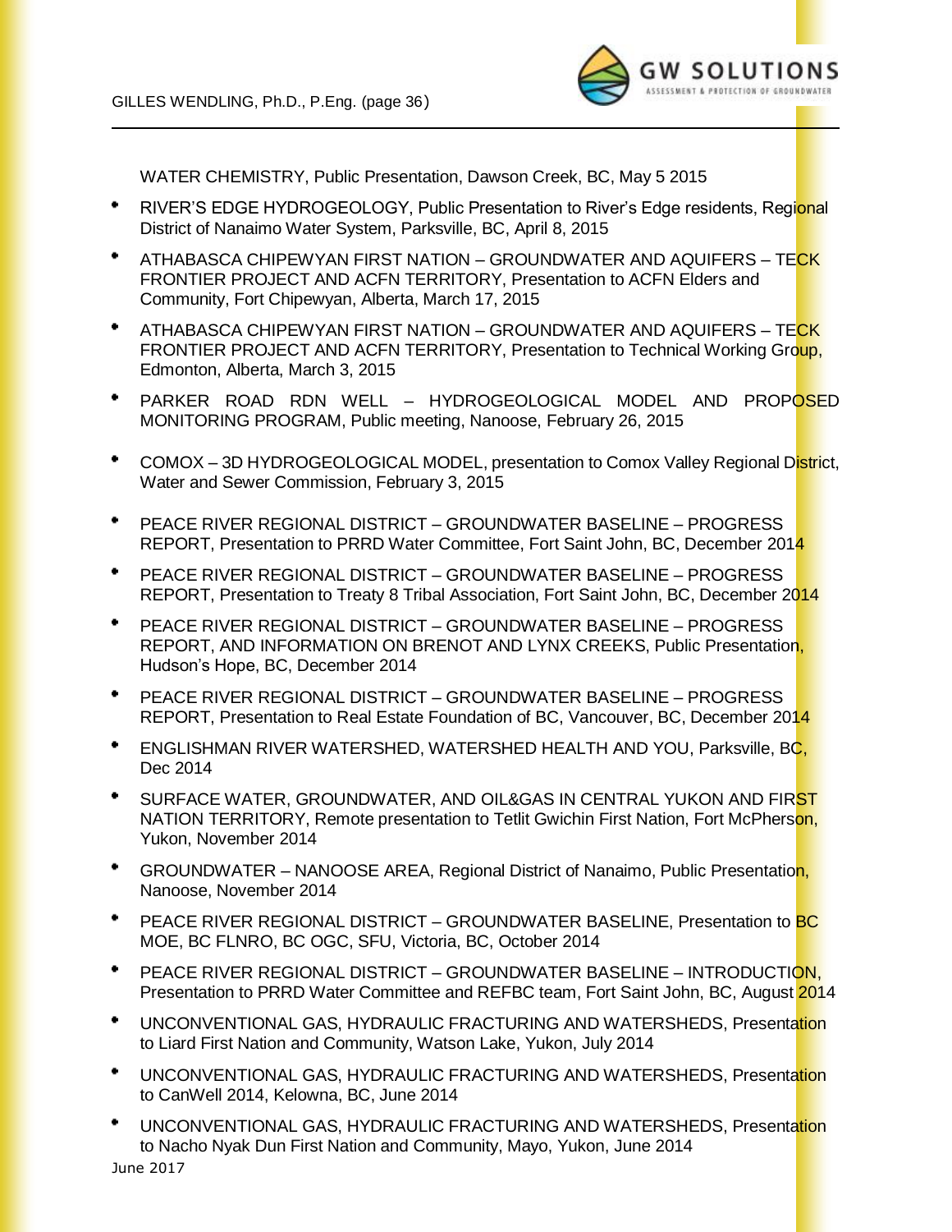WATER CHEMISTRY, Public Presentation, Dawson Creek, BC, May 5 2015

- RIVER'S EDGE HYDROGEOLOGY, Public Presentation to River's Edge residents, Regional District of Nanaimo Water System, Parksville, BC, April 8, 2015
- ATHABASCA CHIPEWYAN FIRST NATION – GROUNDWATER AND AQUIFERS – TECK FRONTIER PROJECT AND ACFN TERRITORY, Presentation to ACFN Elders and Community, Fort Chipewyan, Alberta, March 17, 2015
- ATHABASCA CHIPEWYAN FIRST NATION – GROUNDWATER AND AQUIFERS – TECK FRONTIER PROJECT AND ACFN TERRITORY, Presentation to Technical Working Group, Edmonton, Alberta, March 3, 2015
- PARKER ROAD RDN WELL – HYDROGEOLOGICAL MODEL AND PROPOSED MONITORING PROGRAM, Public meeting, Nanoose, February 26, 2015
- COMOX – 3D HYDROGEOLOGICAL MODEL, presentation to Comox Valley Regional District, Water and Sewer Commission, February 3, 2015
- PEACE RIVER REGIONAL DISTRICT – GROUNDWATER BASELINE – PROGRESS REPORT, Presentation to PRRD Water Committee, Fort Saint John, BC, December 2014
- PEACE RIVER REGIONAL DISTRICT – GROUNDWATER BASELINE – PROGRESS REPORT, Presentation to Treaty 8 Tribal Association, Fort Saint John, BC, December 2014
- PEACE RIVER REGIONAL DISTRICT – GROUNDWATER BASELINE – PROGRESS REPORT, AND INFORMATION ON BRENOT AND LYNX CREEKS, Public Presentation, Hudson's Hope, BC, December 2014
- PEACE RIVER REGIONAL DISTRICT – GROUNDWATER BASELINE – PROGRESS REPORT, Presentation to Real Estate Foundation of BC, Vancouver, BC, December 2014
- ENGLISHMAN RIVER WATERSHED, WATERSHED HEALTH AND YOU, Parksville, BC, Dec 2014
- SURFACE WATER, GROUNDWATER, AND OIL&GAS IN CENTRAL YUKON AND FIRST NATION TERRITORY, Remote presentation to Tetlit Gwichin First Nation, Fort McPherson, Yukon, November 2014
- GROUNDWATER – NANOOSE AREA, Regional District of Nanaimo, Public Presentation, Nanoose, November 2014
- PEACE RIVER REGIONAL DISTRICT – GROUNDWATER BASELINE, Presentation to BC MOE, BC FLNRO, BC OGC, SFU, Victoria, BC, October 2014
- PEACE RIVER REGIONAL DISTRICT – GROUNDWATER BASELINE – INTRODUCTION, Presentation to PRRD Water Committee and REFBC team, Fort Saint John, BC, August 2014
- UNCONVENTIONAL GAS, HYDRAULIC FRACTURING AND WATERSHEDS, Presentation to Liard First Nation and Community, Watson Lake, Yukon, July 2014
- UNCONVENTIONAL GAS, HYDRAULIC FRACTURING AND WATERSHEDS, Presentation to CanWell 2014, Kelowna, BC, June 2014
- UNCONVENTIONAL GAS, HYDRAULIC FRACTURING AND WATERSHEDS, Presentation to Nacho Nyak Dun First Nation and Community, Mayo, Yukon, June 2014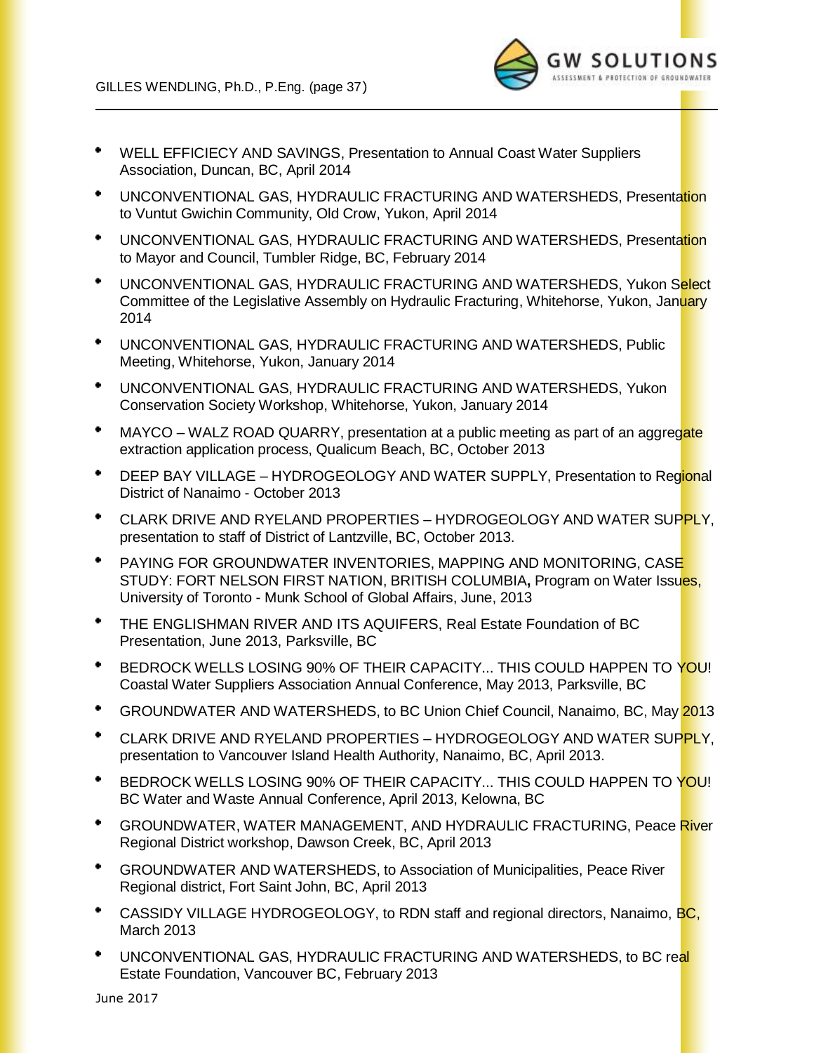- WELL EFFICIECY AND SAVINGS, Presentation to Annual Coast Water Suppliers Association, Duncan, BC, April 2014
- UNCONVENTIONAL GAS, HYDRAULIC FRACTURING AND WATERSHEDS, Presentation to Vuntut Gwichin Community, Old Crow, Yukon, April 2014
- UNCONVENTIONAL GAS, HYDRAULIC FRACTURING AND WATERSHEDS, Presentation to Mayor and Council, Tumbler Ridge, BC, February 2014
- UNCONVENTIONAL GAS, HYDRAULIC FRACTURING AND WATERSHEDS, Yukon Select Committee of the Legislative Assembly on Hydraulic Fracturing, Whitehorse, Yukon, January 2014
- UNCONVENTIONAL GAS, HYDRAULIC FRACTURING AND WATERSHEDS, Public Meeting, Whitehorse, Yukon, January 2014
- UNCONVENTIONAL GAS, HYDRAULIC FRACTURING AND WATERSHEDS, Yukon Conservation Society Workshop, Whitehorse, Yukon, January 2014
- MAYCO – WALZ ROAD QUARRY, presentation at a public meeting as part of an aggregate extraction application process, Qualicum Beach, BC, October 2013
- DEEP BAY VILLAGE – HYDROGEOLOGY AND WATER SUPPLY, Presentation to Regional District of Nanaimo - October 2013
- CLARK DRIVE AND RYELAND PROPERTIES – HYDROGEOLOGY AND WATER SUPPLY, presentation to staff of District of Lantzville, BC, October 2013.
- PAYING FOR GROUNDWATER INVENTORIES, MAPPING AND MONITORING, CASE STUDY: FORT NELSON FIRST NATION, BRITISH COLUMBIA**,** Program on Water Issues, University of Toronto - Munk School of Global Affairs, June, 2013
- THE ENGLISHMAN RIVER AND ITS AQUIFERS, Real Estate Foundation of BC Presentation, June 2013, Parksville, BC
- BEDROCK WELLS LOSING 90% OF THEIR CAPACITY... THIS COULD HAPPEN TO YOU! Coastal Water Suppliers Association Annual Conference, May 2013, Parksville, BC
- GROUNDWATER AND WATERSHEDS, to BC Union Chief Council, Nanaimo, BC, May 2013
- CLARK DRIVE AND RYELAND PROPERTIES – HYDROGEOLOGY AND WATER SUPPLY, presentation to Vancouver Island Health Authority, Nanaimo, BC, April 2013.
- BEDROCK WELLS LOSING 90% OF THEIR CAPACITY... THIS COULD HAPPEN TO YOU! BC Water and Waste Annual Conference, April 2013, Kelowna, BC
- GROUNDWATER, WATER MANAGEMENT, AND HYDRAULIC FRACTURING, Peace River Regional District workshop, Dawson Creek, BC, April 2013
- GROUNDWATER AND WATERSHEDS, to Association of Municipalities, Peace River Regional district, Fort Saint John, BC, April 2013
- CASSIDY VILLAGE HYDROGEOLOGY, to RDN staff and regional directors, Nanaimo, BC, March 2013
- UNCONVENTIONAL GAS, HYDRAULIC FRACTURING AND WATERSHEDS, to BC real Estate Foundation, Vancouver BC, February 2013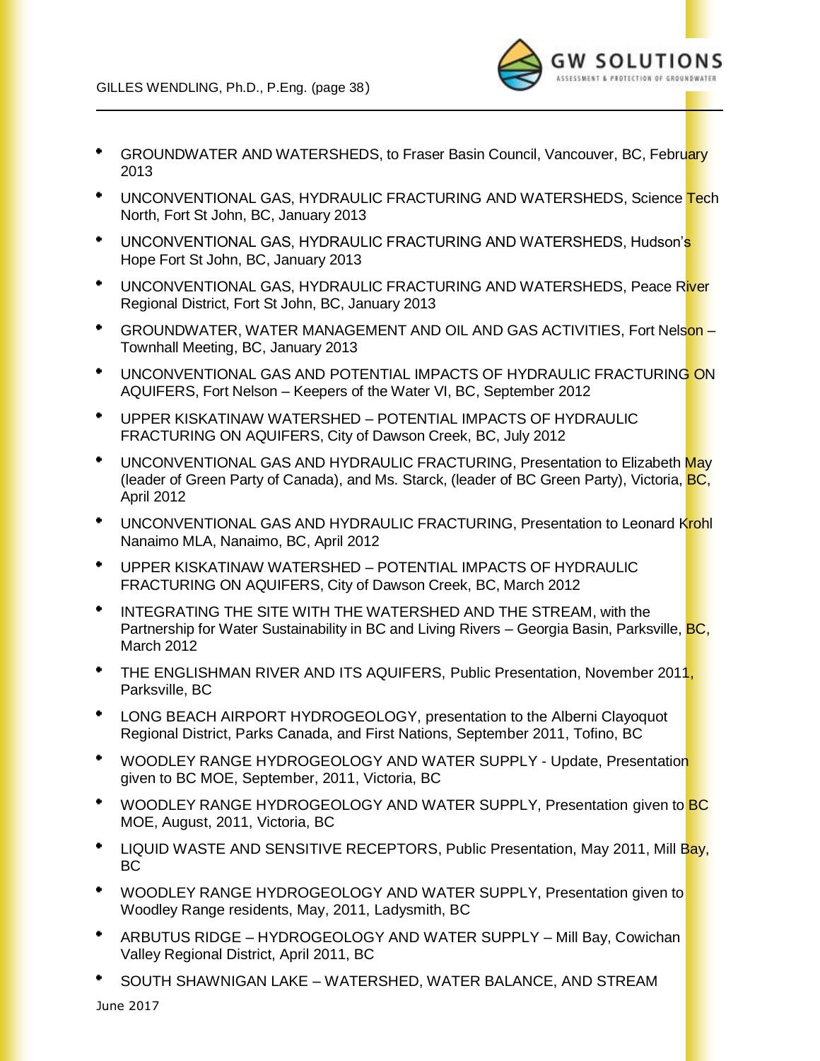- GROUNDWATER AND WATERSHEDS, to Fraser Basin Council, Vancouver, BC, February 2013
- UNCONVENTIONAL GAS, HYDRAULIC FRACTURING AND WATERSHEDS, Science Tech North, Fort St John, BC, January 2013
- UNCONVENTIONAL GAS, HYDRAULIC FRACTURING AND WATERSHEDS, Hudson's Hope Fort St John, BC, January 2013
- UNCONVENTIONAL GAS, HYDRAULIC FRACTURING AND WATERSHEDS, Peace River Regional District, Fort St John, BC, January 2013
- GROUNDWATER, WATER MANAGEMENT AND OIL AND GAS ACTIVITIES, Fort Nelson – Townhall Meeting, BC, January 2013
- UNCONVENTIONAL GAS AND POTENTIAL IMPACTS OF HYDRAULIC FRACTURING ON AQUIFERS, Fort Nelson – Keepers of the Water VI, BC, September 2012
- UPPER KISKATINAW WATERSHED – POTENTIAL IMPACTS OF HYDRAULIC FRACTURING ON AQUIFERS, City of Dawson Creek, BC, July 2012
- UNCONVENTIONAL GAS AND HYDRAULIC FRACTURING, Presentation to Elizabeth May (leader of Green Party of Canada), and Ms. Starck, (leader of BC Green Party), Victoria, BC, April 2012
- UNCONVENTIONAL GAS AND HYDRAULIC FRACTURING, Presentation to Leonard Krohl Nanaimo MLA, Nanaimo, BC, April 2012
- UPPER KISKATINAW WATERSHED – POTENTIAL IMPACTS OF HYDRAULIC FRACTURING ON AQUIFERS, City of Dawson Creek, BC, March 2012
- INTEGRATING THE SITE WITH THE WATERSHED AND THE STREAM, with the Partnership for Water Sustainability in BC and Living Rivers – Georgia Basin, Parksville, BC, March 2012
- THE ENGLISHMAN RIVER AND ITS AQUIFERS, Public Presentation, November 2011, Parksville, BC
- LONG BEACH AIRPORT HYDROGEOLOGY, presentation to the Alberni Clayoquot Regional District, Parks Canada, and First Nations, September 2011, Tofino, BC
- WOODLEY RANGE HYDROGEOLOGY AND WATER SUPPLY - Update, Presentation given to BC MOE, September, 2011, Victoria, BC
- WOODLEY RANGE HYDROGEOLOGY AND WATER SUPPLY, Presentation given to BC MOE, August, 2011, Victoria, BC
- LIQUID WASTE AND SENSITIVE RECEPTORS, Public Presentation, May 2011, Mill Bay, BC
- WOODLEY RANGE HYDROGEOLOGY AND WATER SUPPLY, Presentation given to Woodley Range residents, May, 2011, Ladysmith, BC
- ARBUTUS RIDGE – HYDROGEOLOGY AND WATER SUPPLY – Mill Bay, Cowichan Valley Regional District, April 2011, BC
- SOUTH SHAWNIGAN LAKE – WATERSHED, WATER BALANCE, AND STREAM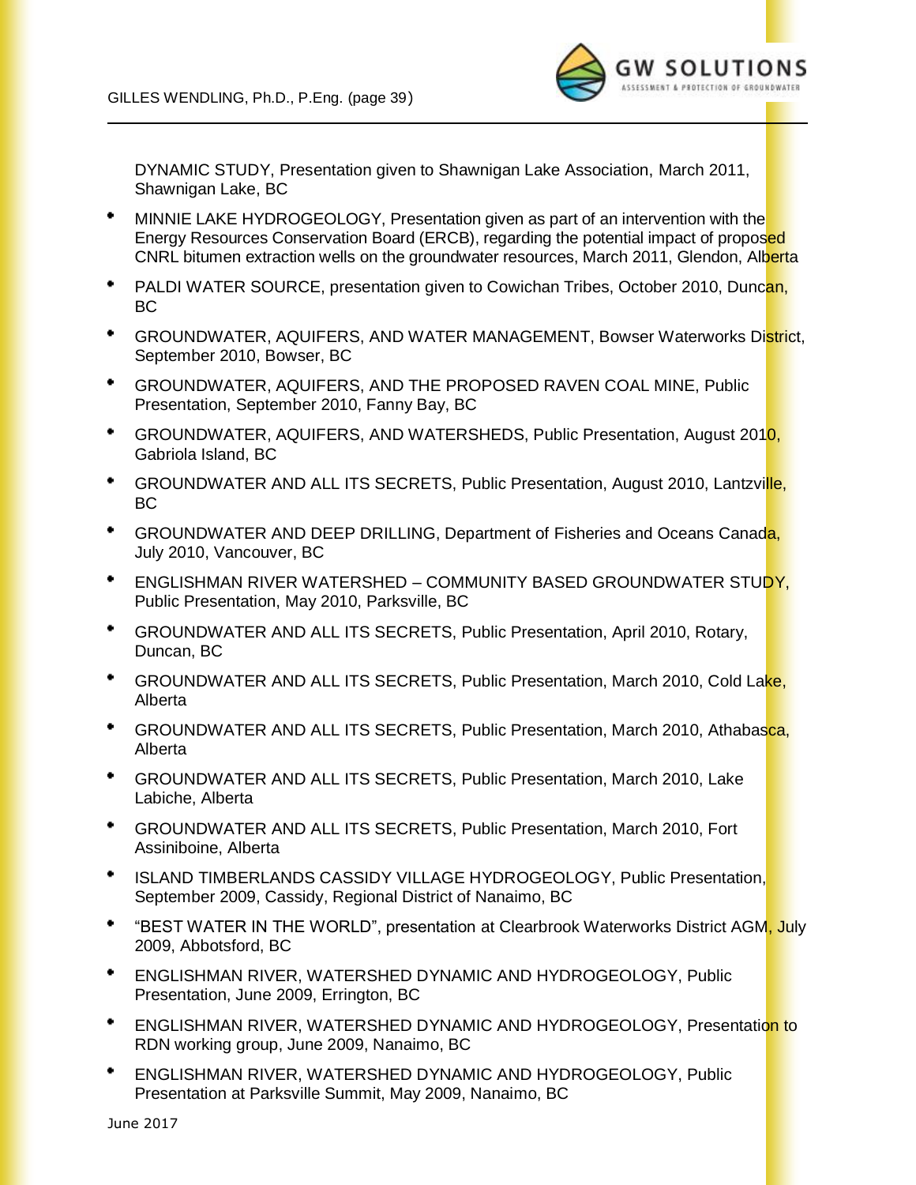DYNAMIC STUDY, Presentation given to Shawnigan Lake Association, March 2011, Shawnigan Lake, BC

- MINNIE LAKE HYDROGEOLOGY, Presentation given as part of an intervention with the Energy Resources Conservation Board (ERCB), regarding the potential impact of proposed CNRL bitumen extraction wells on the groundwater resources, March 2011, Glendon, Alberta
- PALDI WATER SOURCE, presentation given to Cowichan Tribes, October 2010, Duncan, BC
- GROUNDWATER, AQUIFERS, AND WATER MANAGEMENT, Bowser Waterworks District, September 2010, Bowser, BC
- GROUNDWATER, AQUIFERS, AND THE PROPOSED RAVEN COAL MINE, Public Presentation, September 2010, Fanny Bay, BC
- GROUNDWATER, AQUIFERS, AND WATERSHEDS, Public Presentation, August 2010, Gabriola Island, BC
- GROUNDWATER AND ALL ITS SECRETS, Public Presentation, August 2010, Lantzville, BC
- GROUNDWATER AND DEEP DRILLING, Department of Fisheries and Oceans Canada, July 2010, Vancouver, BC
- ENGLISHMAN RIVER WATERSHED – COMMUNITY BASED GROUNDWATER STUDY, Public Presentation, May 2010, Parksville, BC
- GROUNDWATER AND ALL ITS SECRETS, Public Presentation, April 2010, Rotary, Duncan, BC
- GROUNDWATER AND ALL ITS SECRETS, Public Presentation, March 2010, Cold Lake, Alberta
- GROUNDWATER AND ALL ITS SECRETS, Public Presentation, March 2010, Athabasca, Alberta
- GROUNDWATER AND ALL ITS SECRETS, Public Presentation, March 2010, Lake Labiche, Alberta
- GROUNDWATER AND ALL ITS SECRETS, Public Presentation, March 2010, Fort Assiniboine, Alberta
- ISLAND TIMBERLANDS CASSIDY VILLAGE HYDROGEOLOGY, Public Presentation, September 2009, Cassidy, Regional District of Nanaimo, BC
- "BEST WATER IN THE WORLD", presentation at Clearbrook Waterworks District AGM, July 2009, Abbotsford, BC
- ENGLISHMAN RIVER, WATERSHED DYNAMIC AND HYDROGEOLOGY, Public Presentation, June 2009, Errington, BC
- ENGLISHMAN RIVER, WATERSHED DYNAMIC AND HYDROGEOLOGY, Presentation to RDN working group, June 2009, Nanaimo, BC
- ENGLISHMAN RIVER, WATERSHED DYNAMIC AND HYDROGEOLOGY, Public Presentation at Parksville Summit, May 2009, Nanaimo, BC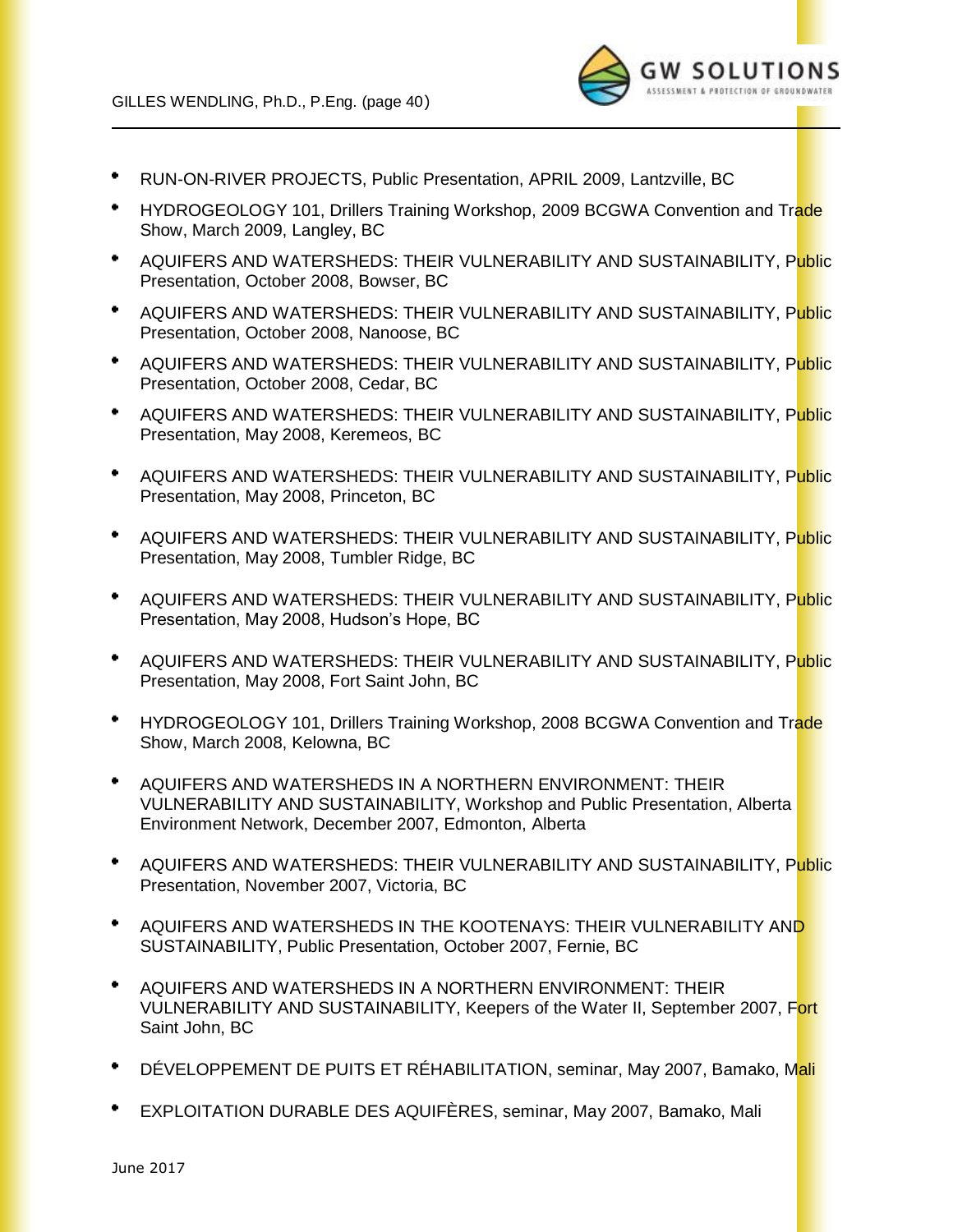- RUN-ON-RIVER PROJECTS, Public Presentation, APRIL 2009, Lantzville, BC
- HYDROGEOLOGY 101, Drillers Training Workshop, 2009 BCGWA Convention and Trade Show, March 2009, Langley, BC
- AQUIFERS AND WATERSHEDS: THEIR VULNERABILITY AND SUSTAINABILITY, Public Presentation, October 2008, Bowser, BC
- AQUIFERS AND WATERSHEDS: THEIR VULNERABILITY AND SUSTAINABILITY, Public Presentation, October 2008, Nanoose, BC
- AQUIFERS AND WATERSHEDS: THEIR VULNERABILITY AND SUSTAINABILITY, Public Presentation, October 2008, Cedar, BC
- AQUIFERS AND WATERSHEDS: THEIR VULNERABILITY AND SUSTAINABILITY, Public Presentation, May 2008, Keremeos, BC
- AQUIFERS AND WATERSHEDS: THEIR VULNERABILITY AND SUSTAINABILITY, Public Presentation, May 2008, Princeton, BC
- AQUIFERS AND WATERSHEDS: THEIR VULNERABILITY AND SUSTAINABILITY, Public Presentation, May 2008, Tumbler Ridge, BC
- AQUIFERS AND WATERSHEDS: THEIR VULNERABILITY AND SUSTAINABILITY, Public Presentation, May 2008, Hudson's Hope, BC
- AQUIFERS AND WATERSHEDS: THEIR VULNERABILITY AND SUSTAINABILITY, Public Presentation, May 2008, Fort Saint John, BC
- HYDROGEOLOGY 101, Drillers Training Workshop, 2008 BCGWA Convention and Trade Show, March 2008, Kelowna, BC
- AQUIFERS AND WATERSHEDS IN A NORTHERN ENVIRONMENT: THEIR VULNERABILITY AND SUSTAINABILITY, Workshop and Public Presentation, Alberta Environment Network, December 2007, Edmonton, Alberta
- AQUIFERS AND WATERSHEDS: THEIR VULNERABILITY AND SUSTAINABILITY, Public Presentation, November 2007, Victoria, BC
- AQUIFERS AND WATERSHEDS IN THE KOOTENAYS: THEIR VULNERABILITY AND SUSTAINABILITY, Public Presentation, October 2007, Fernie, BC
- AQUIFERS AND WATERSHEDS IN A NORTHERN ENVIRONMENT: THEIR VULNERABILITY AND SUSTAINABILITY, Keepers of the Water II, September 2007, Fort Saint John, BC
- DÉVELOPPEMENT DE PUITS ET RÉHABILITATION, seminar, May 2007, Bamako, Mali
- EXPLOITATION DURABLE DES AQUIFÈRES, seminar, May 2007, Bamako, Mali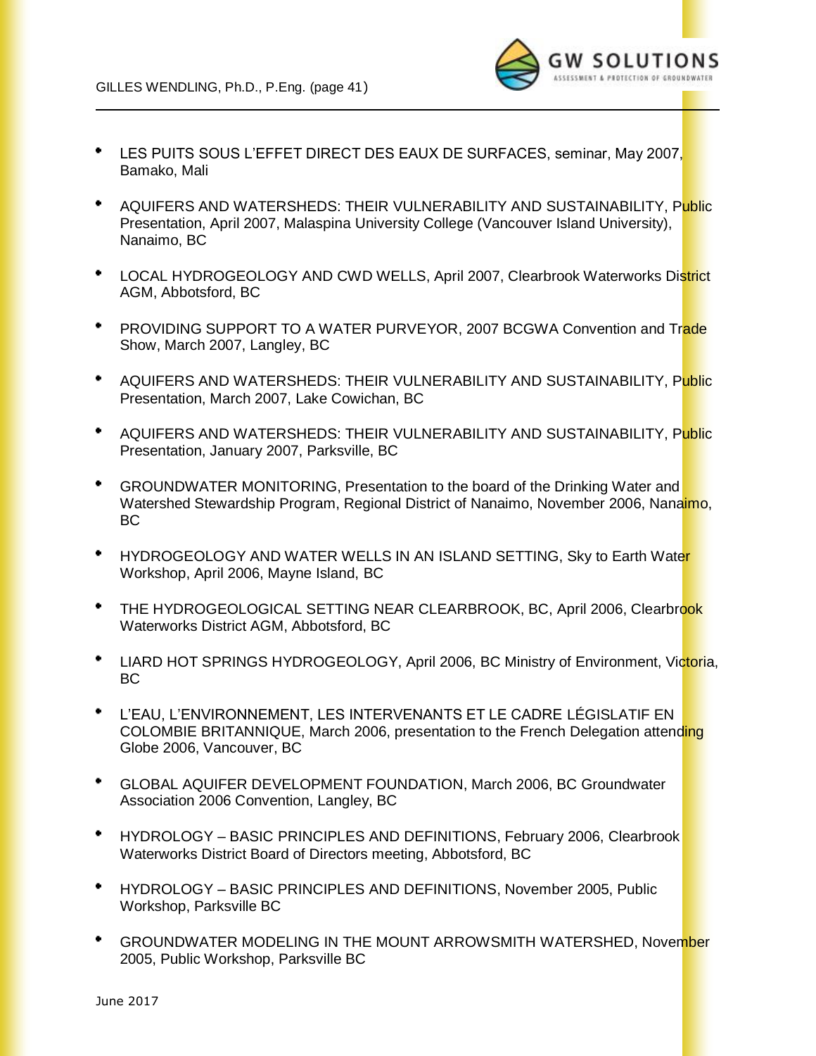- LES PUITS SOUS L'EFFET DIRECT DES EAUX DE SURFACES, seminar, May 2007, Bamako, Mali
- AQUIFERS AND WATERSHEDS: THEIR VULNERABILITY AND SUSTAINABILITY, Public Presentation, April 2007, Malaspina University College (Vancouver Island University), Nanaimo, BC
- LOCAL HYDROGEOLOGY AND CWD WELLS, April 2007, Clearbrook Waterworks District AGM, Abbotsford, BC
- PROVIDING SUPPORT TO A WATER PURVEYOR, 2007 BCGWA Convention and Trade Show, March 2007, Langley, BC
- AQUIFERS AND WATERSHEDS: THEIR VULNERABILITY AND SUSTAINABILITY, Public Presentation, March 2007, Lake Cowichan, BC
- AQUIFERS AND WATERSHEDS: THEIR VULNERABILITY AND SUSTAINABILITY, Public Presentation, January 2007, Parksville, BC
- GROUNDWATER MONITORING, Presentation to the board of the Drinking Water and Watershed Stewardship Program, Regional District of Nanaimo, November 2006, Nanaimo, BC
- HYDROGEOLOGY AND WATER WELLS IN AN ISLAND SETTING, Sky to Earth Water Workshop, April 2006, Mayne Island, BC
- THE HYDROGEOLOGICAL SETTING NEAR CLEARBROOK, BC, April 2006, Clearbrook Waterworks District AGM, Abbotsford, BC
- LIARD HOT SPRINGS HYDROGEOLOGY, April 2006, BC Ministry of Environment, Victoria, BC
- L'EAU, L'ENVIRONNEMENT, LES INTERVENANTS ET LE CADRE LÉGISLATIF EN COLOMBIE BRITANNIQUE, March 2006, presentation to the French Delegation attending Globe 2006, Vancouver, BC
- GLOBAL AQUIFER DEVELOPMENT FOUNDATION, March 2006, BC Groundwater Association 2006 Convention, Langley, BC
- HYDROLOGY – BASIC PRINCIPLES AND DEFINITIONS, February 2006, Clearbrook Waterworks District Board of Directors meeting, Abbotsford, BC
- HYDROLOGY – BASIC PRINCIPLES AND DEFINITIONS, November 2005, Public Workshop, Parksville BC
- GROUNDWATER MODELING IN THE MOUNT ARROWSMITH WATERSHED, November 2005, Public Workshop, Parksville BC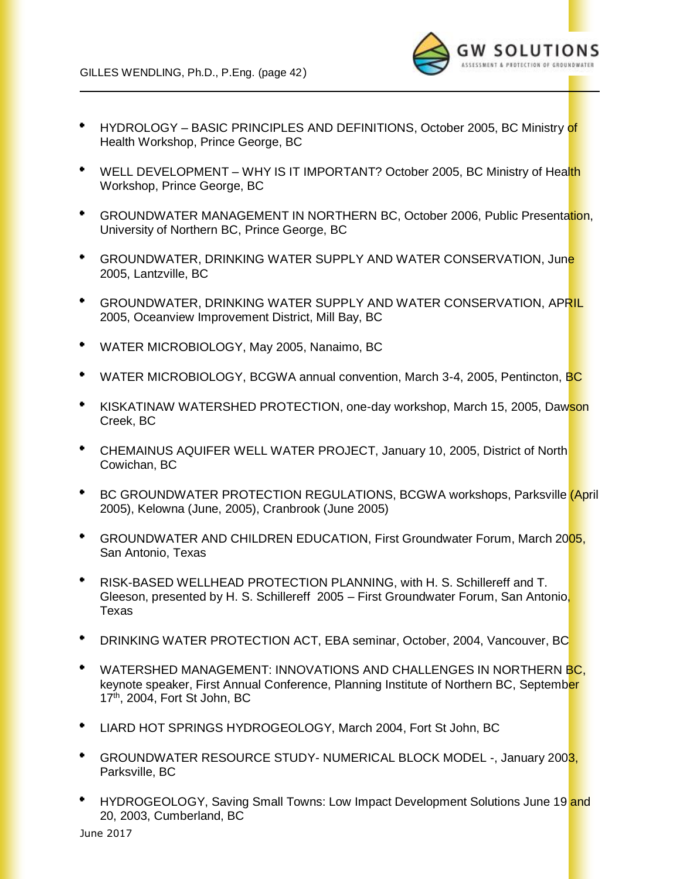- HYDROLOGY – BASIC PRINCIPLES AND DEFINITIONS, October 2005, BC Ministry of Health Workshop, Prince George, BC

- WELL DEVELOPMENT – WHY IS IT IMPORTANT? October 2005, BC Ministry of Health Workshop, Prince George, BC

- GROUNDWATER MANAGEMENT IN NORTHERN BC, October 2006, Public Presentation, University of Northern BC, Prince George, BC

- GROUNDWATER, DRINKING WATER SUPPLY AND WATER CONSERVATION, June 2005, Lantzville, BC

- GROUNDWATER, DRINKING WATER SUPPLY AND WATER CONSERVATION, APRIL 2005, Oceanview Improvement District, Mill Bay, BC

- WATER MICROBIOLOGY, May 2005, Nanaimo, BC

- WATER MICROBIOLOGY, BCGWA annual convention, March 3-4, 2005, Pentincton, BC

- KISKATINAW WATERSHED PROTECTION, one-day workshop, March 15, 2005, Dawson Creek, BC

- CHEMAINUS AQUIFER WELL WATER PROJECT, January 10, 2005, District of North Cowichan, BC

- BC GROUNDWATER PROTECTION REGULATIONS, BCGWA workshops, Parksville (April 2005), Kelowna (June, 2005), Cranbrook (June 2005)

- GROUNDWATER AND CHILDREN EDUCATION, First Groundwater Forum, March 2005, San Antonio, Texas

- RISK-BASED WELLHEAD PROTECTION PLANNING, with H. S. Schillereff and T. Gleeson, presented by H. S. Schillereff 2005 – First Groundwater Forum, San Antonio, Texas

- DRINKING WATER PROTECTION ACT, EBA seminar, October, 2004, Vancouver, BC

- WATERSHED MANAGEMENT: INNOVATIONS AND CHALLENGES IN NORTHERN BC, keynote speaker, First Annual Conference, Planning Institute of Northern BC, September 17th, 2004, Fort St John, BC

- LIARD HOT SPRINGS HYDROGEOLOGY, March 2004, Fort St John, BC

- GROUNDWATER RESOURCE STUDY- NUMERICAL BLOCK MODEL -, January 2003, Parksville, BC

- HYDROGEOLOGY, Saving Small Towns: Low Impact Development Solutions June 19 and 20, 2003, Cumberland, BC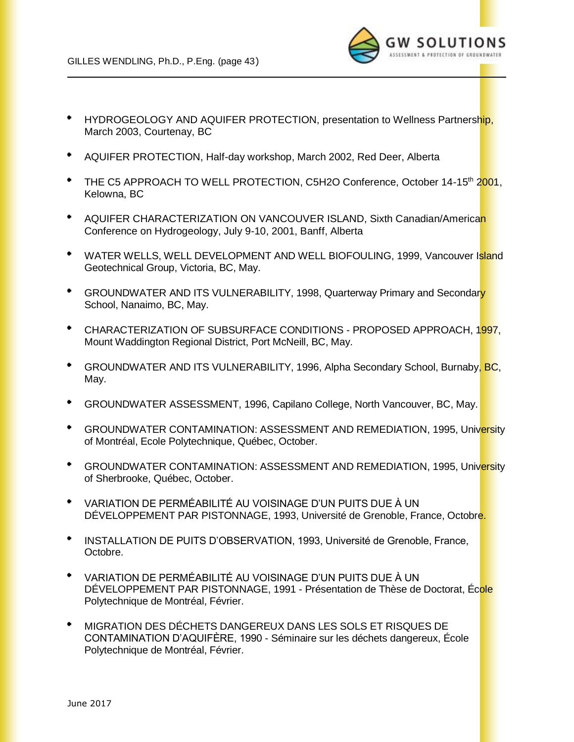- HYDROGEOLOGY AND AQUIFER PROTECTION, presentation to Wellness Partnership, March 2003, Courtenay, BC

- AQUIFER PROTECTION, Half-day workshop, March 2002, Red Deer, Alberta

- THE C5 APPROACH TO WELL PROTECTION, C5H2O Conference, October 14-15th 2001, Kelowna, BC

- AQUIFER CHARACTERIZATION ON VANCOUVER ISLAND, Sixth Canadian/American Conference on Hydrogeology, July 9-10, 2001, Banff, Alberta

- WATER WELLS, WELL DEVELOPMENT AND WELL BIOFOULING, 1999, Vancouver Island Geotechnical Group, Victoria, BC, May.

- GROUNDWATER AND ITS VULNERABILITY, 1998, Quarterway Primary and Secondary School, Nanaimo, BC, May.

- CHARACTERIZATION OF SUBSURFACE CONDITIONS - PROPOSED APPROACH, 1997, Mount Waddington Regional District, Port McNeill, BC, May.

- GROUNDWATER AND ITS VULNERABILITY, 1996, Alpha Secondary School, Burnaby, BC, May.

- GROUNDWATER ASSESSMENT, 1996, Capilano College, North Vancouver, BC, May.

- GROUNDWATER CONTAMINATION: ASSESSMENT AND REMEDIATION, 1995, University of Montréal, Ecole Polytechnique, Québec, October.

- GROUNDWATER CONTAMINATION: ASSESSMENT AND REMEDIATION, 1995, University of Sherbrooke, Québec, October.

- VARIATION DE PERMÉABILITÉ AU VOISINAGE D'UN PUITS DUE À UN DÉVELOPPEMENT PAR PISTONNAGE, 1993, Université de Grenoble, France, Octobre.

- INSTALLATION DE PUITS D'OBSERVATION, 1993, Université de Grenoble, France, Octobre.

- VARIATION DE PERMÉABILITÉ AU VOISINAGE D'UN PUITS DUE À UN DÉVELOPPEMENT PAR PISTONNAGE, 1991 - Présentation de Thèse de Doctorat, École Polytechnique de Montréal, Février.

- MIGRATION DES DÉCHETS DANGEREUX DANS LES SOLS ET RISQUES DE CONTAMINATION D'AQUIFÈRE, 1990 - Séminaire sur les déchets dangereux, École Polytechnique de Montréal, Février.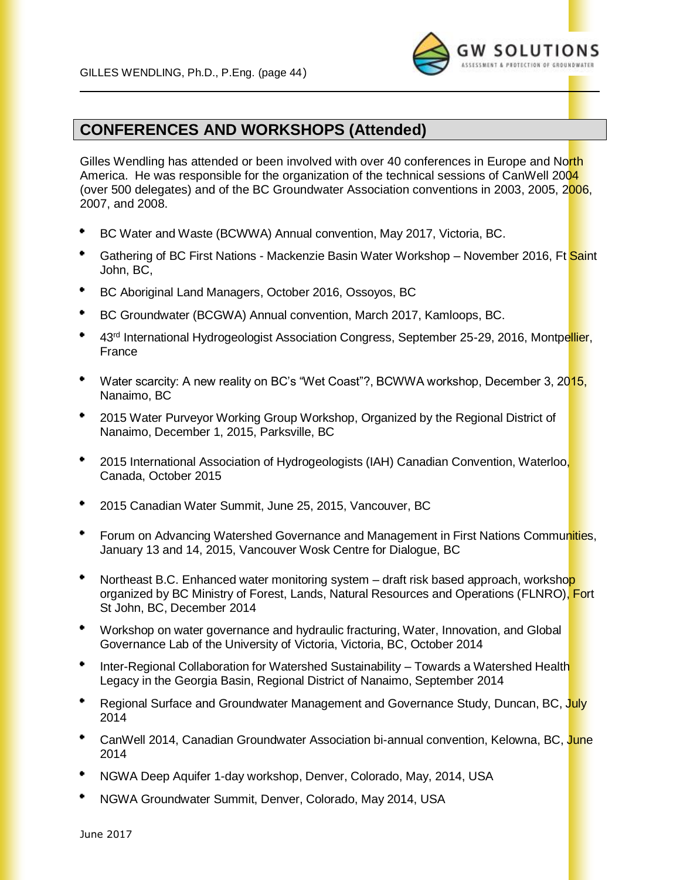## CONFERENCES AND WORKSHOPS (Attended)

Gilles Wendling has attended or been involved with over 40 conferences in Europe and North America. He was responsible for the organization of the technical sessions of CanWell 2004 (over 500 delegates) and of the BC Groundwater Association conventions in 2003, 2005, 2006, 2007, and 2008.

- BC Water and Waste (BCWWA) Annual convention, May 2017, Victoria, BC.
- Gathering of BC First Nations - Mackenzie Basin Water Workshop – November 2016, Ft Saint John, BC,
- BC Aboriginal Land Managers, October 2016, Ossoyos, BC
- BC Groundwater (BCGWA) Annual convention, March 2017, Kamloops, BC.
- 43rd International Hydrogeologist Association Congress, September 25-29, 2016, Montpellier, France
- Water scarcity: A new reality on BC's "Wet Coast"?, BCWWA workshop, December 3, 2015, Nanaimo, BC
- 2015 Water Purveyor Working Group Workshop, Organized by the Regional District of Nanaimo, December 1, 2015, Parksville, BC
- 2015 International Association of Hydrogeologists (IAH) Canadian Convention, Waterloo, Canada, October 2015
- 2015 Canadian Water Summit, June 25, 2015, Vancouver, BC
- Forum on Advancing Watershed Governance and Management in First Nations Communities, January 13 and 14, 2015, Vancouver Wosk Centre for Dialogue, BC
- Northeast B.C. Enhanced water monitoring system – draft risk based approach, workshop organized by BC Ministry of Forest, Lands, Natural Resources and Operations (FLNRO), Fort St John, BC, December 2014
- Workshop on water governance and hydraulic fracturing, Water, Innovation, and Global Governance Lab of the University of Victoria, Victoria, BC, October 2014
- Inter-Regional Collaboration for Watershed Sustainability – Towards a Watershed Health Legacy in the Georgia Basin, Regional District of Nanaimo, September 2014
- Regional Surface and Groundwater Management and Governance Study, Duncan, BC, July 2014
- CanWell 2014, Canadian Groundwater Association bi-annual convention, Kelowna, BC, June 2014
- NGWA Deep Aquifer 1-day workshop, Denver, Colorado, May, 2014, USA
- NGWA Groundwater Summit, Denver, Colorado, May 2014, USA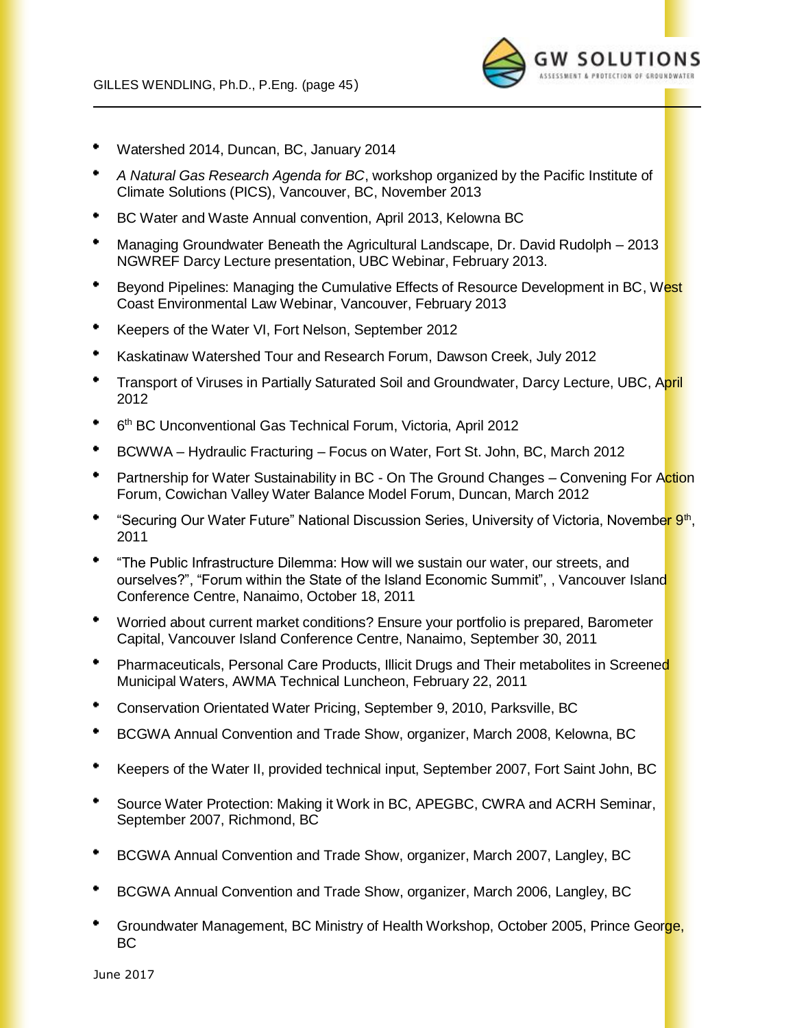- Watershed 2014, Duncan, BC, January 2014
- *A Natural Gas Research Agenda for BC*, workshop organized by the Pacific Institute of Climate Solutions (PICS), Vancouver, BC, November 2013
- BC Water and Waste Annual convention, April 2013, Kelowna BC
- Managing Groundwater Beneath the Agricultural Landscape, Dr. David Rudolph – 2013 NGWREF Darcy Lecture presentation, UBC Webinar, February 2013.
- Beyond Pipelines: Managing the Cumulative Effects of Resource Development in BC, West Coast Environmental Law Webinar, Vancouver, February 2013
- Keepers of the Water VI, Fort Nelson, September 2012
- Kaskatinaw Watershed Tour and Research Forum, Dawson Creek, July 2012
- Transport of Viruses in Partially Saturated Soil and Groundwater, Darcy Lecture, UBC, April 2012
- 6th BC Unconventional Gas Technical Forum, Victoria, April 2012
- BCWWA – Hydraulic Fracturing – Focus on Water, Fort St. John, BC, March 2012
- Partnership for Water Sustainability in BC - On The Ground Changes – Convening For Action Forum, Cowichan Valley Water Balance Model Forum, Duncan, March 2012
- "Securing Our Water Future" National Discussion Series, University of Victoria, November 9th, 2011
- "The Public Infrastructure Dilemma: How will we sustain our water, our streets, and ourselves?", "Forum within the State of the Island Economic Summit", , Vancouver Island Conference Centre, Nanaimo, October 18, 2011
- Worried about current market conditions? Ensure your portfolio is prepared, Barometer Capital, Vancouver Island Conference Centre, Nanaimo, September 30, 2011
- Pharmaceuticals, Personal Care Products, Illicit Drugs and Their metabolites in Screened Municipal Waters, AWMA Technical Luncheon, February 22, 2011
- Conservation Orientated Water Pricing, September 9, 2010, Parksville, BC
- BCGWA Annual Convention and Trade Show, organizer, March 2008, Kelowna, BC
- Keepers of the Water II, provided technical input, September 2007, Fort Saint John, BC
- Source Water Protection: Making it Work in BC, APEGBC, CWRA and ACRH Seminar, September 2007, Richmond, BC
- BCGWA Annual Convention and Trade Show, organizer, March 2007, Langley, BC
- BCGWA Annual Convention and Trade Show, organizer, March 2006, Langley, BC
- Groundwater Management, BC Ministry of Health Workshop, October 2005, Prince George, BC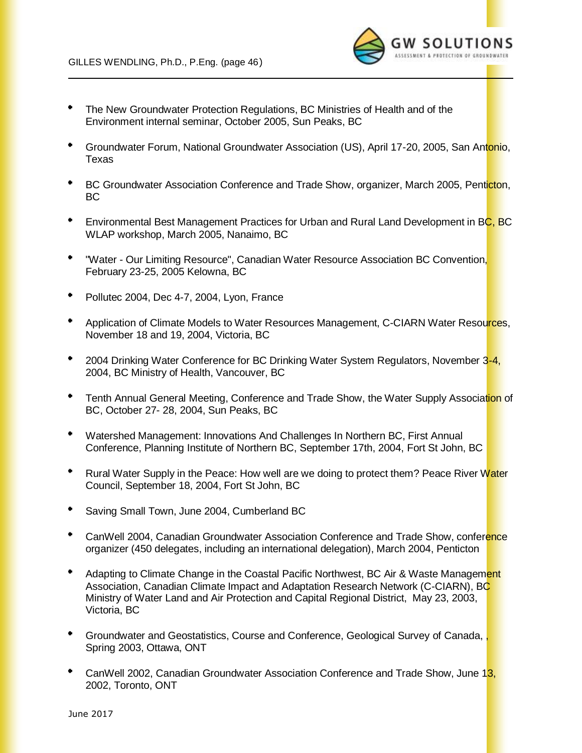- The New Groundwater Protection Regulations, BC Ministries of Health and of the Environment internal seminar, October 2005, Sun Peaks, BC

- Groundwater Forum, National Groundwater Association (US), April 17-20, 2005, San Antonio, Texas

- BC Groundwater Association Conference and Trade Show, organizer, March 2005, Penticton, BC

- Environmental Best Management Practices for Urban and Rural Land Development in BC, BC WLAP workshop, March 2005, Nanaimo, BC

- "Water - Our Limiting Resource", Canadian Water Resource Association BC Convention, February 23-25, 2005 Kelowna, BC

- Pollutec 2004, Dec 4-7, 2004, Lyon, France

- Application of Climate Models to Water Resources Management, C-CIARN Water Resources, November 18 and 19, 2004, Victoria, BC

- 2004 Drinking Water Conference for BC Drinking Water System Regulators, November 3-4, 2004, BC Ministry of Health, Vancouver, BC

- Tenth Annual General Meeting, Conference and Trade Show, the Water Supply Association of BC, October 27- 28, 2004, Sun Peaks, BC

- Watershed Management: Innovations And Challenges In Northern BC, First Annual Conference, Planning Institute of Northern BC, September 17th, 2004, Fort St John, BC

- Rural Water Supply in the Peace: How well are we doing to protect them? Peace River Water Council, September 18, 2004, Fort St John, BC

- Saving Small Town, June 2004, Cumberland BC

- CanWell 2004, Canadian Groundwater Association Conference and Trade Show, conference organizer (450 delegates, including an international delegation), March 2004, Penticton

- Adapting to Climate Change in the Coastal Pacific Northwest, BC Air & Waste Management Association, Canadian Climate Impact and Adaptation Research Network (C-CIARN), BC Ministry of Water Land and Air Protection and Capital Regional District, May 23, 2003, Victoria, BC

- Groundwater and Geostatistics, Course and Conference, Geological Survey of Canada, , Spring 2003, Ottawa, ONT

- CanWell 2002, Canadian Groundwater Association Conference and Trade Show, June 13, 2002, Toronto, ONT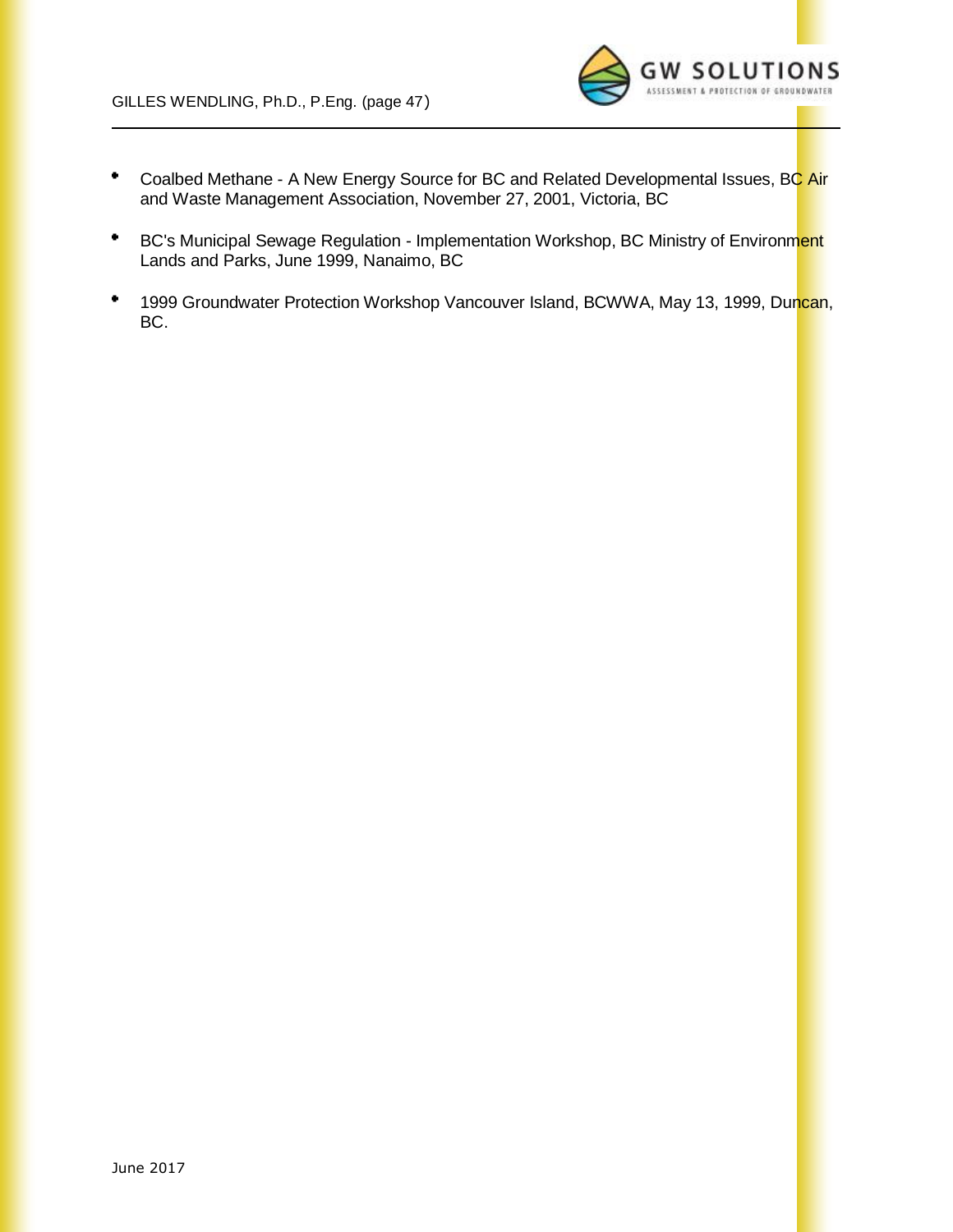- Coalbed Methane - A New Energy Source for BC and Related Developmental Issues, BC Air and Waste Management Association, November 27, 2001, Victoria, BC

- BC's Municipal Sewage Regulation - Implementation Workshop, BC Ministry of Environment Lands and Parks, June 1999, Nanaimo, BC

- 1999 Groundwater Protection Workshop Vancouver Island, BCWWA, May 13, 1999, Duncan, BC.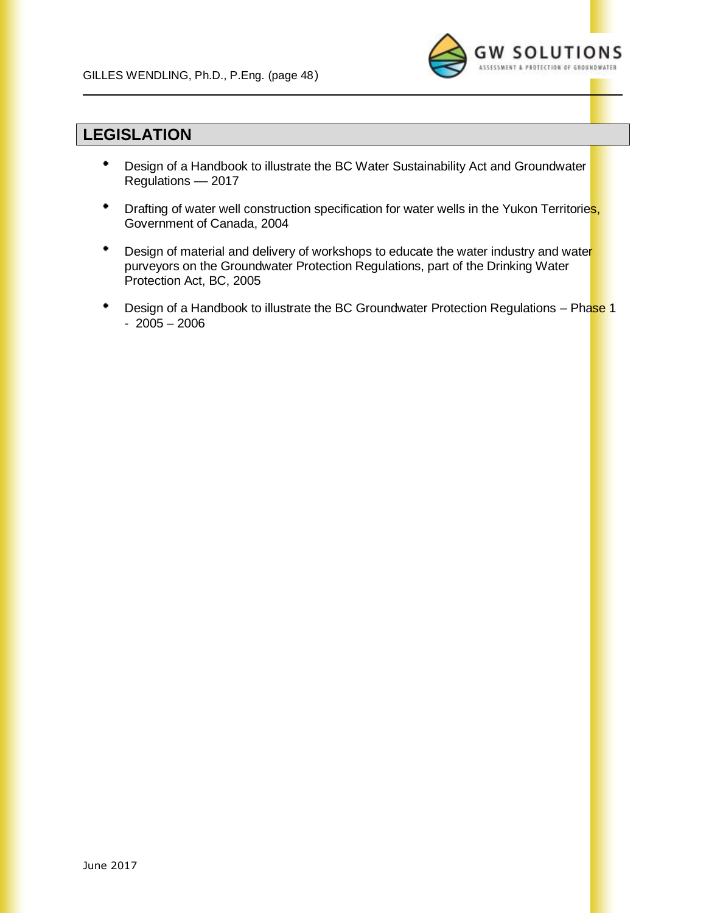## LEGISLATION

- Design of a Handbook to illustrate the BC Water Sustainability Act and Groundwater Regulations — 2017
- Drafting of water well construction specification for water wells in the Yukon Territories, Government of Canada, 2004
- Design of material and delivery of workshops to educate the water industry and water purveyors on the Groundwater Protection Regulations, part of the Drinking Water Protection Act, BC, 2005
- Design of a Handbook to illustrate the BC Groundwater Protection Regulations – Phase 1 - 2005 – 2006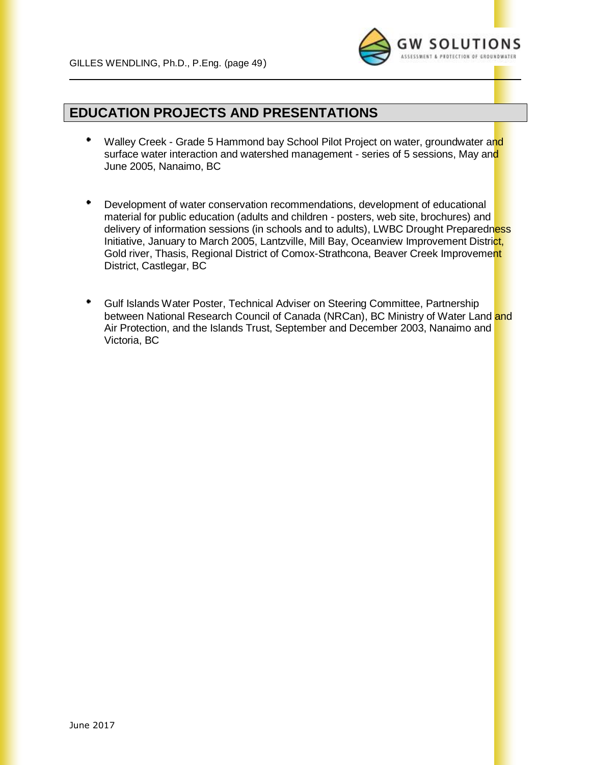## EDUCATION PROJECTS AND PRESENTATIONS

- Walley Creek - Grade 5 Hammond bay School Pilot Project on water, groundwater and surface water interaction and watershed management - series of 5 sessions, May and June 2005, Nanaimo, BC

- Development of water conservation recommendations, development of educational material for public education (adults and children - posters, web site, brochures) and delivery of information sessions (in schools and to adults), LWBC Drought Preparedness Initiative, January to March 2005, Lantzville, Mill Bay, Oceanview Improvement District, Gold river, Thasis, Regional District of Comox-Strathcona, Beaver Creek Improvement District, Castlegar, BC

- Gulf Islands Water Poster, Technical Adviser on Steering Committee, Partnership between National Research Council of Canada (NRCan), BC Ministry of Water Land and Air Protection, and the Islands Trust, September and December 2003, Nanaimo and Victoria, BC